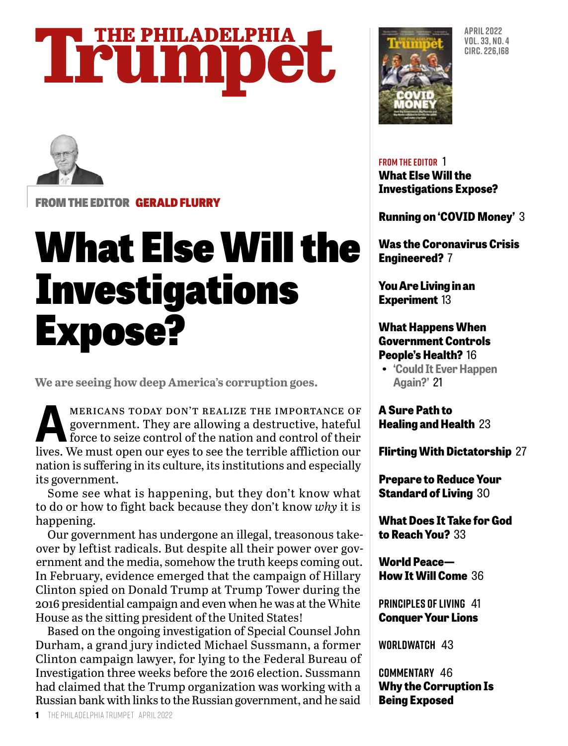# THE PHILADELPHIA Trumpet

APRIL 2022
VOL. 33, NO. 4
CIRC. 226,168

FROM THE EDITOR 1
**What Else Will the Investigations Expose?**

**Running on 'COVID Money'** 3

**Was the Coronavirus Crisis Engineered?** 7

**You Are Living in an Experiment** 13

**What Happens When Government Controls People's Health?** 16
- 'Could It Ever Happen Again?' 21

**A Sure Path to Healing and Health** 23

**Flirting With Dictatorship** 27

**Prepare to Reduce Your Standard of Living** 30

**What Does It Take for God to Reach You?** 33

**World Peace— How It Will Come** 36

PRINCIPLES OF LIVING 41
**Conquer Your Lions**

WORLDWATCH 43

COMMENTARY 46
**Why the Corruption Is Being Exposed**

FROM THE EDITOR **GERALD FLURRY**

# What Else Will the Investigations Expose?

**We are seeing how deep America's corruption goes.**

Americans today don't realize the importance of government. They are allowing a destructive, hateful force to seize control of the nation and control of their lives. We must open our eyes to see the terrible affliction our nation is suffering in its culture, its institutions and especially its government.

Some see what is happening, but they don't know what to do or how to fight back because they don't know *why* it is happening.

Our government has undergone an illegal, treasonous takeover by leftist radicals. But despite all their power over government and the media, somehow the truth keeps coming out. In February, evidence emerged that the campaign of Hillary Clinton spied on Donald Trump at Trump Tower during the 2016 presidential campaign and even when he was at the White House as the sitting president of the United States!

Based on the ongoing investigation of Special Counsel John Durham, a grand jury indicted Michael Sussmann, a former Clinton campaign lawyer, for lying to the Federal Bureau of Investigation three weeks before the 2016 election. Sussmann had claimed that the Trump organization was working with a Russian bank with links to the Russian government, and he said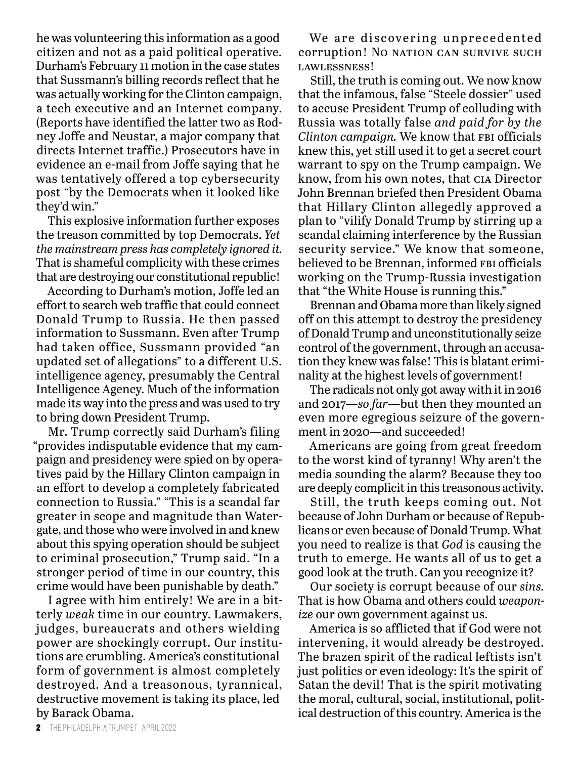he was volunteering this information as a good citizen and not as a paid political operative. Durham's February 11 motion in the case states that Sussmann's billing records reflect that he was actually working for the Clinton campaign, a tech executive and an Internet company. (Reports have identified the latter two as Rodney Joffe and Neustar, a major company that directs Internet traffic.) Prosecutors have in evidence an e-mail from Joffe saying that he was tentatively offered a top cybersecurity post "by the Democrats when it looked like they'd win."

This explosive information further exposes the treason committed by top Democrats. *Yet the mainstream press has completely ignored it.* That is shameful complicity with these crimes that are destroying our constitutional republic!

According to Durham's motion, Joffe led an effort to search web traffic that could connect Donald Trump to Russia. He then passed information to Sussmann. Even after Trump had taken office, Sussmann provided "an updated set of allegations" to a different U.S. intelligence agency, presumably the Central Intelligence Agency. Much of the information made its way into the press and was used to try to bring down President Trump.

Mr. Trump correctly said Durham's filing "provides indisputable evidence that my campaign and presidency were spied on by operatives paid by the Hillary Clinton campaign in an effort to develop a completely fabricated connection to Russia." "This is a scandal far greater in scope and magnitude than Watergate, and those who were involved in and knew about this spying operation should be subject to criminal prosecution," Trump said. "In a stronger period of time in our country, this crime would have been punishable by death."

I agree with him entirely! We are in a bitterly *weak* time in our country. Lawmakers, judges, bureaucrats and others wielding power are shockingly corrupt. Our institutions are crumbling. America's constitutional form of government is almost completely destroyed. And a treasonous, tyrannical, destructive movement is taking its place, led by Barack Obama.

We are discovering unprecedented corruption! NO NATION CAN SURVIVE SUCH LAWLESSNESS!

Still, the truth is coming out. We now know that the infamous, false "Steele dossier" used to accuse President Trump of colluding with Russia was totally false *and paid for by the Clinton campaign.* We know that FBI officials knew this, yet still used it to get a secret court warrant to spy on the Trump campaign. We know, from his own notes, that CIA Director John Brennan briefed then President Obama that Hillary Clinton allegedly approved a plan to "vilify Donald Trump by stirring up a scandal claiming interference by the Russian security service." We know that someone, believed to be Brennan, informed FBI officials working on the Trump-Russia investigation that "the White House is running this."

Brennan and Obama more than likely signed off on this attempt to destroy the presidency of Donald Trump and unconstitutionally seize control of the government, through an accusation they knew was false! This is blatant criminality at the highest levels of government!

The radicals not only got away with it in 2016 and 2017—*so far*—but then they mounted an even more egregious seizure of the government in 2020—and succeeded!

Americans are going from great freedom to the worst kind of tyranny! Why aren't the media sounding the alarm? Because they too are deeply complicit in this treasonous activity.

Still, the truth keeps coming out. Not because of John Durham or because of Republicans or even because of Donald Trump. What you need to realize is that *God* is causing the truth to emerge. He wants all of us to get a good look at the truth. Can you recognize it?

Our society is corrupt because of our *sins.* That is how Obama and others could *weaponize* our own government against us.

America is so afflicted that if God were not intervening, it would already be destroyed. The brazen spirit of the radical leftists isn't just politics or even ideology: It's the spirit of Satan the devil! That is the spirit motivating the moral, cultural, social, institutional, political destruction of this country. America is the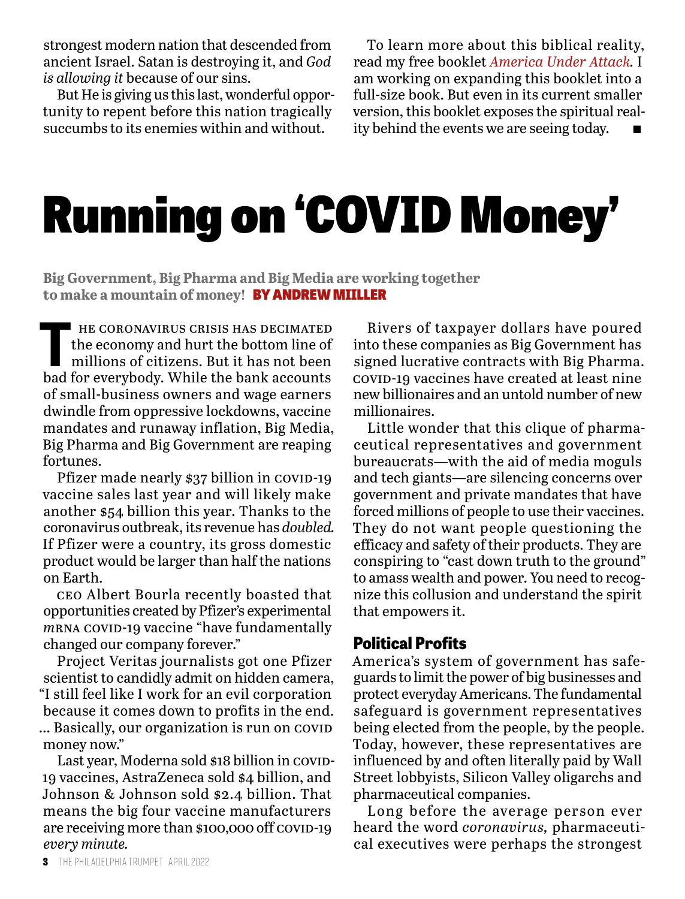strongest modern nation that descended from ancient Israel. Satan is destroying it, and *God is allowing it* because of our sins.

But He is giving us this last, wonderful opportunity to repent before this nation tragically succumbs to its enemies within and without.

To learn more about this biblical reality, read my free booklet *America Under Attack.* I am working on expanding this booklet into a full-size book. But even in its current smaller version, this booklet exposes the spiritual reality behind the events we are seeing today. ■

# Running on 'COVID Money'

**Big Government, Big Pharma and Big Media are working together to make a mountain of money!** **BY ANDREW MIILLER**

The coronavirus crisis has decimated the economy and hurt the bottom line of millions of citizens. But it has not been bad for everybody. While the bank accounts of small-business owners and wage earners dwindle from oppressive lockdowns, vaccine mandates and runaway inflation, Big Media, Big Pharma and Big Government are reaping fortunes.

Pfizer made nearly $37 billion in COVID-19 vaccine sales last year and will likely make another $54 billion this year. Thanks to the coronavirus outbreak, its revenue has *doubled.* If Pfizer were a country, its gross domestic product would be larger than half the nations on Earth.

CEO Albert Bourla recently boasted that opportunities created by Pfizer's experimental *m*RNA COVID-19 vaccine "have fundamentally changed our company forever."

Project Veritas journalists got one Pfizer scientist to candidly admit on hidden camera, "I still feel like I work for an evil corporation because it comes down to profits in the end. … Basically, our organization is run on COVID money now."

Last year, Moderna sold $18 billion in COVID-19 vaccines, AstraZeneca sold $4 billion, and Johnson & Johnson sold $2.4 billion. That means the big four vaccine manufacturers are receiving more than $100,000 off COVID-19 *every minute.*

Rivers of taxpayer dollars have poured into these companies as Big Government has signed lucrative contracts with Big Pharma. COVID-19 vaccines have created at least nine new billionaires and an untold number of new millionaires.

Little wonder that this clique of pharmaceutical representatives and government bureaucrats—with the aid of media moguls and tech giants—are silencing concerns over government and private mandates that have forced millions of people to use their vaccines. They do not want people questioning the efficacy and safety of their products. They are conspiring to "cast down truth to the ground" to amass wealth and power. You need to recognize this collusion and understand the spirit that empowers it.

## Political Profits

America's system of government has safeguards to limit the power of big businesses and protect everyday Americans. The fundamental safeguard is government representatives being elected from the people, by the people. Today, however, these representatives are influenced by and often literally paid by Wall Street lobbyists, Silicon Valley oligarchs and pharmaceutical companies.

Long before the average person ever heard the word *coronavirus,* pharmaceutical executives were perhaps the strongest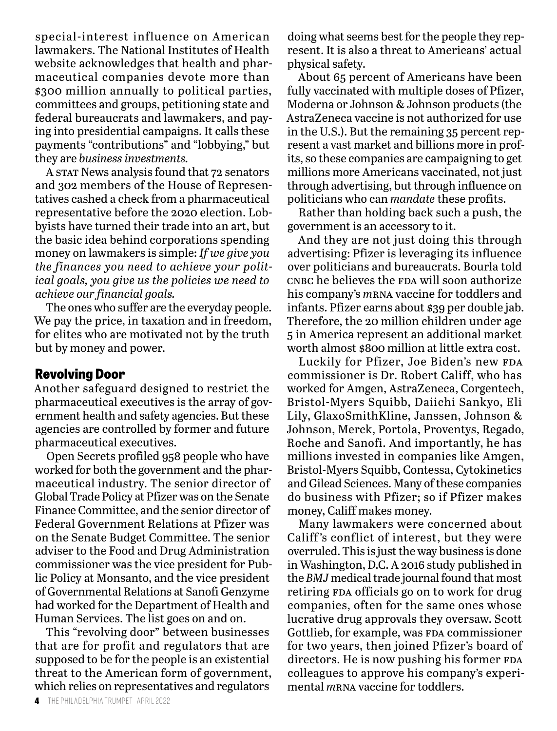special-interest influence on American lawmakers. The National Institutes of Health website acknowledges that health and pharmaceutical companies devote more than $300 million annually to political parties, committees and groups, petitioning state and federal bureaucrats and lawmakers, and paying into presidential campaigns. It calls these payments "contributions" and "lobbying," but they are *business investments*.

A STAT News analysis found that 72 senators and 302 members of the House of Representatives cashed a check from a pharmaceutical representative before the 2020 election. Lobbyists have turned their trade into an art, but the basic idea behind corporations spending money on lawmakers is simple: *If we give you the finances you need to achieve your political goals, you give us the policies we need to achieve our financial goals.*

The ones who suffer are the everyday people. We pay the price, in taxation and in freedom, for elites who are motivated not by the truth but by money and power.

## Revolving Door

Another safeguard designed to restrict the pharmaceutical executives is the array of government health and safety agencies. But these agencies are controlled by former and future pharmaceutical executives.

Open Secrets profiled 958 people who have worked for both the government and the pharmaceutical industry. The senior director of Global Trade Policy at Pfizer was on the Senate Finance Committee, and the senior director of Federal Government Relations at Pfizer was on the Senate Budget Committee. The senior adviser to the Food and Drug Administration commissioner was the vice president for Public Policy at Monsanto, and the vice president of Governmental Relations at Sanofi Genzyme had worked for the Department of Health and Human Services. The list goes on and on.

This "revolving door" between businesses that are for profit and regulators that are supposed to be for the people is an existential threat to the American form of government, which relies on representatives and regulators doing what seems best for the people they represent. It is also a threat to Americans' actual physical safety.

About 65 percent of Americans have been fully vaccinated with multiple doses of Pfizer, Moderna or Johnson & Johnson products (the AstraZeneca vaccine is not authorized for use in the U.S.). But the remaining 35 percent represent a vast market and billions more in profits, so these companies are campaigning to get millions more Americans vaccinated, not just through advertising, but through influence on politicians who can *mandate* these profits.

Rather than holding back such a push, the government is an accessory to it.

And they are not just doing this through advertising: Pfizer is leveraging its influence over politicians and bureaucrats. Bourla told CNBC he believes the FDA will soon authorize his company's *m*RNA vaccine for toddlers and infants. Pfizer earns about $39 per double jab. Therefore, the 20 million children under age 5 in America represent an additional market worth almost $800 million at little extra cost.

Luckily for Pfizer, Joe Biden's new FDA commissioner is Dr. Robert Califf, who has worked for Amgen, AstraZeneca, Corgentech, Bristol-Myers Squibb, Daiichi Sankyo, Eli Lily, GlaxoSmithKline, Janssen, Johnson & Johnson, Merck, Portola, Proventys, Regado, Roche and Sanofi. And importantly, he has millions invested in companies like Amgen, Bristol-Myers Squibb, Contessa, Cytokinetics and Gilead Sciences. Many of these companies do business with Pfizer; so if Pfizer makes money, Califf makes money.

Many lawmakers were concerned about Califf's conflict of interest, but they were overruled. This is just the way business is done in Washington, D.C. A 2016 study published in the *BMJ* medical trade journal found that most retiring FDA officials go on to work for drug companies, often for the same ones whose lucrative drug approvals they oversaw. Scott Gottlieb, for example, was FDA commissioner for two years, then joined Pfizer's board of directors. He is now pushing his former FDA colleagues to approve his company's experimental *m*RNA vaccine for toddlers.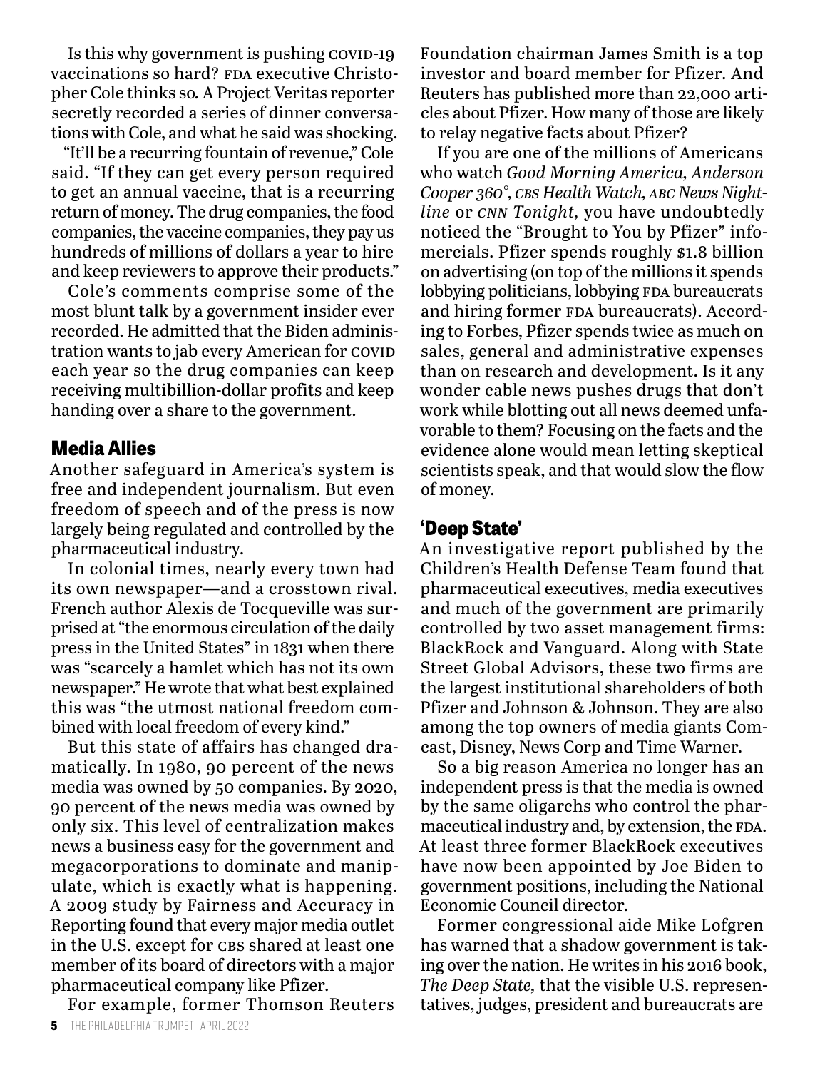Is this why government is pushing COVID-19 vaccinations so hard? FDA executive Christopher Cole thinks so. A Project Veritas reporter secretly recorded a series of dinner conversations with Cole, and what he said was shocking.

"It'll be a recurring fountain of revenue," Cole said. "If they can get every person required to get an annual vaccine, that is a recurring return of money. The drug companies, the food companies, the vaccine companies, they pay us hundreds of millions of dollars a year to hire and keep reviewers to approve their products."

Cole's comments comprise some of the most blunt talk by a government insider ever recorded. He admitted that the Biden administration wants to jab every American for COVID each year so the drug companies can keep receiving multibillion-dollar profits and keep handing over a share to the government.

## Media Allies

Another safeguard in America's system is free and independent journalism. But even freedom of speech and of the press is now largely being regulated and controlled by the pharmaceutical industry.

In colonial times, nearly every town had its own newspaper—and a crosstown rival. French author Alexis de Tocqueville was surprised at "the enormous circulation of the daily press in the United States" in 1831 when there was "scarcely a hamlet which has not its own newspaper." He wrote that what best explained this was "the utmost national freedom combined with local freedom of every kind."

But this state of affairs has changed dramatically. In 1980, 90 percent of the news media was owned by 50 companies. By 2020, 90 percent of the news media was owned by only six. This level of centralization makes news a business easy for the government and megacorporations to dominate and manipulate, which is exactly what is happening. A 2009 study by Fairness and Accuracy in Reporting found that every major media outlet in the U.S. except for CBS shared at least one member of its board of directors with a major pharmaceutical company like Pfizer.

For example, former Thomson Reuters Foundation chairman James Smith is a top investor and board member for Pfizer. And Reuters has published more than 22,000 articles about Pfizer. How many of those are likely to relay negative facts about Pfizer?

If you are one of the millions of Americans who watch *Good Morning America, Anderson Cooper 360°, CBS Health Watch, ABC News Nightline* or *CNN Tonight*, you have undoubtedly noticed the "Brought to You by Pfizer" infomercials. Pfizer spends roughly $1.8 billion on advertising (on top of the millions it spends lobbying politicians, lobbying FDA bureaucrats and hiring former FDA bureaucrats). According to Forbes, Pfizer spends twice as much on sales, general and administrative expenses than on research and development. Is it any wonder cable news pushes drugs that don't work while blotting out all news deemed unfavorable to them? Focusing on the facts and the evidence alone would mean letting skeptical scientists speak, and that would slow the flow of money.

## 'Deep State'

An investigative report published by the Children's Health Defense Team found that pharmaceutical executives, media executives and much of the government are primarily controlled by two asset management firms: BlackRock and Vanguard. Along with State Street Global Advisors, these two firms are the largest institutional shareholders of both Pfizer and Johnson & Johnson. They are also among the top owners of media giants Comcast, Disney, News Corp and Time Warner.

So a big reason America no longer has an independent press is that the media is owned by the same oligarchs who control the pharmaceutical industry and, by extension, the FDA. At least three former BlackRock executives have now been appointed by Joe Biden to government positions, including the National Economic Council director.

Former congressional aide Mike Lofgren has warned that a shadow government is taking over the nation. He writes in his 2016 book, *The Deep State*, that the visible U.S. representatives, judges, president and bureaucrats are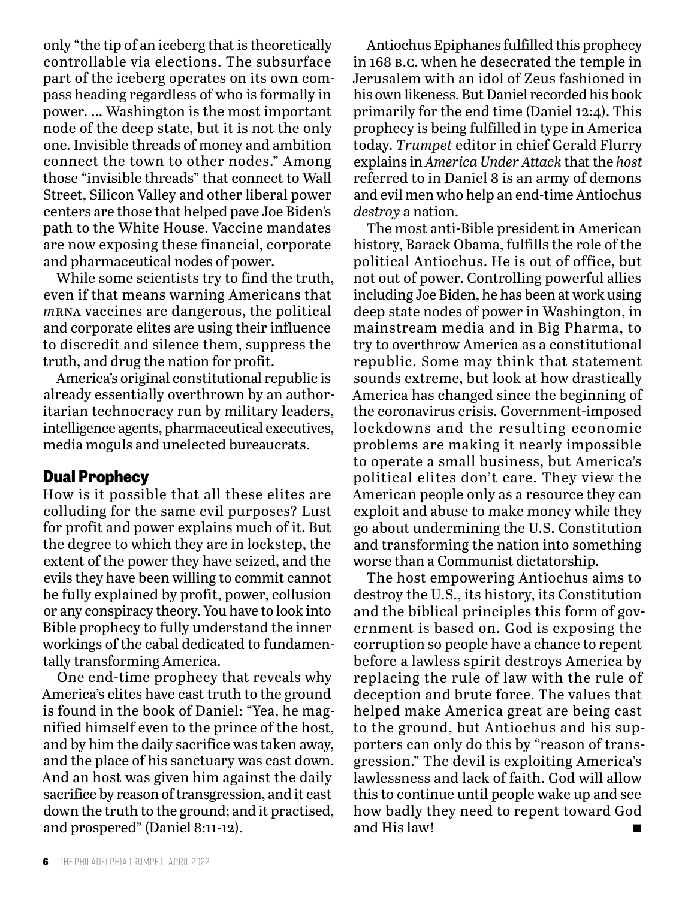only "the tip of an iceberg that is theoretically controllable via elections. The subsurface part of the iceberg operates on its own compass heading regardless of who is formally in power. … Washington is the most important node of the deep state, but it is not the only one. Invisible threads of money and ambition connect the town to other nodes." Among those "invisible threads" that connect to Wall Street, Silicon Valley and other liberal power centers are those that helped pave Joe Biden's path to the White House. Vaccine mandates are now exposing these financial, corporate and pharmaceutical nodes of power.

While some scientists try to find the truth, even if that means warning Americans that *m*RNA vaccines are dangerous, the political and corporate elites are using their influence to discredit and silence them, suppress the truth, and drug the nation for profit.

America's original constitutional republic is already essentially overthrown by an authoritarian technocracy run by military leaders, intelligence agents, pharmaceutical executives, media moguls and unelected bureaucrats.

## Dual Prophecy

How is it possible that all these elites are colluding for the same evil purposes? Lust for profit and power explains much of it. But the degree to which they are in lockstep, the extent of the power they have seized, and the evils they have been willing to commit cannot be fully explained by profit, power, collusion or any conspiracy theory. You have to look into Bible prophecy to fully understand the inner workings of the cabal dedicated to fundamentally transforming America.

One end-time prophecy that reveals why America's elites have cast truth to the ground is found in the book of Daniel: "Yea, he magnified himself even to the prince of the host, and by him the daily sacrifice was taken away, and the place of his sanctuary was cast down. And an host was given him against the daily sacrifice by reason of transgression, and it cast down the truth to the ground; and it practised, and prospered" (Daniel 8:11-12).

Antiochus Epiphanes fulfilled this prophecy in 168 B.C. when he desecrated the temple in Jerusalem with an idol of Zeus fashioned in his own likeness. But Daniel recorded his book primarily for the end time (Daniel 12:4). This prophecy is being fulfilled in type in America today. *Trumpet* editor in chief Gerald Flurry explains in *America Under Attack* that the *host* referred to in Daniel 8 is an army of demons and evil men who help an end-time Antiochus *destroy* a nation.

The most anti-Bible president in American history, Barack Obama, fulfills the role of the political Antiochus. He is out of office, but not out of power. Controlling powerful allies including Joe Biden, he has been at work using deep state nodes of power in Washington, in mainstream media and in Big Pharma, to try to overthrow America as a constitutional republic. Some may think that statement sounds extreme, but look at how drastically America has changed since the beginning of the coronavirus crisis. Government-imposed lockdowns and the resulting economic problems are making it nearly impossible to operate a small business, but America's political elites don't care. They view the American people only as a resource they can exploit and abuse to make money while they go about undermining the U.S. Constitution and transforming the nation into something worse than a Communist dictatorship.

The host empowering Antiochus aims to destroy the U.S., its history, its Constitution and the biblical principles this form of government is based on. God is exposing the corruption so people have a chance to repent before a lawless spirit destroys America by replacing the rule of law with the rule of deception and brute force. The values that helped make America great are being cast to the ground, but Antiochus and his supporters can only do this by "reason of transgression." The devil is exploiting America's lawlessness and lack of faith. God will allow this to continue until people wake up and see how badly they need to repent toward God and His law! ■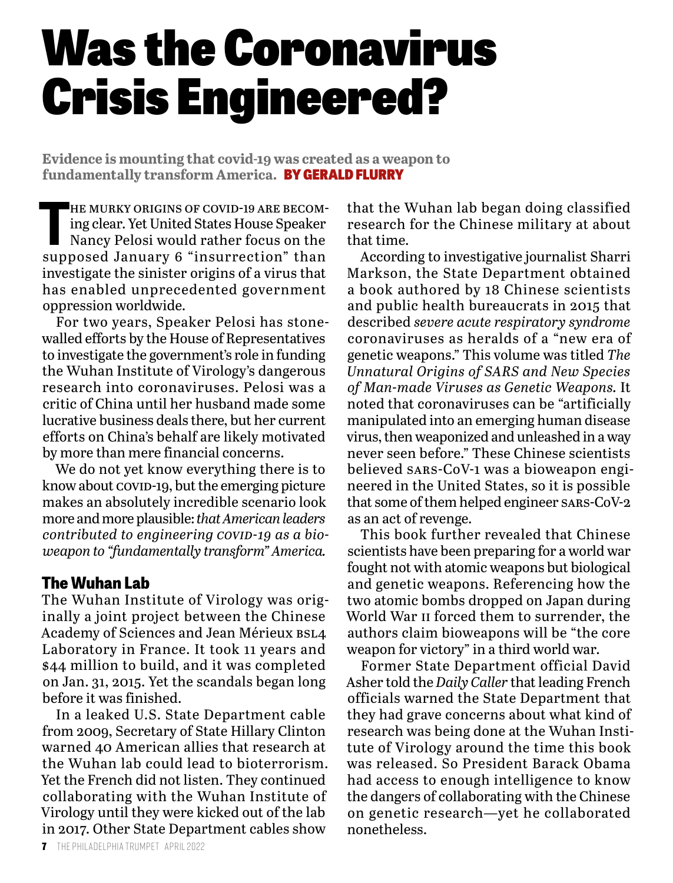# Was the Coronavirus Crisis Engineered?

**Evidence is mounting that covid-19 was created as a weapon to fundamentally transform America.** **BY GERALD FLURRY**

THE MURKY ORIGINS OF COVID-19 ARE BECOMING clear. Yet United States House Speaker Nancy Pelosi would rather focus on the supposed January 6 "insurrection" than investigate the sinister origins of a virus that has enabled unprecedented government oppression worldwide.

For two years, Speaker Pelosi has stonewalled efforts by the House of Representatives to investigate the government's role in funding the Wuhan Institute of Virology's dangerous research into coronaviruses. Pelosi was a critic of China until her husband made some lucrative business deals there, but her current efforts on China's behalf are likely motivated by more than mere financial concerns.

We do not yet know everything there is to know about COVID-19, but the emerging picture makes an absolutely incredible scenario look more and more plausible: *that American leaders contributed to engineering COVID-19 as a bioweapon to "fundamentally transform" America.*

## The Wuhan Lab

The Wuhan Institute of Virology was originally a joint project between the Chinese Academy of Sciences and Jean Mérieux BSL4 Laboratory in France. It took 11 years and $44 million to build, and it was completed on Jan. 31, 2015. Yet the scandals began long before it was finished.

In a leaked U.S. State Department cable from 2009, Secretary of State Hillary Clinton warned 40 American allies that research at the Wuhan lab could lead to bioterrorism. Yet the French did not listen. They continued collaborating with the Wuhan Institute of Virology until they were kicked out of the lab in 2017. Other State Department cables show that the Wuhan lab began doing classified research for the Chinese military at about that time.

According to investigative journalist Sharri Markson, the State Department obtained a book authored by 18 Chinese scientists and public health bureaucrats in 2015 that described *severe acute respiratory syndrome* coronaviruses as heralds of a "new era of genetic weapons." This volume was titled *The Unnatural Origins of SARS and New Species of Man-made Viruses as Genetic Weapons.* It noted that coronaviruses can be "artificially manipulated into an emerging human disease virus, then weaponized and unleashed in a way never seen before." These Chinese scientists believed SARS-CoV-1 was a bioweapon engineered in the United States, so it is possible that some of them helped engineer SARS-CoV-2 as an act of revenge.

This book further revealed that Chinese scientists have been preparing for a world war fought not with atomic weapons but biological and genetic weapons. Referencing how the two atomic bombs dropped on Japan during World War II forced them to surrender, the authors claim bioweapons will be "the core weapon for victory" in a third world war.

Former State Department official David Asher told the *Daily Caller* that leading French officials warned the State Department that they had grave concerns about what kind of research was being done at the Wuhan Institute of Virology around the time this book was released. So President Barack Obama had access to enough intelligence to know the dangers of collaborating with the Chinese on genetic research—yet he collaborated nonetheless.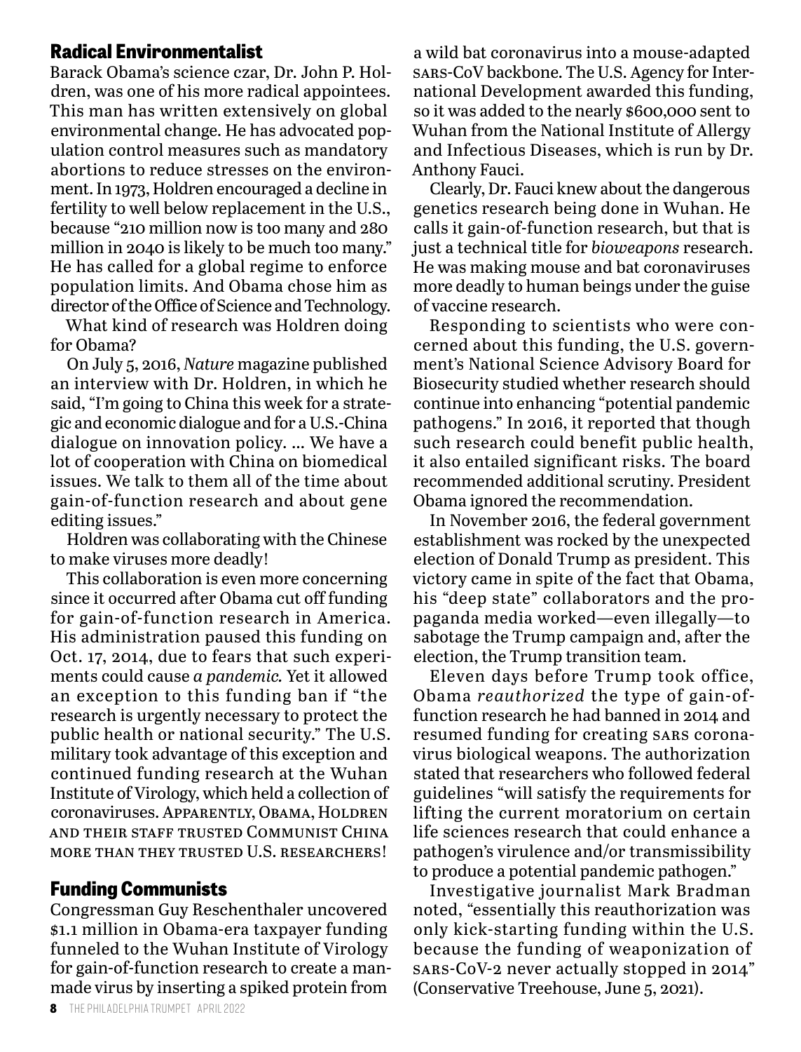## Radical Environmentalist

Barack Obama's science czar, Dr. John P. Holdren, was one of his more radical appointees. This man has written extensively on global environmental change. He has advocated population control measures such as mandatory abortions to reduce stresses on the environment. In 1973, Holdren encouraged a decline in fertility to well below replacement in the U.S., because "210 million now is too many and 280 million in 2040 is likely to be much too many." He has called for a global regime to enforce population limits. And Obama chose him as director of the Office of Science and Technology.

What kind of research was Holdren doing for Obama?

On July 5, 2016, *Nature* magazine published an interview with Dr. Holdren, in which he said, "I'm going to China this week for a strategic and economic dialogue and for a U.S.-China dialogue on innovation policy. … We have a lot of cooperation with China on biomedical issues. We talk to them all of the time about gain-of-function research and about gene editing issues."

Holdren was collaborating with the Chinese to make viruses more deadly!

This collaboration is even more concerning since it occurred after Obama cut off funding for gain-of-function research in America. His administration paused this funding on Oct. 17, 2014, due to fears that such experiments could cause *a pandemic.* Yet it allowed an exception to this funding ban if "the research is urgently necessary to protect the public health or national security." The U.S. military took advantage of this exception and continued funding research at the Wuhan Institute of Virology, which held a collection of coronaviruses. Apparently, Obama, Holdren and their staff trusted Communist China more than they trusted U.S. researchers!

## Funding Communists

Congressman Guy Reschenthaler uncovered $1.1 million in Obama-era taxpayer funding funneled to the Wuhan Institute of Virology for gain-of-function research to create a man-made virus by inserting a spiked protein from a wild bat coronavirus into a mouse-adapted SARS-CoV backbone. The U.S. Agency for International Development awarded this funding, so it was added to the nearly $600,000 sent to Wuhan from the National Institute of Allergy and Infectious Diseases, which is run by Dr. Anthony Fauci.

Clearly, Dr. Fauci knew about the dangerous genetics research being done in Wuhan. He calls it gain-of-function research, but that is just a technical title for *bioweapons* research. He was making mouse and bat coronaviruses more deadly to human beings under the guise of vaccine research.

Responding to scientists who were concerned about this funding, the U.S. government's National Science Advisory Board for Biosecurity studied whether research should continue into enhancing "potential pandemic pathogens." In 2016, it reported that though such research could benefit public health, it also entailed significant risks. The board recommended additional scrutiny. President Obama ignored the recommendation.

In November 2016, the federal government establishment was rocked by the unexpected election of Donald Trump as president. This victory came in spite of the fact that Obama, his "deep state" collaborators and the propaganda media worked—even illegally—to sabotage the Trump campaign and, after the election, the Trump transition team.

Eleven days before Trump took office, Obama *reauthorized* the type of gain-of-function research he had banned in 2014 and resumed funding for creating SARS coronavirus biological weapons. The authorization stated that researchers who followed federal guidelines "will satisfy the requirements for lifting the current moratorium on certain life sciences research that could enhance a pathogen's virulence and/or transmissibility to produce a potential pandemic pathogen."

Investigative journalist Mark Bradman noted, "essentially this reauthorization was only kick-starting funding within the U.S. because the funding of weaponization of SARS-CoV-2 never actually stopped in 2014" (Conservative Treehouse, June 5, 2021).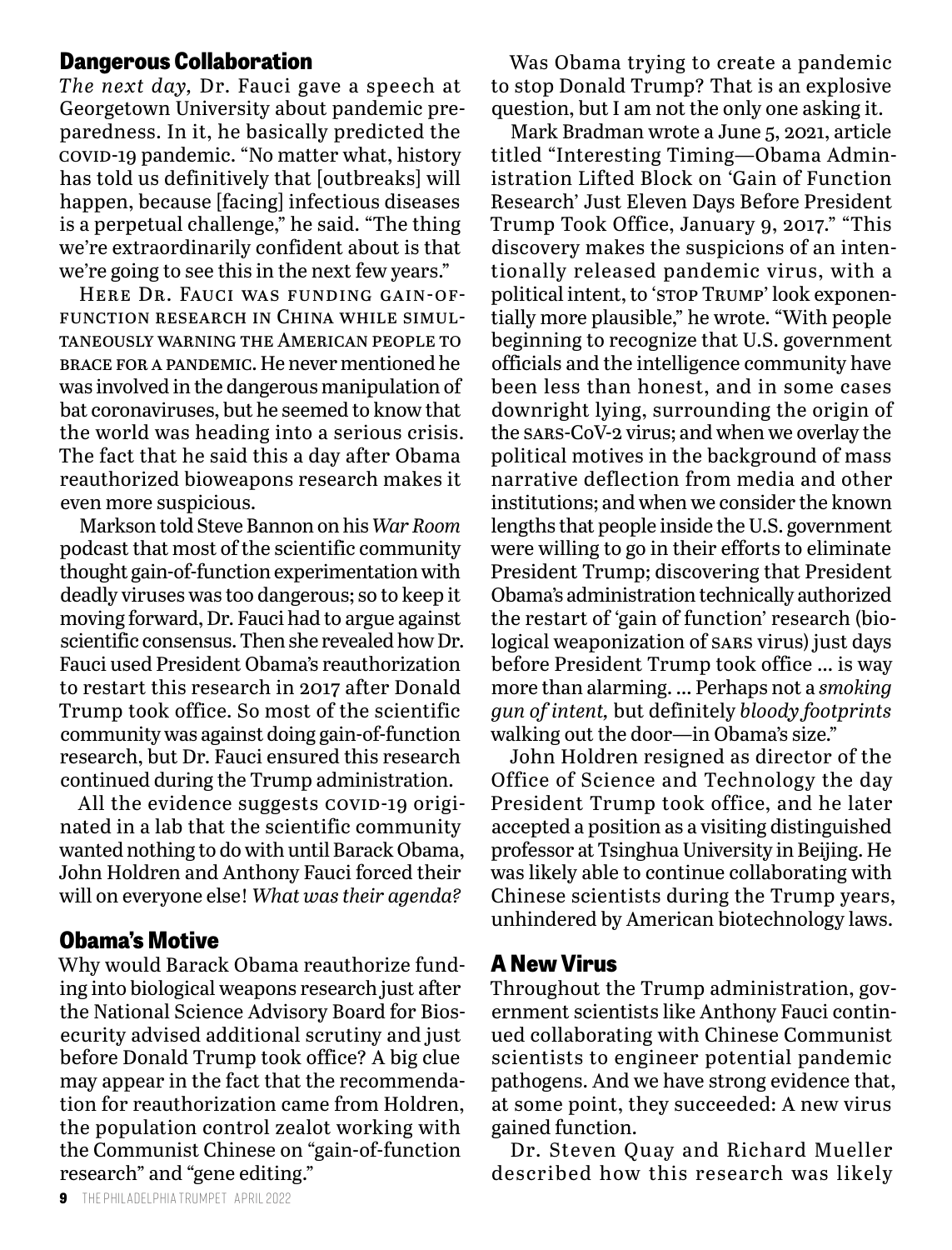## Dangerous Collaboration

*The next day,* Dr. Fauci gave a speech at Georgetown University about pandemic preparedness. In it, he basically predicted the COVID-19 pandemic. "No matter what, history has told us definitively that [outbreaks] will happen, because [facing] infectious diseases is a perpetual challenge," he said. "The thing we're extraordinarily confident about is that we're going to see this in the next few years."

Here Dr. Fauci was funding gain-of-function research in China while simultaneously warning the American people to brace for a pandemic. He never mentioned he was involved in the dangerous manipulation of bat coronaviruses, but he seemed to know that the world was heading into a serious crisis. The fact that he said this a day after Obama reauthorized bioweapons research makes it even more suspicious.

Markson told Steve Bannon on his *War Room* podcast that most of the scientific community thought gain-of-function experimentation with deadly viruses was too dangerous; so to keep it moving forward, Dr. Fauci had to argue against scientific consensus. Then she revealed how Dr. Fauci used President Obama's reauthorization to restart this research in 2017 after Donald Trump took office. So most of the scientific community was against doing gain-of-function research, but Dr. Fauci ensured this research continued during the Trump administration.

All the evidence suggests COVID-19 originated in a lab that the scientific community wanted nothing to do with until Barack Obama, John Holdren and Anthony Fauci forced their will on everyone else! *What was their agenda?*

## Obama's Motive

Why would Barack Obama reauthorize funding into biological weapons research just after the National Science Advisory Board for Biosecurity advised additional scrutiny and just before Donald Trump took office? A big clue may appear in the fact that the recommendation for reauthorization came from Holdren, the population control zealot working with the Communist Chinese on "gain-of-function research" and "gene editing."

Was Obama trying to create a pandemic to stop Donald Trump? That is an explosive question, but I am not the only one asking it.

Mark Bradman wrote a June 5, 2021, article titled "Interesting Timing—Obama Administration Lifted Block on 'Gain of Function Research' Just Eleven Days Before President Trump Took Office, January 9, 2017." "This discovery makes the suspicions of an intentionally released pandemic virus, with a political intent, to 'STOP TRUMP' look exponentially more plausible," he wrote. "With people beginning to recognize that U.S. government officials and the intelligence community have been less than honest, and in some cases downright lying, surrounding the origin of the SARS-CoV-2 virus; and when we overlay the political motives in the background of mass narrative deflection from media and other institutions; and when we consider the known lengths that people inside the U.S. government were willing to go in their efforts to eliminate President Trump; discovering that President Obama's administration technically authorized the restart of 'gain of function' research (biological weaponization of SARS virus) just days before President Trump took office … is way more than alarming. … Perhaps not a *smoking gun of intent,* but definitely *bloody footprints* walking out the door—in Obama's size."

John Holdren resigned as director of the Office of Science and Technology the day President Trump took office, and he later accepted a position as a visiting distinguished professor at Tsinghua University in Beijing. He was likely able to continue collaborating with Chinese scientists during the Trump years, unhindered by American biotechnology laws.

## A New Virus

Throughout the Trump administration, government scientists like Anthony Fauci continued collaborating with Chinese Communist scientists to engineer potential pandemic pathogens. And we have strong evidence that, at some point, they succeeded: A new virus gained function.

Dr. Steven Quay and Richard Mueller described how this research was likely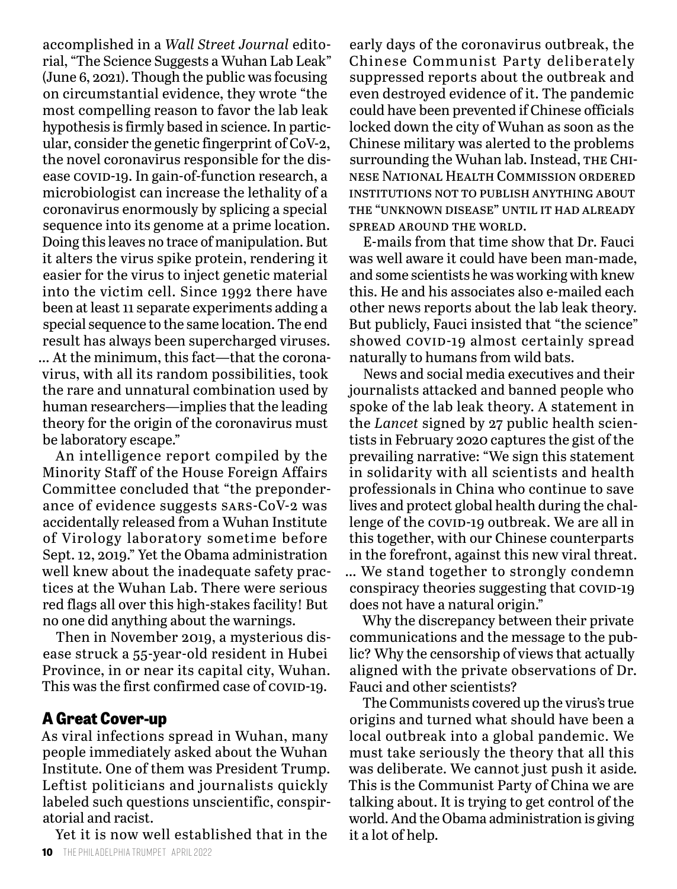accomplished in a *Wall Street Journal* editorial, "The Science Suggests a Wuhan Lab Leak" (June 6, 2021). Though the public was focusing on circumstantial evidence, they wrote "the most compelling reason to favor the lab leak hypothesis is firmly based in science. In particular, consider the genetic fingerprint of CoV-2, the novel coronavirus responsible for the disease COVID-19. In gain-of-function research, a microbiologist can increase the lethality of a coronavirus enormously by splicing a special sequence into its genome at a prime location. Doing this leaves no trace of manipulation. But it alters the virus spike protein, rendering it easier for the virus to inject genetic material into the victim cell. Since 1992 there have been at least 11 separate experiments adding a special sequence to the same location. The end result has always been supercharged viruses. … At the minimum, this fact—that the coronavirus, with all its random possibilities, took the rare and unnatural combination used by human researchers—implies that the leading theory for the origin of the coronavirus must be laboratory escape."

An intelligence report compiled by the Minority Staff of the House Foreign Affairs Committee concluded that "the preponderance of evidence suggests SARS-CoV-2 was accidentally released from a Wuhan Institute of Virology laboratory sometime before Sept. 12, 2019." Yet the Obama administration well knew about the inadequate safety practices at the Wuhan Lab. There were serious red flags all over this high-stakes facility! But no one did anything about the warnings.

Then in November 2019, a mysterious disease struck a 55-year-old resident in Hubei Province, in or near its capital city, Wuhan. This was the first confirmed case of COVID-19.

## A Great Cover-up

As viral infections spread in Wuhan, many people immediately asked about the Wuhan Institute. One of them was President Trump. Leftist politicians and journalists quickly labeled such questions unscientific, conspiratorial and racist.

Yet it is now well established that in the early days of the coronavirus outbreak, the Chinese Communist Party deliberately suppressed reports about the outbreak and even destroyed evidence of it. The pandemic could have been prevented if Chinese officials locked down the city of Wuhan as soon as the Chinese military was alerted to the problems surrounding the Wuhan lab. Instead, THE CHINESE NATIONAL HEALTH COMMISSION ORDERED INSTITUTIONS NOT TO PUBLISH ANYTHING ABOUT THE "UNKNOWN DISEASE" UNTIL IT HAD ALREADY SPREAD AROUND THE WORLD.

E-mails from that time show that Dr. Fauci was well aware it could have been man-made, and some scientists he was working with knew this. He and his associates also e-mailed each other news reports about the lab leak theory. But publicly, Fauci insisted that "the science" showed COVID-19 almost certainly spread naturally to humans from wild bats.

News and social media executives and their journalists attacked and banned people who spoke of the lab leak theory. A statement in the *Lancet* signed by 27 public health scientists in February 2020 captures the gist of the prevailing narrative: "We sign this statement in solidarity with all scientists and health professionals in China who continue to save lives and protect global health during the challenge of the COVID-19 outbreak. We are all in this together, with our Chinese counterparts in the forefront, against this new viral threat. … We stand together to strongly condemn conspiracy theories suggesting that COVID-19 does not have a natural origin."

Why the discrepancy between their private communications and the message to the public? Why the censorship of views that actually aligned with the private observations of Dr. Fauci and other scientists?

The Communists covered up the virus's true origins and turned what should have been a local outbreak into a global pandemic. We must take seriously the theory that all this was deliberate. We cannot just push it aside. This is the Communist Party of China we are talking about. It is trying to get control of the world. And the Obama administration is giving it a lot of help.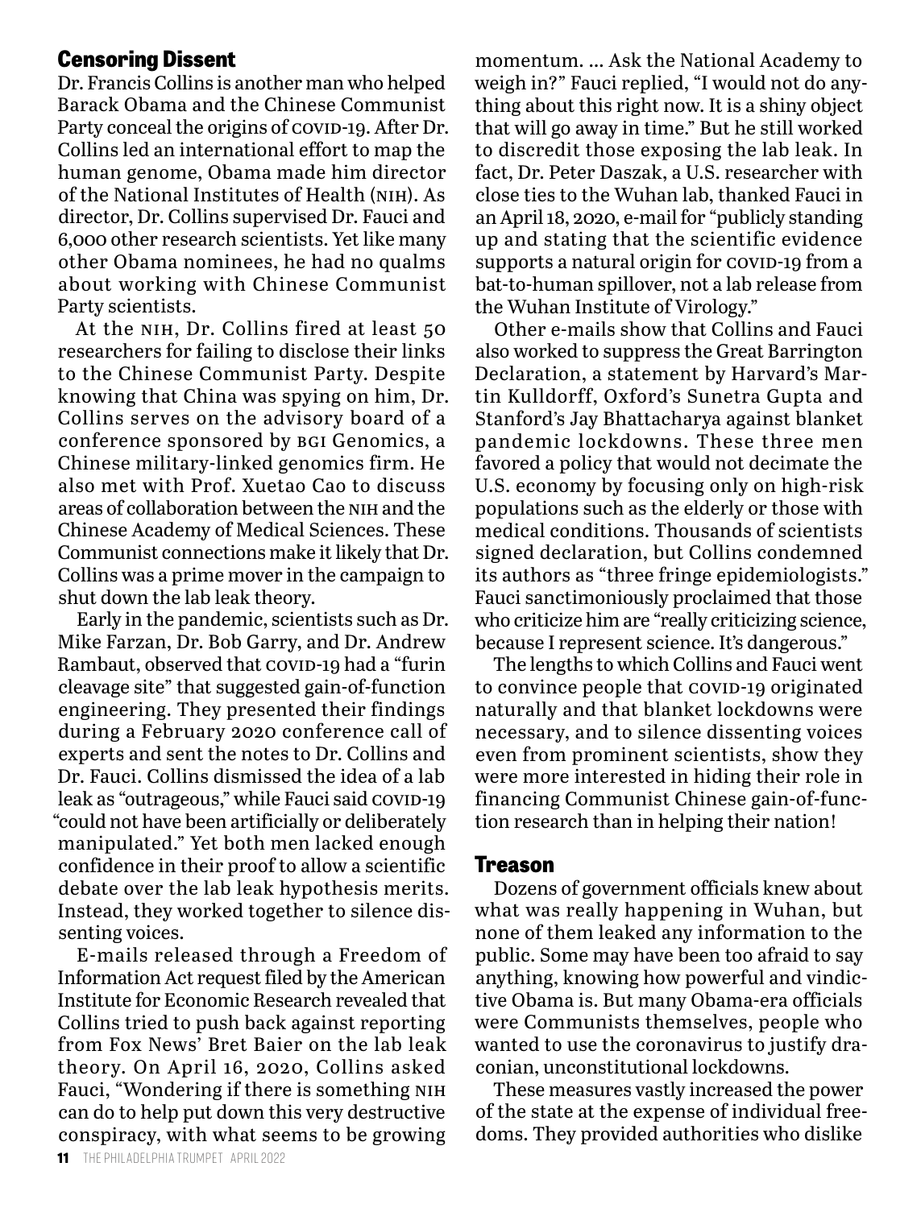## Censoring Dissent

Dr. Francis Collins is another man who helped Barack Obama and the Chinese Communist Party conceal the origins of COVID-19. After Dr. Collins led an international effort to map the human genome, Obama made him director of the National Institutes of Health (NIH). As director, Dr. Collins supervised Dr. Fauci and 6,000 other research scientists. Yet like many other Obama nominees, he had no qualms about working with Chinese Communist Party scientists.

At the NIH, Dr. Collins fired at least 50 researchers for failing to disclose their links to the Chinese Communist Party. Despite knowing that China was spying on him, Dr. Collins serves on the advisory board of a conference sponsored by BGI Genomics, a Chinese military-linked genomics firm. He also met with Prof. Xuetao Cao to discuss areas of collaboration between the NIH and the Chinese Academy of Medical Sciences. These Communist connections make it likely that Dr. Collins was a prime mover in the campaign to shut down the lab leak theory.

Early in the pandemic, scientists such as Dr. Mike Farzan, Dr. Bob Garry, and Dr. Andrew Rambaut, observed that COVID-19 had a "furin cleavage site" that suggested gain-of-function engineering. They presented their findings during a February 2020 conference call of experts and sent the notes to Dr. Collins and Dr. Fauci. Collins dismissed the idea of a lab leak as "outrageous," while Fauci said COVID-19 "could not have been artificially or deliberately manipulated." Yet both men lacked enough confidence in their proof to allow a scientific debate over the lab leak hypothesis merits. Instead, they worked together to silence dissenting voices.

E-mails released through a Freedom of Information Act request filed by the American Institute for Economic Research revealed that Collins tried to push back against reporting from Fox News' Bret Baier on the lab leak theory. On April 16, 2020, Collins asked Fauci, "Wondering if there is something NIH can do to help put down this very destructive conspiracy, with what seems to be growing momentum. … Ask the National Academy to weigh in?" Fauci replied, "I would not do anything about this right now. It is a shiny object that will go away in time." But he still worked to discredit those exposing the lab leak. In fact, Dr. Peter Daszak, a U.S. researcher with close ties to the Wuhan lab, thanked Fauci in an April 18, 2020, e-mail for "publicly standing up and stating that the scientific evidence supports a natural origin for COVID-19 from a bat-to-human spillover, not a lab release from the Wuhan Institute of Virology."

Other e-mails show that Collins and Fauci also worked to suppress the Great Barrington Declaration, a statement by Harvard's Martin Kulldorff, Oxford's Sunetra Gupta and Stanford's Jay Bhattacharya against blanket pandemic lockdowns. These three men favored a policy that would not decimate the U.S. economy by focusing only on high-risk populations such as the elderly or those with medical conditions. Thousands of scientists signed declaration, but Collins condemned its authors as "three fringe epidemiologists." Fauci sanctimoniously proclaimed that those who criticize him are "really criticizing science, because I represent science. It's dangerous."

The lengths to which Collins and Fauci went to convince people that COVID-19 originated naturally and that blanket lockdowns were necessary, and to silence dissenting voices even from prominent scientists, show they were more interested in hiding their role in financing Communist Chinese gain-of-function research than in helping their nation!

## Treason

Dozens of government officials knew about what was really happening in Wuhan, but none of them leaked any information to the public. Some may have been too afraid to say anything, knowing how powerful and vindictive Obama is. But many Obama-era officials were Communists themselves, people who wanted to use the coronavirus to justify draconian, unconstitutional lockdowns.

These measures vastly increased the power of the state at the expense of individual freedoms. They provided authorities who dislike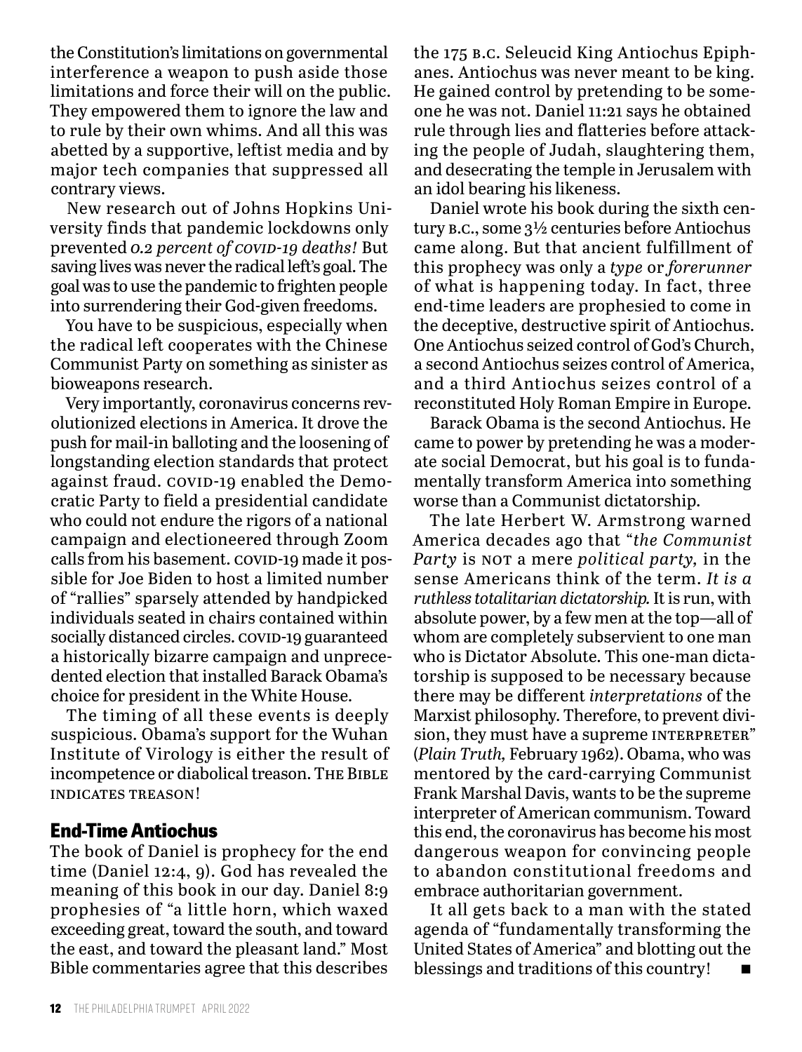the Constitution's limitations on governmental interference a weapon to push aside those limitations and force their will on the public. They empowered them to ignore the law and to rule by their own whims. And all this was abetted by a supportive, leftist media and by major tech companies that suppressed all contrary views.

New research out of Johns Hopkins University finds that pandemic lockdowns only prevented *0.2 percent of COVID-19 deaths!* But saving lives was never the radical left's goal. The goal was to use the pandemic to frighten people into surrendering their God-given freedoms.

You have to be suspicious, especially when the radical left cooperates with the Chinese Communist Party on something as sinister as bioweapons research.

Very importantly, coronavirus concerns revolutionized elections in America. It drove the push for mail-in balloting and the loosening of longstanding election standards that protect against fraud. COVID-19 enabled the Democratic Party to field a presidential candidate who could not endure the rigors of a national campaign and electioneered through Zoom calls from his basement. COVID-19 made it possible for Joe Biden to host a limited number of "rallies" sparsely attended by handpicked individuals seated in chairs contained within socially distanced circles. COVID-19 guaranteed a historically bizarre campaign and unprecedented election that installed Barack Obama's choice for president in the White House.

The timing of all these events is deeply suspicious. Obama's support for the Wuhan Institute of Virology is either the result of incompetence or diabolical treason. THE BIBLE INDICATES TREASON!

## End-Time Antiochus

The book of Daniel is prophecy for the end time (Daniel 12:4, 9). God has revealed the meaning of this book in our day. Daniel 8:9 prophesies of "a little horn, which waxed exceeding great, toward the south, and toward the east, and toward the pleasant land." Most Bible commentaries agree that this describes the 175 B.C. Seleucid King Antiochus Epiphanes. Antiochus was never meant to be king. He gained control by pretending to be someone he was not. Daniel 11:21 says he obtained rule through lies and flatteries before attacking the people of Judah, slaughtering them, and desecrating the temple in Jerusalem with an idol bearing his likeness.

Daniel wrote his book during the sixth century B.C., some 3½ centuries before Antiochus came along. But that ancient fulfillment of this prophecy was only a *type* or *forerunner* of what is happening today. In fact, three end-time leaders are prophesied to come in the deceptive, destructive spirit of Antiochus. One Antiochus seized control of God's Church, a second Antiochus seizes control of America, and a third Antiochus seizes control of a reconstituted Holy Roman Empire in Europe.

Barack Obama is the second Antiochus. He came to power by pretending he was a moderate social Democrat, but his goal is to fundamentally transform America into something worse than a Communist dictatorship.

The late Herbert W. Armstrong warned America decades ago that "*the Communist Party* is NOT a mere *political party*, in the sense Americans think of the term. *It is a ruthless totalitarian dictatorship.* It is run, with absolute power, by a few men at the top—all of whom are completely subservient to one man who is Dictator Absolute. This one-man dictatorship is supposed to be necessary because there may be different *interpretations* of the Marxist philosophy. Therefore, to prevent division, they must have a supreme INTERPRETER" (*Plain Truth,* February 1962). Obama, who was mentored by the card-carrying Communist Frank Marshal Davis, wants to be the supreme interpreter of American communism. Toward this end, the coronavirus has become his most dangerous weapon for convincing people to abandon constitutional freedoms and embrace authoritarian government.

It all gets back to a man with the stated agenda of "fundamentally transforming the United States of America" and blotting out the blessings and traditions of this country! ■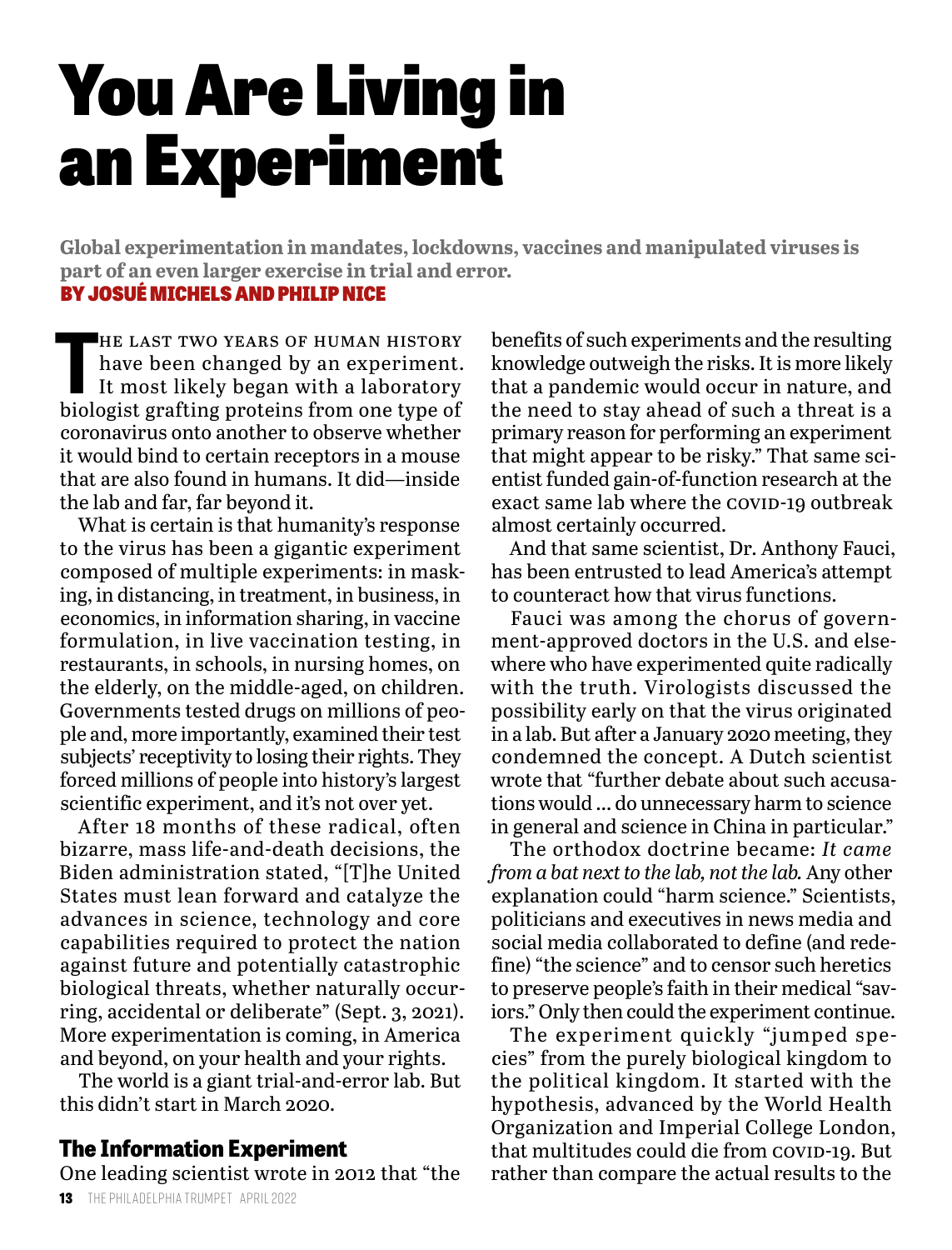# You Are Living in an Experiment

**Global experimentation in mandates, lockdowns, vaccines and manipulated viruses is part of an even larger exercise in trial and error.**

**BY JOSUÉ MICHELS AND PHILIP NICE**

THE LAST TWO YEARS OF HUMAN HISTORY have been changed by an experiment. It most likely began with a laboratory biologist grafting proteins from one type of coronavirus onto another to observe whether it would bind to certain receptors in a mouse that are also found in humans. It did—inside the lab and far, far beyond it.

What is certain is that humanity's response to the virus has been a gigantic experiment composed of multiple experiments: in masking, in distancing, in treatment, in business, in economics, in information sharing, in vaccine formulation, in live vaccination testing, in restaurants, in schools, in nursing homes, on the elderly, on the middle-aged, on children. Governments tested drugs on millions of people and, more importantly, examined their test subjects' receptivity to losing their rights. They forced millions of people into history's largest scientific experiment, and it's not over yet.

After 18 months of these radical, often bizarre, mass life-and-death decisions, the Biden administration stated, "[T]he United States must lean forward and catalyze the advances in science, technology and core capabilities required to protect the nation against future and potentially catastrophic biological threats, whether naturally occurring, accidental or deliberate" (Sept. 3, 2021). More experimentation is coming, in America and beyond, on your health and your rights.

The world is a giant trial-and-error lab. But this didn't start in March 2020.

## The Information Experiment

One leading scientist wrote in 2012 that "the benefits of such experiments and the resulting knowledge outweigh the risks. It is more likely that a pandemic would occur in nature, and the need to stay ahead of such a threat is a primary reason for performing an experiment that might appear to be risky." That same scientist funded gain-of-function research at the exact same lab where the COVID-19 outbreak almost certainly occurred.

And that same scientist, Dr. Anthony Fauci, has been entrusted to lead America's attempt to counteract how that virus functions.

Fauci was among the chorus of government-approved doctors in the U.S. and elsewhere who have experimented quite radically with the truth. Virologists discussed the possibility early on that the virus originated in a lab. But after a January 2020 meeting, they condemned the concept. A Dutch scientist wrote that "further debate about such accusations would … do unnecessary harm to science in general and science in China in particular."

The orthodox doctrine became: *It came from a bat next to the lab, not the lab.* Any other explanation could "harm science." Scientists, politicians and executives in news media and social media collaborated to define (and redefine) "the science" and to censor such heretics to preserve people's faith in their medical "saviors." Only then could the experiment continue.

The experiment quickly "jumped species" from the purely biological kingdom to the political kingdom. It started with the hypothesis, advanced by the World Health Organization and Imperial College London, that multitudes could die from COVID-19. But rather than compare the actual results to the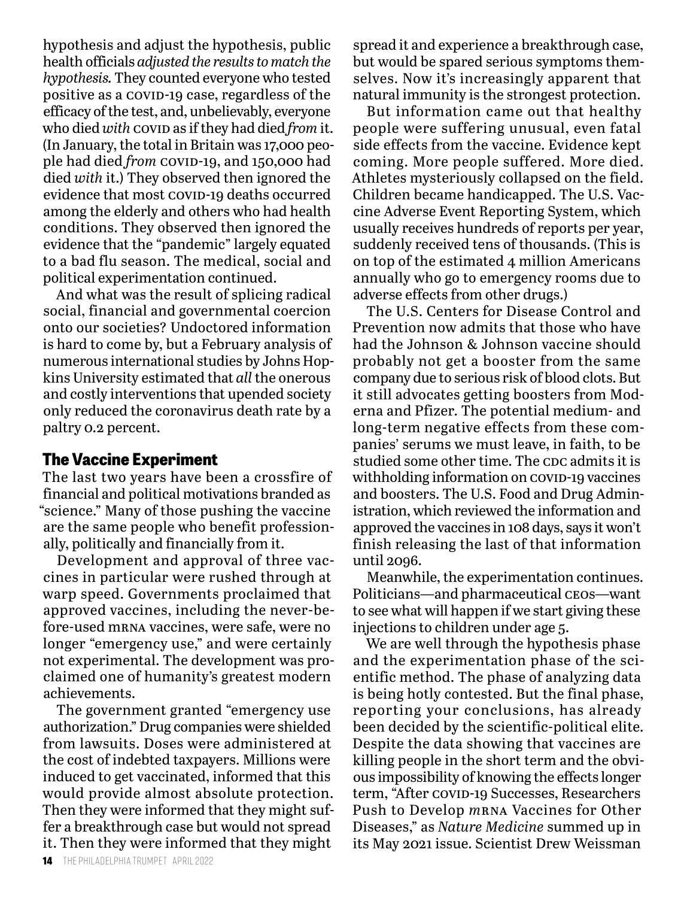hypothesis and adjust the hypothesis, public health officials *adjusted the results to match the hypothesis.* They counted everyone who tested positive as a COVID-19 case, regardless of the efficacy of the test, and, unbelievably, everyone who died *with* COVID as if they had died *from* it. (In January, the total in Britain was 17,000 people had died *from* COVID-19, and 150,000 had died *with* it.) They observed then ignored the evidence that most COVID-19 deaths occurred among the elderly and others who had health conditions. They observed then ignored the evidence that the "pandemic" largely equated to a bad flu season. The medical, social and political experimentation continued.

And what was the result of splicing radical social, financial and governmental coercion onto our societies? Undoctored information is hard to come by, but a February analysis of numerous international studies by Johns Hopkins University estimated that *all* the onerous and costly interventions that upended society only reduced the coronavirus death rate by a paltry 0.2 percent.

## The Vaccine Experiment

The last two years have been a crossfire of financial and political motivations branded as "science." Many of those pushing the vaccine are the same people who benefit professionally, politically and financially from it.

Development and approval of three vaccines in particular were rushed through at warp speed. Governments proclaimed that approved vaccines, including the never-before-used mRNA vaccines, were safe, were no longer "emergency use," and were certainly not experimental. The development was proclaimed one of humanity's greatest modern achievements.

The government granted "emergency use authorization." Drug companies were shielded from lawsuits. Doses were administered at the cost of indebted taxpayers. Millions were induced to get vaccinated, informed that this would provide almost absolute protection. Then they were informed that they might suffer a breakthrough case but would not spread it. Then they were informed that they might spread it and experience a breakthrough case, but would be spared serious symptoms themselves. Now it's increasingly apparent that natural immunity is the strongest protection.

But information came out that healthy people were suffering unusual, even fatal side effects from the vaccine. Evidence kept coming. More people suffered. More died. Athletes mysteriously collapsed on the field. Children became handicapped. The U.S. Vaccine Adverse Event Reporting System, which usually receives hundreds of reports per year, suddenly received tens of thousands. (This is on top of the estimated 4 million Americans annually who go to emergency rooms due to adverse effects from other drugs.)

The U.S. Centers for Disease Control and Prevention now admits that those who have had the Johnson & Johnson vaccine should probably not get a booster from the same company due to serious risk of blood clots. But it still advocates getting boosters from Moderna and Pfizer. The potential medium- and long-term negative effects from these companies' serums we must leave, in faith, to be studied some other time. The CDC admits it is withholding information on COVID-19 vaccines and boosters. The U.S. Food and Drug Administration, which reviewed the information and approved the vaccines in 108 days, says it won't finish releasing the last of that information until 2096.

Meanwhile, the experimentation continues. Politicians—and pharmaceutical CEOs—want to see what will happen if we start giving these injections to children under age 5.

We are well through the hypothesis phase and the experimentation phase of the scientific method. The phase of analyzing data is being hotly contested. But the final phase, reporting your conclusions, has already been decided by the scientific-political elite. Despite the data showing that vaccines are killing people in the short term and the obvious impossibility of knowing the effects longer term, "After COVID-19 Successes, Researchers Push to Develop *m*RNA Vaccines for Other Diseases," as *Nature Medicine* summed up in its May 2021 issue. Scientist Drew Weissman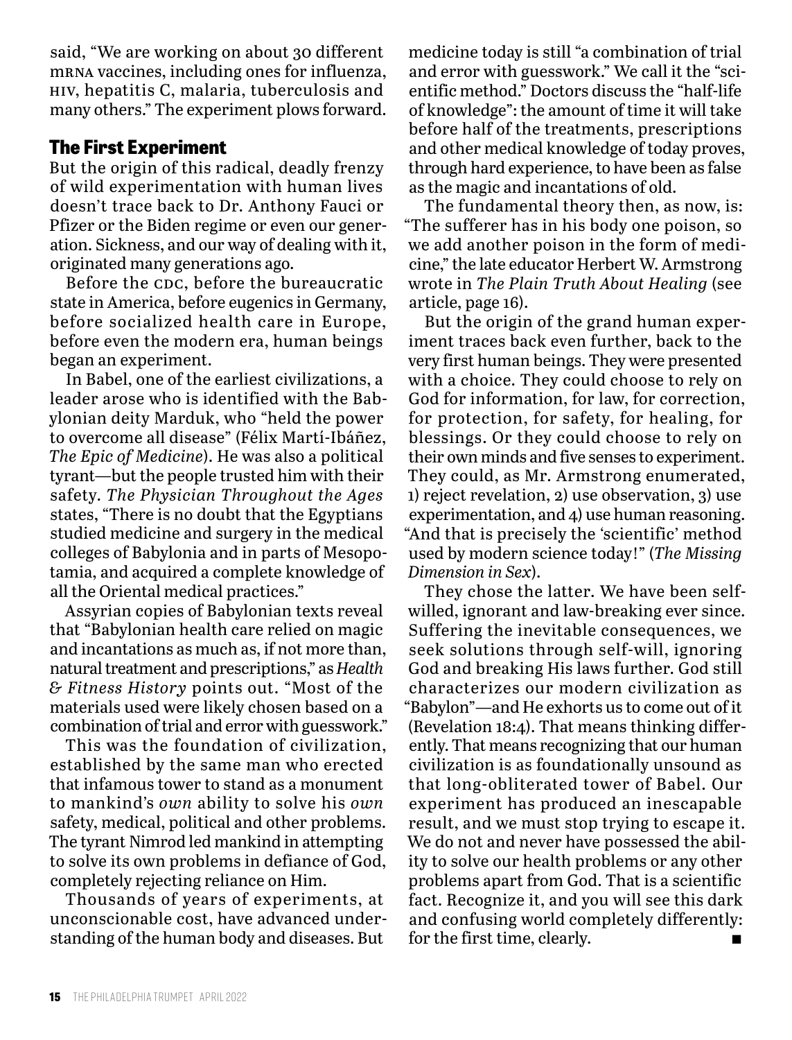said, "We are working on about 30 different mRNA vaccines, including ones for influenza, HIV, hepatitis C, malaria, tuberculosis and many others." The experiment plows forward.

## The First Experiment

But the origin of this radical, deadly frenzy of wild experimentation with human lives doesn't trace back to Dr. Anthony Fauci or Pfizer or the Biden regime or even our generation. Sickness, and our way of dealing with it, originated many generations ago.

Before the CDC, before the bureaucratic state in America, before eugenics in Germany, before socialized health care in Europe, before even the modern era, human beings began an experiment.

In Babel, one of the earliest civilizations, a leader arose who is identified with the Babylonian deity Marduk, who "held the power to overcome all disease" (Félix Martí-Ibáñez, *The Epic of Medicine*). He was also a political tyrant—but the people trusted him with their safety. *The Physician Throughout the Ages* states, "There is no doubt that the Egyptians studied medicine and surgery in the medical colleges of Babylonia and in parts of Mesopotamia, and acquired a complete knowledge of all the Oriental medical practices."

Assyrian copies of Babylonian texts reveal that "Babylonian health care relied on magic and incantations as much as, if not more than, natural treatment and prescriptions," as *Health & Fitness History* points out. "Most of the materials used were likely chosen based on a combination of trial and error with guesswork."

This was the foundation of civilization, established by the same man who erected that infamous tower to stand as a monument to mankind's *own* ability to solve his *own* safety, medical, political and other problems. The tyrant Nimrod led mankind in attempting to solve its own problems in defiance of God, completely rejecting reliance on Him.

Thousands of years of experiments, at unconscionable cost, have advanced understanding of the human body and diseases. But medicine today is still "a combination of trial and error with guesswork." We call it the "scientific method." Doctors discuss the "half-life of knowledge": the amount of time it will take before half of the treatments, prescriptions and other medical knowledge of today proves, through hard experience, to have been as false as the magic and incantations of old.

The fundamental theory then, as now, is: "The sufferer has in his body one poison, so we add another poison in the form of medicine," the late educator Herbert W. Armstrong wrote in *The Plain Truth About Healing* (see article, page 16).

But the origin of the grand human experiment traces back even further, back to the very first human beings. They were presented with a choice. They could choose to rely on God for information, for law, for correction, for protection, for safety, for healing, for blessings. Or they could choose to rely on their own minds and five senses to experiment. They could, as Mr. Armstrong enumerated, 1) reject revelation, 2) use observation, 3) use experimentation, and 4) use human reasoning. "And that is precisely the 'scientific' method used by modern science today!" (*The Missing Dimension in Sex*).

They chose the latter. We have been self-willed, ignorant and law-breaking ever since. Suffering the inevitable consequences, we seek solutions through self-will, ignoring God and breaking His laws further. God still characterizes our modern civilization as "Babylon"—and He exhorts us to come out of it (Revelation 18:4). That means thinking differently. That means recognizing that our human civilization is as foundationally unsound as that long-obliterated tower of Babel. Our experiment has produced an inescapable result, and we must stop trying to escape it. We do not and never have possessed the ability to solve our health problems or any other problems apart from God. That is a scientific fact. Recognize it, and you will see this dark and confusing world completely differently: for the first time, clearly. ■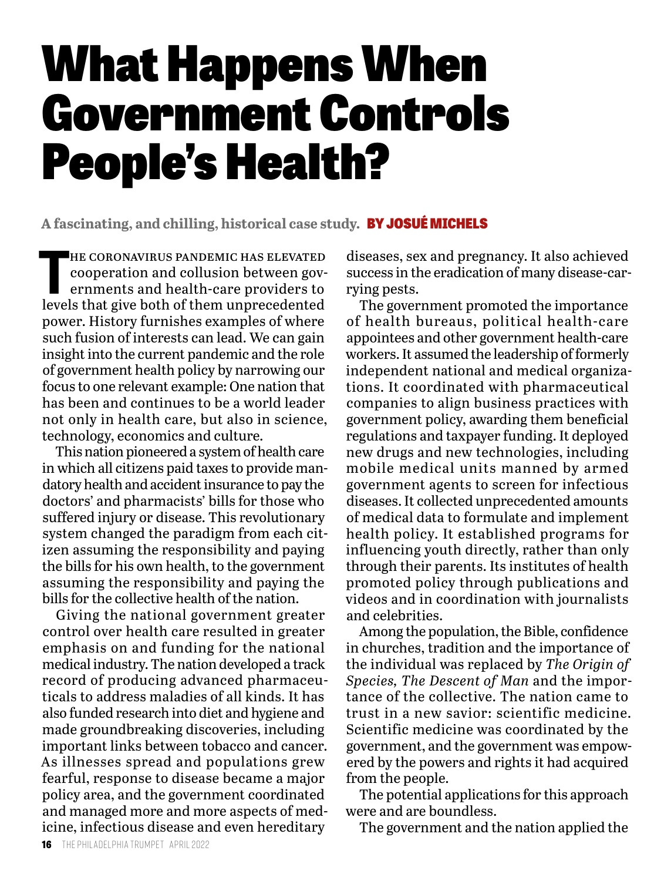# What Happens When Government Controls People's Health?

**A fascinating, and chilling, historical case study.** **BY JOSUÉ MICHELS**

THE CORONAVIRUS PANDEMIC HAS ELEVATED cooperation and collusion between governments and health-care providers to levels that give both of them unprecedented power. History furnishes examples of where such fusion of interests can lead. We can gain insight into the current pandemic and the role of government health policy by narrowing our focus to one relevant example: One nation that has been and continues to be a world leader not only in health care, but also in science, technology, economics and culture.

This nation pioneered a system of health care in which all citizens paid taxes to provide mandatory health and accident insurance to pay the doctors' and pharmacists' bills for those who suffered injury or disease. This revolutionary system changed the paradigm from each citizen assuming the responsibility and paying the bills for his own health, to the government assuming the responsibility and paying the bills for the collective health of the nation.

Giving the national government greater control over health care resulted in greater emphasis on and funding for the national medical industry. The nation developed a track record of producing advanced pharmaceuticals to address maladies of all kinds. It has also funded research into diet and hygiene and made groundbreaking discoveries, including important links between tobacco and cancer. As illnesses spread and populations grew fearful, response to disease became a major policy area, and the government coordinated and managed more and more aspects of medicine, infectious disease and even hereditary diseases, sex and pregnancy. It also achieved success in the eradication of many disease-carrying pests.

The government promoted the importance of health bureaus, political health-care appointees and other government health-care workers. It assumed the leadership of formerly independent national and medical organizations. It coordinated with pharmaceutical companies to align business practices with government policy, awarding them beneficial regulations and taxpayer funding. It deployed new drugs and new technologies, including mobile medical units manned by armed government agents to screen for infectious diseases. It collected unprecedented amounts of medical data to formulate and implement health policy. It established programs for influencing youth directly, rather than only through their parents. Its institutes of health promoted policy through publications and videos and in coordination with journalists and celebrities.

Among the population, the Bible, confidence in churches, tradition and the importance of the individual was replaced by *The Origin of Species, The Descent of Man* and the importance of the collective. The nation came to trust in a new savior: scientific medicine. Scientific medicine was coordinated by the government, and the government was empowered by the powers and rights it had acquired from the people.

The potential applications for this approach were and are boundless.

The government and the nation applied the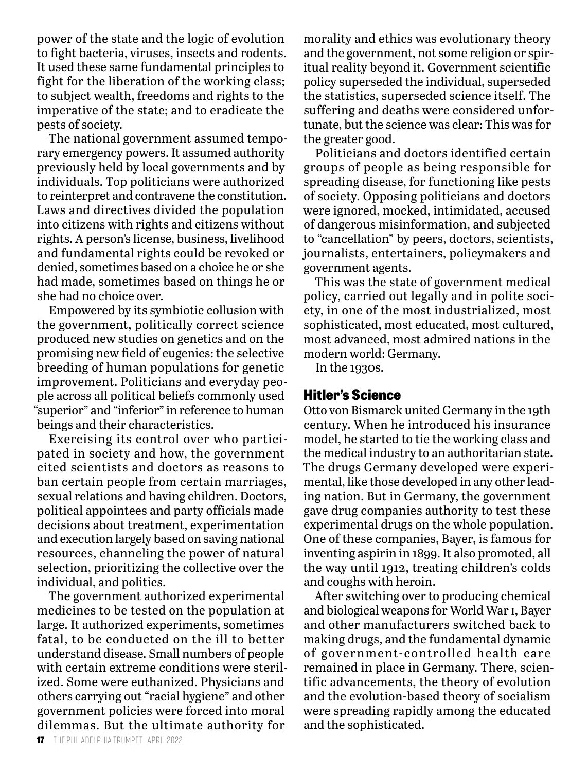power of the state and the logic of evolution to fight bacteria, viruses, insects and rodents. It used these same fundamental principles to fight for the liberation of the working class; to subject wealth, freedoms and rights to the imperative of the state; and to eradicate the pests of society.

The national government assumed temporary emergency powers. It assumed authority previously held by local governments and by individuals. Top politicians were authorized to reinterpret and contravene the constitution. Laws and directives divided the population into citizens with rights and citizens without rights. A person's license, business, livelihood and fundamental rights could be revoked or denied, sometimes based on a choice he or she had made, sometimes based on things he or she had no choice over.

Empowered by its symbiotic collusion with the government, politically correct science produced new studies on genetics and on the promising new field of eugenics: the selective breeding of human populations for genetic improvement. Politicians and everyday people across all political beliefs commonly used "superior" and "inferior" in reference to human beings and their characteristics.

Exercising its control over who participated in society and how, the government cited scientists and doctors as reasons to ban certain people from certain marriages, sexual relations and having children. Doctors, political appointees and party officials made decisions about treatment, experimentation and execution largely based on saving national resources, channeling the power of natural selection, prioritizing the collective over the individual, and politics.

The government authorized experimental medicines to be tested on the population at large. It authorized experiments, sometimes fatal, to be conducted on the ill to better understand disease. Small numbers of people with certain extreme conditions were sterilized. Some were euthanized. Physicians and others carrying out "racial hygiene" and other government policies were forced into moral dilemmas. But the ultimate authority for morality and ethics was evolutionary theory and the government, not some religion or spiritual reality beyond it. Government scientific policy superseded the individual, superseded the statistics, superseded science itself. The suffering and deaths were considered unfortunate, but the science was clear: This was for the greater good.

Politicians and doctors identified certain groups of people as being responsible for spreading disease, for functioning like pests of society. Opposing politicians and doctors were ignored, mocked, intimidated, accused of dangerous misinformation, and subjected to "cancellation" by peers, doctors, scientists, journalists, entertainers, policymakers and government agents.

This was the state of government medical policy, carried out legally and in polite society, in one of the most industrialized, most sophisticated, most educated, most cultured, most advanced, most admired nations in the modern world: Germany.

In the 1930s.

## Hitler's Science

Otto von Bismarck united Germany in the 19th century. When he introduced his insurance model, he started to tie the working class and the medical industry to an authoritarian state. The drugs Germany developed were experimental, like those developed in any other leading nation. But in Germany, the government gave drug companies authority to test these experimental drugs on the whole population. One of these companies, Bayer, is famous for inventing aspirin in 1899. It also promoted, all the way until 1912, treating children's colds and coughs with heroin.

After switching over to producing chemical and biological weapons for World War I, Bayer and other manufacturers switched back to making drugs, and the fundamental dynamic of government-controlled health care remained in place in Germany. There, scientific advancements, the theory of evolution and the evolution-based theory of socialism were spreading rapidly among the educated and the sophisticated.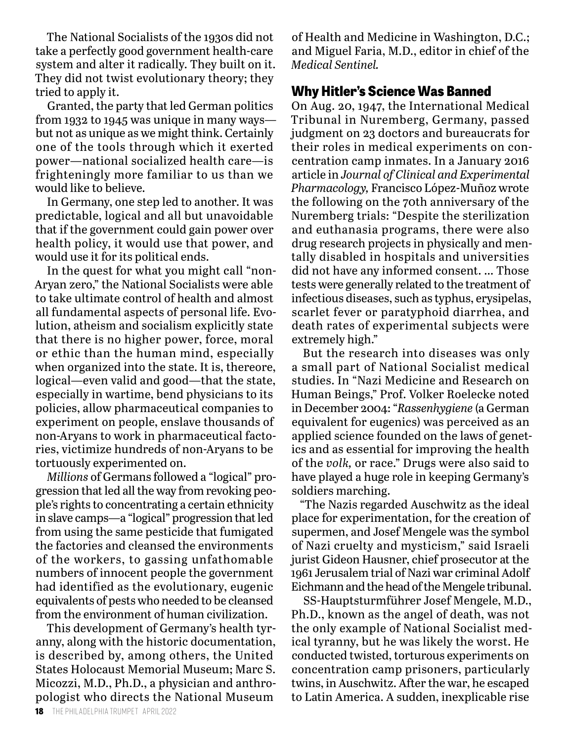The National Socialists of the 1930s did not take a perfectly good government health-care system and alter it radically. They built on it. They did not twist evolutionary theory; they tried to apply it.

Granted, the party that led German politics from 1932 to 1945 was unique in many ways—but not as unique as we might think. Certainly one of the tools through which it exerted power—national socialized health care—is frighteningly more familiar to us than we would like to believe.

In Germany, one step led to another. It was predictable, logical and all but unavoidable that if the government could gain power over health policy, it would use that power, and would use it for its political ends.

In the quest for what you might call "non-Aryan zero," the National Socialists were able to take ultimate control of health and almost all fundamental aspects of personal life. Evolution, atheism and socialism explicitly state that there is no higher power, force, moral or ethic than the human mind, especially when organized into the state. It is, thereore, logical—even valid and good—that the state, especially in wartime, bend physicians to its policies, allow pharmaceutical companies to experiment on people, enslave thousands of non-Aryans to work in pharmaceutical factories, victimize hundreds of non-Aryans to be tortuously experimented on.

*Millions* of Germans followed a "logical" progression that led all the way from revoking people's rights to concentrating a certain ethnicity in slave camps—a "logical" progression that led from using the same pesticide that fumigated the factories and cleansed the environments of the workers, to gassing unfathomable numbers of innocent people the government had identified as the evolutionary, eugenic equivalents of pests who needed to be cleansed from the environment of human civilization.

This development of Germany's health tyranny, along with the historic documentation, is described by, among others, the United States Holocaust Memorial Museum; Marc S. Micozzi, M.D., Ph.D., a physician and anthropologist who directs the National Museum of Health and Medicine in Washington, D.C.; and Miguel Faria, M.D., editor in chief of the *Medical Sentinel.*

## Why Hitler's Science Was Banned

On Aug. 20, 1947, the International Medical Tribunal in Nuremberg, Germany, passed judgment on 23 doctors and bureaucrats for their roles in medical experiments on concentration camp inmates. In a January 2016 article in *Journal of Clinical and Experimental Pharmacology,* Francisco López-Muñoz wrote the following on the 70th anniversary of the Nuremberg trials: "Despite the sterilization and euthanasia programs, there were also drug research projects in physically and mentally disabled in hospitals and universities did not have any informed consent. … Those tests were generally related to the treatment of infectious diseases, such as typhus, erysipelas, scarlet fever or paratyphoid diarrhea, and death rates of experimental subjects were extremely high."

But the research into diseases was only a small part of National Socialist medical studies. In "Nazi Medicine and Research on Human Beings," Prof. Volker Roelecke noted in December 2004: "*Rassenhygiene* (a German equivalent for eugenics) was perceived as an applied science founded on the laws of genetics and as essential for improving the health of the *volk,* or race." Drugs were also said to have played a huge role in keeping Germany's soldiers marching.

"The Nazis regarded Auschwitz as the ideal place for experimentation, for the creation of supermen, and Josef Mengele was the symbol of Nazi cruelty and mysticism," said Israeli jurist Gideon Hausner, chief prosecutor at the 1961 Jerusalem trial of Nazi war criminal Adolf Eichmann and the head of the Mengele tribunal.

SS-Hauptsturmführer Josef Mengele, M.D., Ph.D., known as the angel of death, was not the only example of National Socialist medical tyranny, but he was likely the worst. He conducted twisted, torturous experiments on concentration camp prisoners, particularly twins, in Auschwitz. After the war, he escaped to Latin America. A sudden, inexplicable rise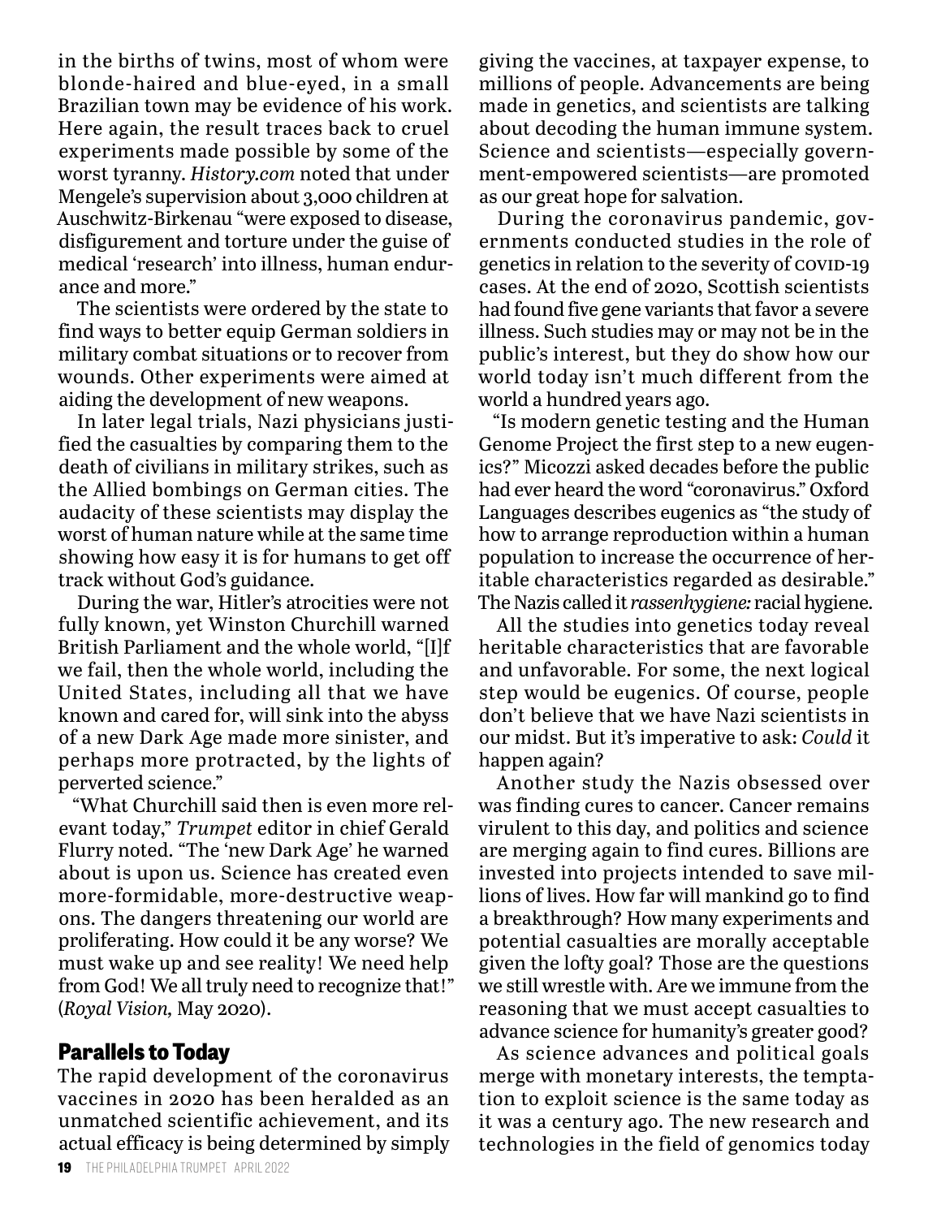in the births of twins, most of whom were blonde-haired and blue-eyed, in a small Brazilian town may be evidence of his work. Here again, the result traces back to cruel experiments made possible by some of the worst tyranny. *History.com* noted that under Mengele's supervision about 3,000 children at Auschwitz-Birkenau "were exposed to disease, disfigurement and torture under the guise of medical 'research' into illness, human endurance and more."

The scientists were ordered by the state to find ways to better equip German soldiers in military combat situations or to recover from wounds. Other experiments were aimed at aiding the development of new weapons.

In later legal trials, Nazi physicians justified the casualties by comparing them to the death of civilians in military strikes, such as the Allied bombings on German cities. The audacity of these scientists may display the worst of human nature while at the same time showing how easy it is for humans to get off track without God's guidance.

During the war, Hitler's atrocities were not fully known, yet Winston Churchill warned British Parliament and the whole world, "[I]f we fail, then the whole world, including the United States, including all that we have known and cared for, will sink into the abyss of a new Dark Age made more sinister, and perhaps more protracted, by the lights of perverted science."

"What Churchill said then is even more relevant today," *Trumpet* editor in chief Gerald Flurry noted. "The 'new Dark Age' he warned about is upon us. Science has created even more-formidable, more-destructive weapons. The dangers threatening our world are proliferating. How could it be any worse? We must wake up and see reality! We need help from God! We all truly need to recognize that!" (*Royal Vision,* May 2020).

## Parallels to Today

The rapid development of the coronavirus vaccines in 2020 has been heralded as an unmatched scientific achievement, and its actual efficacy is being determined by simply giving the vaccines, at taxpayer expense, to millions of people. Advancements are being made in genetics, and scientists are talking about decoding the human immune system. Science and scientists—especially government-empowered scientists—are promoted as our great hope for salvation.

During the coronavirus pandemic, governments conducted studies in the role of genetics in relation to the severity of COVID-19 cases. At the end of 2020, Scottish scientists had found five gene variants that favor a severe illness. Such studies may or may not be in the public's interest, but they do show how our world today isn't much different from the world a hundred years ago.

"Is modern genetic testing and the Human Genome Project the first step to a new eugenics?" Micozzi asked decades before the public had ever heard the word "coronavirus." Oxford Languages describes eugenics as "the study of how to arrange reproduction within a human population to increase the occurrence of heritable characteristics regarded as desirable." The Nazis called it *rassenhygiene:* racial hygiene.

All the studies into genetics today reveal heritable characteristics that are favorable and unfavorable. For some, the next logical step would be eugenics. Of course, people don't believe that we have Nazi scientists in our midst. But it's imperative to ask: *Could* it happen again?

Another study the Nazis obsessed over was finding cures to cancer. Cancer remains virulent to this day, and politics and science are merging again to find cures. Billions are invested into projects intended to save millions of lives. How far will mankind go to find a breakthrough? How many experiments and potential casualties are morally acceptable given the lofty goal? Those are the questions we still wrestle with. Are we immune from the reasoning that we must accept casualties to advance science for humanity's greater good?

As science advances and political goals merge with monetary interests, the temptation to exploit science is the same today as it was a century ago. The new research and technologies in the field of genomics today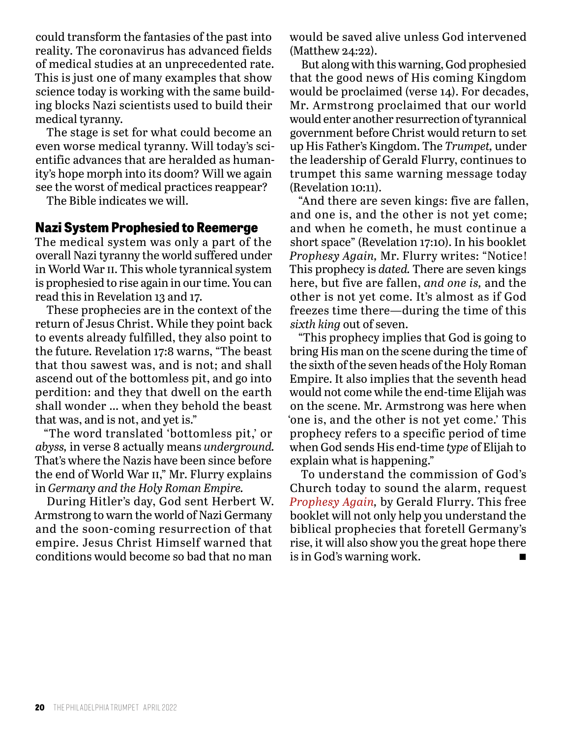could transform the fantasies of the past into reality. The coronavirus has advanced fields of medical studies at an unprecedented rate. This is just one of many examples that show science today is working with the same building blocks Nazi scientists used to build their medical tyranny.

The stage is set for what could become an even worse medical tyranny. Will today's scientific advances that are heralded as humanity's hope morph into its doom? Will we again see the worst of medical practices reappear?

The Bible indicates we will.

## Nazi System Prophesied to Reemerge

The medical system was only a part of the overall Nazi tyranny the world suffered under in World War II. This whole tyrannical system is prophesied to rise again in our time. You can read this in Revelation 13 and 17.

These prophecies are in the context of the return of Jesus Christ. While they point back to events already fulfilled, they also point to the future. Revelation 17:8 warns, "The beast that thou sawest was, and is not; and shall ascend out of the bottomless pit, and go into perdition: and they that dwell on the earth shall wonder … when they behold the beast that was, and is not, and yet is."

"The word translated 'bottomless pit,' or *abyss,* in verse 8 actually means *underground.* That's where the Nazis have been since before the end of World War II," Mr. Flurry explains in *Germany and the Holy Roman Empire.*

During Hitler's day, God sent Herbert W. Armstrong to warn the world of Nazi Germany and the soon-coming resurrection of that empire. Jesus Christ Himself warned that conditions would become so bad that no man would be saved alive unless God intervened (Matthew 24:22).

But along with this warning, God prophesied that the good news of His coming Kingdom would be proclaimed (verse 14). For decades, Mr. Armstrong proclaimed that our world would enter another resurrection of tyrannical government before Christ would return to set up His Father's Kingdom. The *Trumpet,* under the leadership of Gerald Flurry, continues to trumpet this same warning message today (Revelation 10:11).

"And there are seven kings: five are fallen, and one is, and the other is not yet come; and when he cometh, he must continue a short space" (Revelation 17:10). In his booklet *Prophesy Again,* Mr. Flurry writes: "Notice! This prophecy is *dated.* There are seven kings here, but five are fallen, *and one is,* and the other is not yet come. It's almost as if God freezes time there—during the time of this *sixth king* out of seven.

"This prophecy implies that God is going to bring His man on the scene during the time of the sixth of the seven heads of the Holy Roman Empire. It also implies that the seventh head would not come while the end-time Elijah was on the scene. Mr. Armstrong was here when 'one is, and the other is not yet come.' This prophecy refers to a specific period of time when God sends His end-time *type* of Elijah to explain what is happening."

To understand the commission of God's Church today to sound the alarm, request *Prophesy Again,* by Gerald Flurry. This free booklet will not only help you understand the biblical prophecies that foretell Germany's rise, it will also show you the great hope there is in God's warning work. ■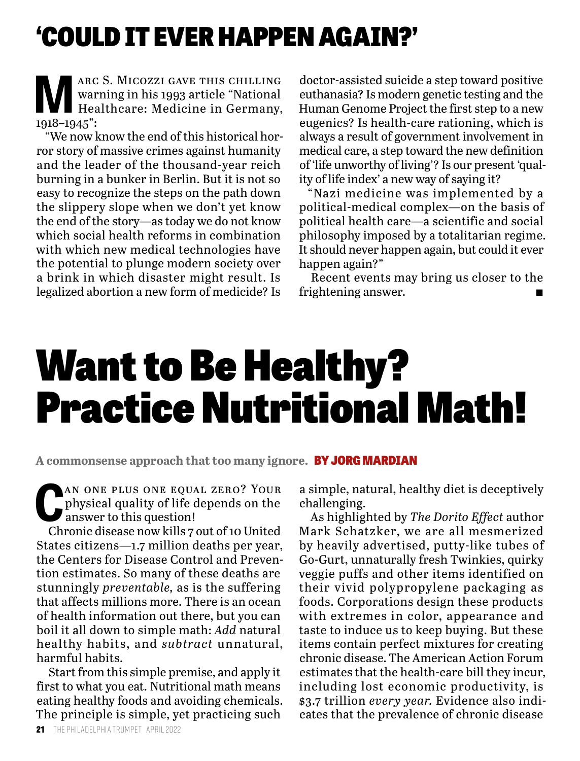# 'COULD IT EVER HAPPEN AGAIN?'

Marc S. Micozzi gave this chilling warning in his 1993 article "National Healthcare: Medicine in Germany, 1918–1945":

"We now know the end of this historical horror story of massive crimes against humanity and the leader of the thousand-year reich burning in a bunker in Berlin. But it is not so easy to recognize the steps on the path down the slippery slope when we don't yet know the end of the story—as today we do not know which social health reforms in combination with which new medical technologies have the potential to plunge modern society over a brink in which disaster might result. Is legalized abortion a new form of medicide? Is doctor-assisted suicide a step toward positive euthanasia? Is modern genetic testing and the Human Genome Project the first step to a new eugenics? Is health-care rationing, which is always a result of government involvement in medical care, a step toward the new definition of 'life unworthy of living'? Is our present 'quality of life index' a new way of saying it?

"Nazi medicine was implemented by a political-medical complex—on the basis of political health care—a scientific and social philosophy imposed by a totalitarian regime. It should never happen again, but could it ever happen again?"

Recent events may bring us closer to the frightening answer. ■

# Want to Be Healthy? Practice Nutritional Math!

**A commonsense approach that too many ignore. BY JORG MARDIAN**

Can one plus one equal zero? Your physical quality of life depends on the answer to this question!

Chronic disease now kills 7 out of 10 United States citizens—1.7 million deaths per year, the Centers for Disease Control and Prevention estimates. So many of these deaths are stunningly *preventable,* as is the suffering that affects millions more. There is an ocean of health information out there, but you can boil it all down to simple math: *Add* natural healthy habits, and *subtract* unnatural, harmful habits.

Start from this simple premise, and apply it first to what you eat. Nutritional math means eating healthy foods and avoiding chemicals. The principle is simple, yet practicing such a simple, natural, healthy diet is deceptively challenging.

As highlighted by *The Dorito Effect* author Mark Schatzker, we are all mesmerized by heavily advertised, putty-like tubes of Go-Gurt, unnaturally fresh Twinkies, quirky veggie puffs and other items identified on their vivid polypropylene packaging as foods. Corporations design these products with extremes in color, appearance and taste to induce us to keep buying. But these items contain perfect mixtures for creating chronic disease. The American Action Forum estimates that the health-care bill they incur, including lost economic productivity, is $3.7 trillion *every year.* Evidence also indicates that the prevalence of chronic disease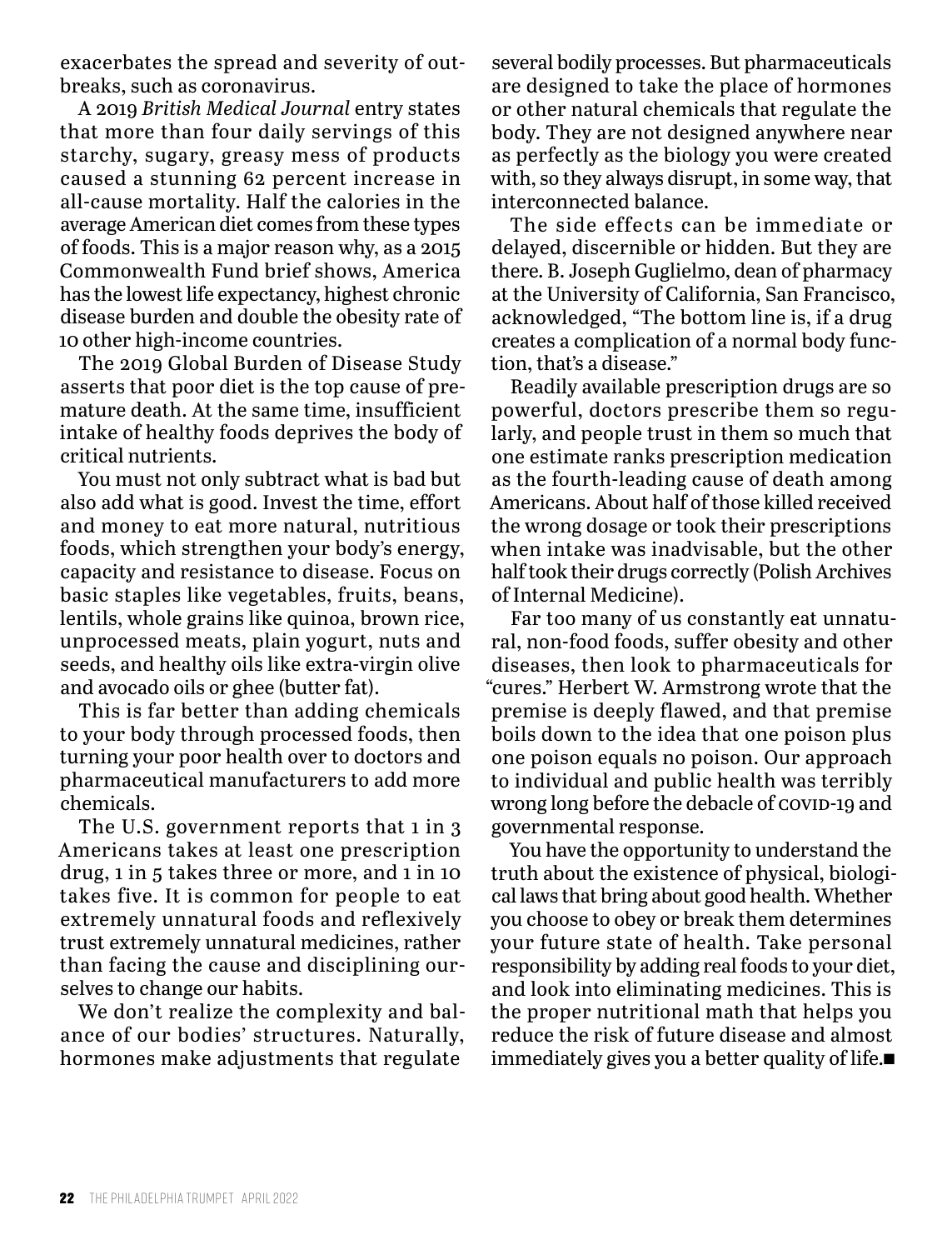exacerbates the spread and severity of outbreaks, such as coronavirus.

A 2019 *British Medical Journal* entry states that more than four daily servings of this starchy, sugary, greasy mess of products caused a stunning 62 percent increase in all-cause mortality. Half the calories in the average American diet comes from these types of foods. This is a major reason why, as a 2015 Commonwealth Fund brief shows, America has the lowest life expectancy, highest chronic disease burden and double the obesity rate of 10 other high-income countries.

The 2019 Global Burden of Disease Study asserts that poor diet is the top cause of premature death. At the same time, insufficient intake of healthy foods deprives the body of critical nutrients.

You must not only subtract what is bad but also add what is good. Invest the time, effort and money to eat more natural, nutritious foods, which strengthen your body's energy, capacity and resistance to disease. Focus on basic staples like vegetables, fruits, beans, lentils, whole grains like quinoa, brown rice, unprocessed meats, plain yogurt, nuts and seeds, and healthy oils like extra-virgin olive and avocado oils or ghee (butter fat).

This is far better than adding chemicals to your body through processed foods, then turning your poor health over to doctors and pharmaceutical manufacturers to add more chemicals.

The U.S. government reports that 1 in 3 Americans takes at least one prescription drug, 1 in 5 takes three or more, and 1 in 10 takes five. It is common for people to eat extremely unnatural foods and reflexively trust extremely unnatural medicines, rather than facing the cause and disciplining ourselves to change our habits.

We don't realize the complexity and balance of our bodies' structures. Naturally, hormones make adjustments that regulate several bodily processes. But pharmaceuticals are designed to take the place of hormones or other natural chemicals that regulate the body. They are not designed anywhere near as perfectly as the biology you were created with, so they always disrupt, in some way, that interconnected balance.

The side effects can be immediate or delayed, discernible or hidden. But they are there. B. Joseph Guglielmo, dean of pharmacy at the University of California, San Francisco, acknowledged, "The bottom line is, if a drug creates a complication of a normal body function, that's a disease."

Readily available prescription drugs are so powerful, doctors prescribe them so regularly, and people trust in them so much that one estimate ranks prescription medication as the fourth-leading cause of death among Americans. About half of those killed received the wrong dosage or took their prescriptions when intake was inadvisable, but the other half took their drugs correctly (Polish Archives of Internal Medicine).

Far too many of us constantly eat unnatural, non-food foods, suffer obesity and other diseases, then look to pharmaceuticals for "cures." Herbert W. Armstrong wrote that the premise is deeply flawed, and that premise boils down to the idea that one poison plus one poison equals no poison. Our approach to individual and public health was terribly wrong long before the debacle of COVID-19 and governmental response.

You have the opportunity to understand the truth about the existence of physical, biological laws that bring about good health. Whether you choose to obey or break them determines your future state of health. Take personal responsibility by adding real foods to your diet, and look into eliminating medicines. This is the proper nutritional math that helps you reduce the risk of future disease and almost immediately gives you a better quality of life.■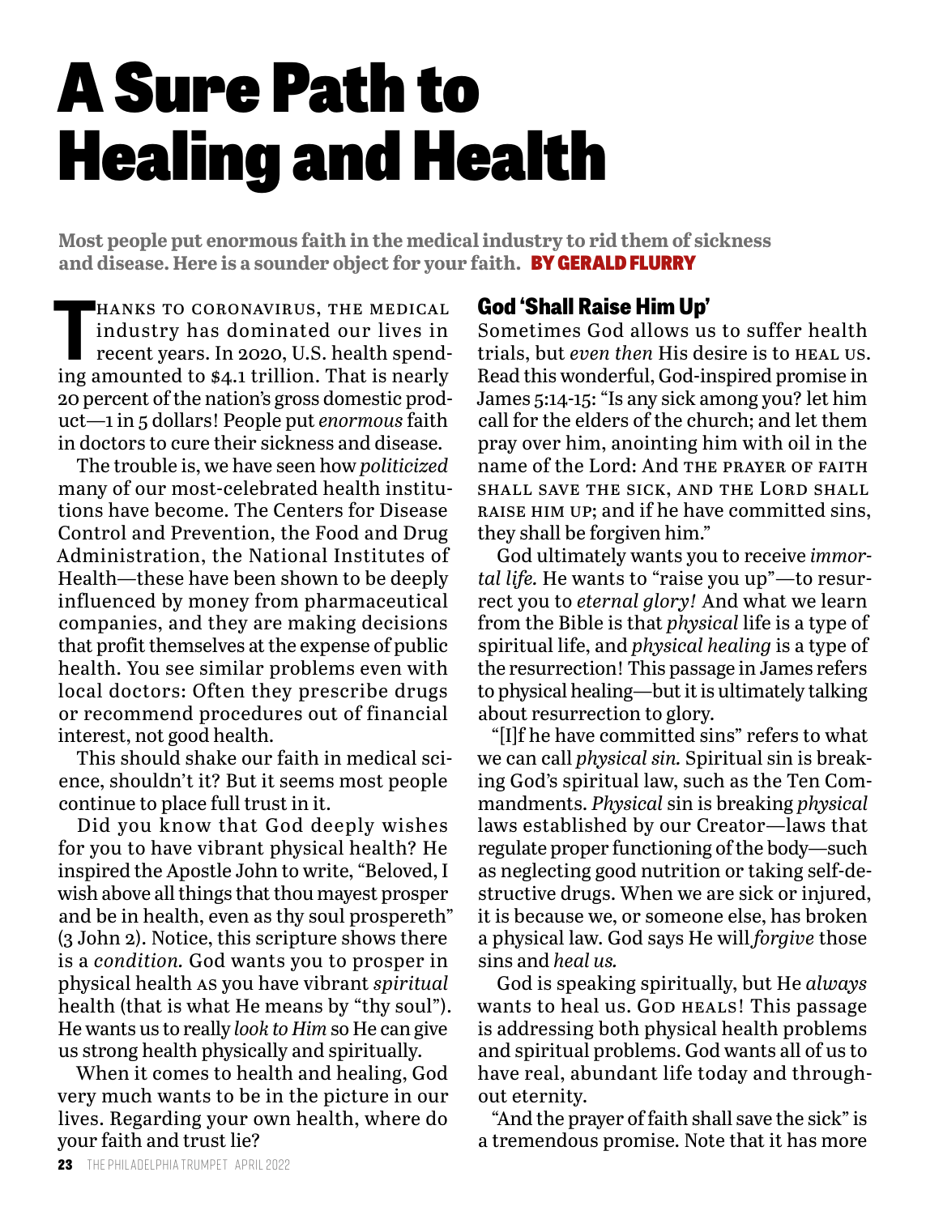# A Sure Path to Healing and Health

**Most people put enormous faith in the medical industry to rid them of sickness and disease. Here is a sounder object for your faith. BY GERALD FLURRY**

Thanks to coronavirus, the medical industry has dominated our lives in recent years. In 2020, U.S. health spending amounted to $4.1 trillion. That is nearly 20 percent of the nation's gross domestic product—1 in 5 dollars! People put *enormous* faith in doctors to cure their sickness and disease.

The trouble is, we have seen how *politicized* many of our most-celebrated health institutions have become. The Centers for Disease Control and Prevention, the Food and Drug Administration, the National Institutes of Health—these have been shown to be deeply influenced by money from pharmaceutical companies, and they are making decisions that profit themselves at the expense of public health. You see similar problems even with local doctors: Often they prescribe drugs or recommend procedures out of financial interest, not good health.

This should shake our faith in medical science, shouldn't it? But it seems most people continue to place full trust in it.

Did you know that God deeply wishes for you to have vibrant physical health? He inspired the Apostle John to write, "Beloved, I wish above all things that thou mayest prosper and be in health, even as thy soul prospereth" (3 John 2). Notice, this scripture shows there is a *condition.* God wants you to prosper in physical health AS you have vibrant *spiritual* health (that is what He means by "thy soul"). He wants us to really *look to Him* so He can give us strong health physically and spiritually.

When it comes to health and healing, God very much wants to be in the picture in our lives. Regarding your own health, where do your faith and trust lie?

## God 'Shall Raise Him Up'

Sometimes God allows us to suffer health trials, but *even then* His desire is to HEAL US. Read this wonderful, God-inspired promise in James 5:14-15: "Is any sick among you? let him call for the elders of the church; and let them pray over him, anointing him with oil in the name of the Lord: And THE PRAYER OF FAITH SHALL SAVE THE SICK, AND THE LORD SHALL RAISE HIM UP; and if he have committed sins, they shall be forgiven him."

God ultimately wants you to receive *immortal life.* He wants to "raise you up"—to resurrect you to *eternal glory!* And what we learn from the Bible is that *physical* life is a type of spiritual life, and *physical healing* is a type of the resurrection! This passage in James refers to physical healing—but it is ultimately talking about resurrection to glory.

"[I]f he have committed sins" refers to what we can call *physical sin.* Spiritual sin is breaking God's spiritual law, such as the Ten Commandments. *Physical* sin is breaking *physical* laws established by our Creator—laws that regulate proper functioning of the body—such as neglecting good nutrition or taking self-destructive drugs. When we are sick or injured, it is because we, or someone else, has broken a physical law. God says He will *forgive* those sins and *heal us.*

God is speaking spiritually, but He *always* wants to heal us. GOD HEALS! This passage is addressing both physical health problems and spiritual problems. God wants all of us to have real, abundant life today and throughout eternity.

"And the prayer of faith shall save the sick" is a tremendous promise. Note that it has more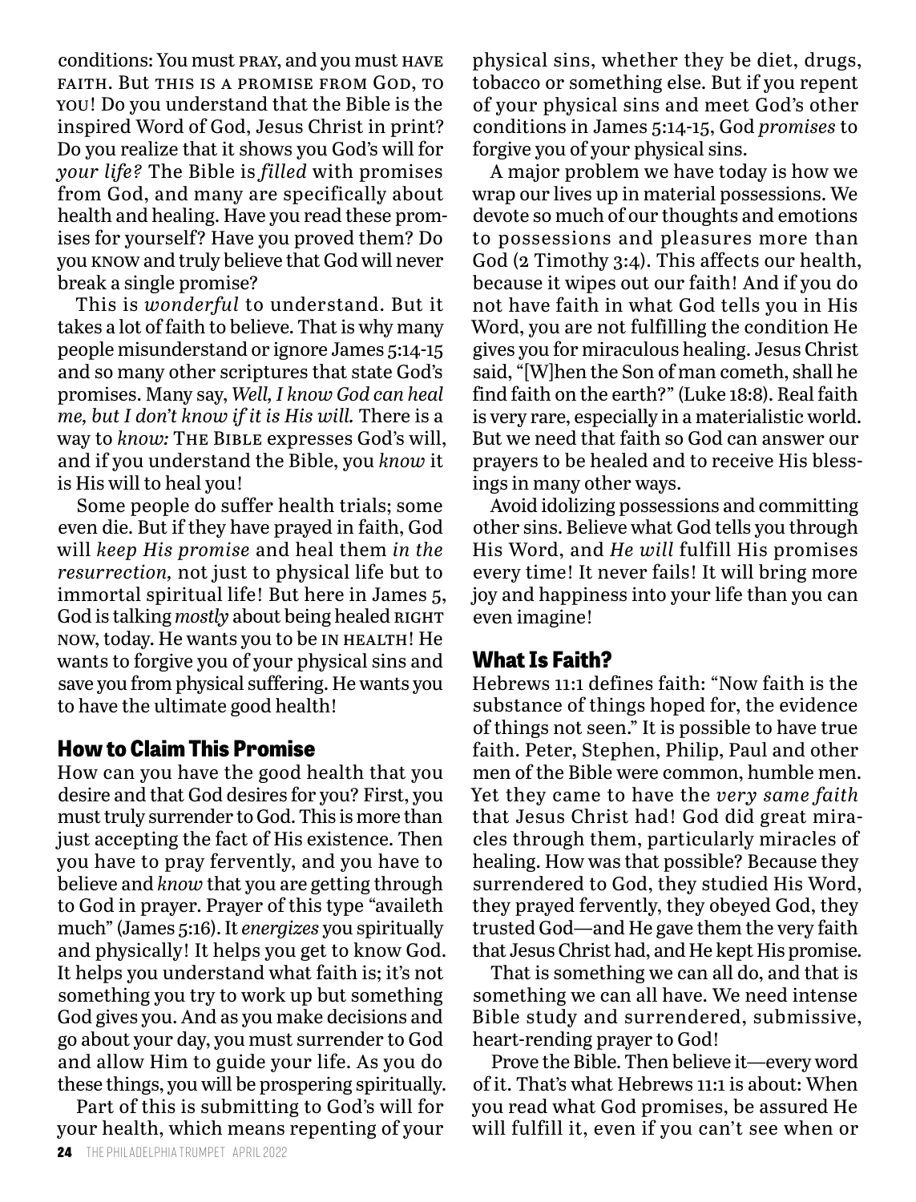conditions: You must PRAY, and you must HAVE FAITH. But THIS IS A PROMISE FROM GOD, TO YOU! Do you understand that the Bible is the inspired Word of God, Jesus Christ in print? Do you realize that it shows you God's will for *your life?* The Bible is *filled* with promises from God, and many are specifically about health and healing. Have you read these promises for yourself? Have you proved them? Do you KNOW and truly believe that God will never break a single promise?

This is *wonderful* to understand. But it takes a lot of faith to believe. That is why many people misunderstand or ignore James 5:14-15 and so many other scriptures that state God's promises. Many say, *Well, I know God can heal me, but I don't know if it is His will.* There is a way to *know:* THE BIBLE expresses God's will, and if you understand the Bible, you *know* it is His will to heal you!

Some people do suffer health trials; some even die. But if they have prayed in faith, God will *keep His promise* and heal them *in the resurrection,* not just to physical life but to immortal spiritual life! But here in James 5, God is talking *mostly* about being healed RIGHT NOW, today. He wants you to be IN HEALTH! He wants to forgive you of your physical sins and save you from physical suffering. He wants you to have the ultimate good health!

## How to Claim This Promise

How can you have the good health that you desire and that God desires for you? First, you must truly surrender to God. This is more than just accepting the fact of His existence. Then you have to pray fervently, and you have to believe and *know* that you are getting through to God in prayer. Prayer of this type "availeth much" (James 5:16). It *energizes* you spiritually and physically! It helps you get to know God. It helps you understand what faith is; it's not something you try to work up but something God gives you. And as you make decisions and go about your day, you must surrender to God and allow Him to guide your life. As you do these things, you will be prospering spiritually.

Part of this is submitting to God's will for your health, which means repenting of your physical sins, whether they be diet, drugs, tobacco or something else. But if you repent of your physical sins and meet God's other conditions in James 5:14-15, God *promises* to forgive you of your physical sins.

A major problem we have today is how we wrap our lives up in material possessions. We devote so much of our thoughts and emotions to possessions and pleasures more than God (2 Timothy 3:4). This affects our health, because it wipes out our faith! And if you do not have faith in what God tells you in His Word, you are not fulfilling the condition He gives you for miraculous healing. Jesus Christ said, "[W]hen the Son of man cometh, shall he find faith on the earth?" (Luke 18:8). Real faith is very rare, especially in a materialistic world. But we need that faith so God can answer our prayers to be healed and to receive His blessings in many other ways.

Avoid idolizing possessions and committing other sins. Believe what God tells you through His Word, and *He will* fulfill His promises every time! It never fails! It will bring more joy and happiness into your life than you can even imagine!

## What Is Faith?

Hebrews 11:1 defines faith: "Now faith is the substance of things hoped for, the evidence of things not seen." It is possible to have true faith. Peter, Stephen, Philip, Paul and other men of the Bible were common, humble men. Yet they came to have the *very same faith* that Jesus Christ had! God did great miracles through them, particularly miracles of healing. How was that possible? Because they surrendered to God, they studied His Word, they prayed fervently, they obeyed God, they trusted God—and He gave them the very faith that Jesus Christ had, and He kept His promise.

That is something we can all do, and that is something we can all have. We need intense Bible study and surrendered, submissive, heart-rending prayer to God!

Prove the Bible. Then believe it—every word of it. That's what Hebrews 11:1 is about: When you read what God promises, be assured He will fulfill it, even if you can't see when or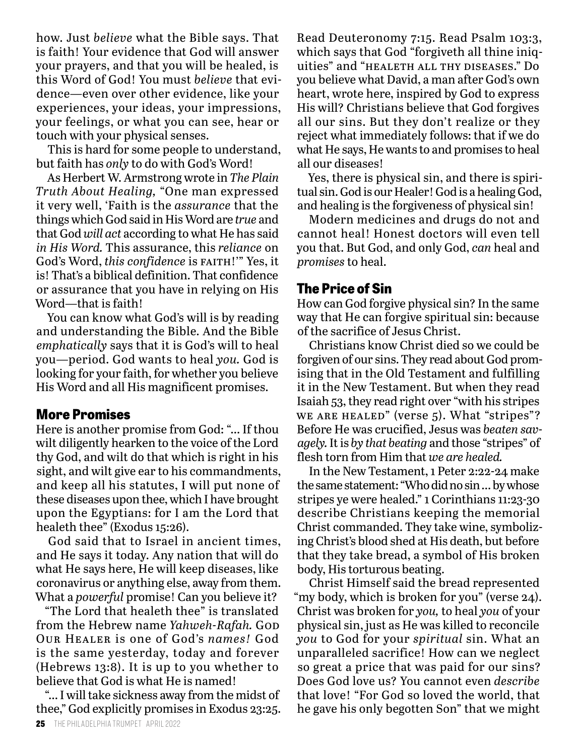how. Just *believe* what the Bible says. That is faith! Your evidence that God will answer your prayers, and that you will be healed, is this Word of God! You must *believe* that evidence—even over other evidence, like your experiences, your ideas, your impressions, your feelings, or what you can see, hear or touch with your physical senses.

This is hard for some people to understand, but faith has *only* to do with God's Word!

As Herbert W. Armstrong wrote in *The Plain Truth About Healing,* "One man expressed it very well, 'Faith is the *assurance* that the things which God said in His Word are *true* and that God *will act* according to what He has said *in His Word.* This assurance, this *reliance* on God's Word, *this confidence* is FAITH!'" Yes, it is! That's a biblical definition. That confidence or assurance that you have in relying on His Word—that is faith!

You can know what God's will is by reading and understanding the Bible. And the Bible *emphatically* says that it is God's will to heal you—period. God wants to heal *you.* God is looking for your faith, for whether you believe His Word and all His magnificent promises.

## More Promises

Here is another promise from God: "... If thou wilt diligently hearken to the voice of the Lord thy God, and wilt do that which is right in his sight, and wilt give ear to his commandments, and keep all his statutes, I will put none of these diseases upon thee, which I have brought upon the Egyptians: for I am the Lord that healeth thee" (Exodus 15:26).

God said that to Israel in ancient times, and He says it today. Any nation that will do what He says here, He will keep diseases, like coronavirus or anything else, away from them. What a *powerful* promise! Can you believe it?

"The Lord that healeth thee" is translated from the Hebrew name *Yahweh-Rafah.* GOD OUR HEALER is one of God's *names!* God is the same yesterday, today and forever (Hebrews 13:8). It is up to you whether to believe that God is what He is named!

"... I will take sickness away from the midst of thee," God explicitly promises in Exodus 23:25. Read Deuteronomy 7:15. Read Psalm 103:3, which says that God "forgiveth all thine iniquities" and "HEALETH ALL THY DISEASES." Do you believe what David, a man after God's own heart, wrote here, inspired by God to express His will? Christians believe that God forgives all our sins. But they don't realize or they reject what immediately follows: that if we do what He says, He wants to and promises to heal all our diseases!

Yes, there is physical sin, and there is spiritual sin. God is our Healer! God is a healing God, and healing is the forgiveness of physical sin!

Modern medicines and drugs do not and cannot heal! Honest doctors will even tell you that. But God, and only God, *can* heal and *promises* to heal.

## The Price of Sin

How can God forgive physical sin? In the same way that He can forgive spiritual sin: because of the sacrifice of Jesus Christ.

Christians know Christ died so we could be forgiven of our sins. They read about God promising that in the Old Testament and fulfilling it in the New Testament. But when they read Isaiah 53, they read right over "with his stripes WE ARE HEALED" (verse 5). What "stripes"? Before He was crucified, Jesus was *beaten savagely.* It is *by that beating* and those "stripes" of flesh torn from Him that *we are healed.*

In the New Testament, 1 Peter 2:22-24 make the same statement: "Who did no sin ... by whose stripes ye were healed." 1 Corinthians 11:23-30 describe Christians keeping the memorial Christ commanded. They take wine, symbolizing Christ's blood shed at His death, but before that they take bread, a symbol of His broken body, His torturous beating.

Christ Himself said the bread represented "my body, which is broken for you" (verse 24). Christ was broken for *you,* to heal *you* of your physical sin, just as He was killed to reconcile *you* to God for your *spiritual* sin. What an unparalleled sacrifice! How can we neglect so great a price that was paid for our sins? Does God love us? You cannot even *describe* that love! "For God so loved the world, that he gave his only begotten Son" that we might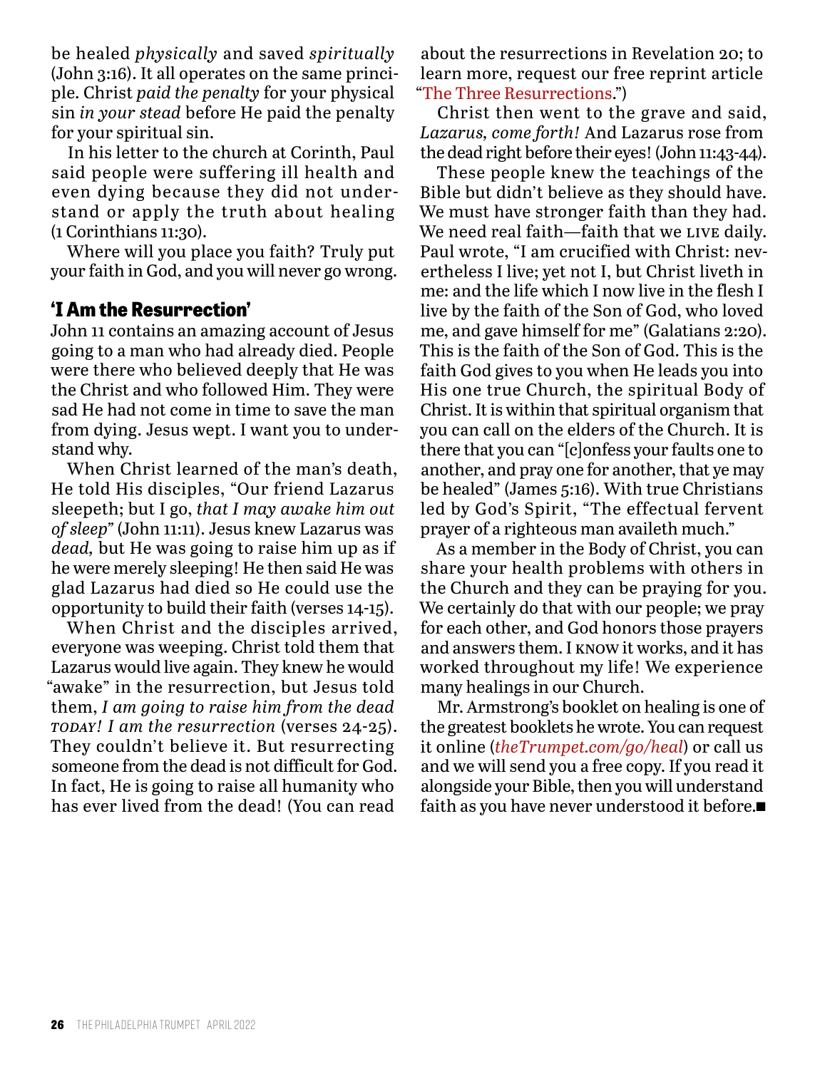be healed *physically* and saved *spiritually* (John 3:16). It all operates on the same principle. Christ *paid the penalty* for your physical sin *in your stead* before He paid the penalty for your spiritual sin.

In his letter to the church at Corinth, Paul said people were suffering ill health and even dying because they did not understand or apply the truth about healing (1 Corinthians 11:30).

Where will you place you faith? Truly put your faith in God, and you will never go wrong.

## 'I Am the Resurrection'

John 11 contains an amazing account of Jesus going to a man who had already died. People were there who believed deeply that He was the Christ and who followed Him. They were sad He had not come in time to save the man from dying. Jesus wept. I want you to understand why.

When Christ learned of the man's death, He told His disciples, "Our friend Lazarus sleepeth; but I go, *that I may awake him out of sleep*" (John 11:11). Jesus knew Lazarus was *dead,* but He was going to raise him up as if he were merely sleeping! He then said He was glad Lazarus had died so He could use the opportunity to build their faith (verses 14-15).

When Christ and the disciples arrived, everyone was weeping. Christ told them that Lazarus would live again. They knew he would "awake" in the resurrection, but Jesus told them, *I am going to raise him from the dead TODAY! I am the resurrection* (verses 24-25). They couldn't believe it. But resurrecting someone from the dead is not difficult for God. In fact, He is going to raise all humanity who has ever lived from the dead! (You can read about the resurrections in Revelation 20; to learn more, request our free reprint article "The Three Resurrections.")

Christ then went to the grave and said, *Lazarus, come forth!* And Lazarus rose from the dead right before their eyes! (John 11:43-44).

These people knew the teachings of the Bible but didn't believe as they should have. We must have stronger faith than they had. We need real faith—faith that we LIVE daily. Paul wrote, "I am crucified with Christ: nevertheless I live; yet not I, but Christ liveth in me: and the life which I now live in the flesh I live by the faith of the Son of God, who loved me, and gave himself for me" (Galatians 2:20). This is the faith of the Son of God. This is the faith God gives to you when He leads you into His one true Church, the spiritual Body of Christ. It is within that spiritual organism that you can call on the elders of the Church. It is there that you can "[c]onfess your faults one to another, and pray one for another, that ye may be healed" (James 5:16). With true Christians led by God's Spirit, "The effectual fervent prayer of a righteous man availeth much."

As a member in the Body of Christ, you can share your health problems with others in the Church and they can be praying for you. We certainly do that with our people; we pray for each other, and God honors those prayers and answers them. I KNOW it works, and it has worked throughout my life! We experience many healings in our Church.

Mr. Armstrong's booklet on healing is one of the greatest booklets he wrote. You can request it online (*theTrumpet.com/go/heal*) or call us and we will send you a free copy. If you read it alongside your Bible, then you will understand faith as you have never understood it before.■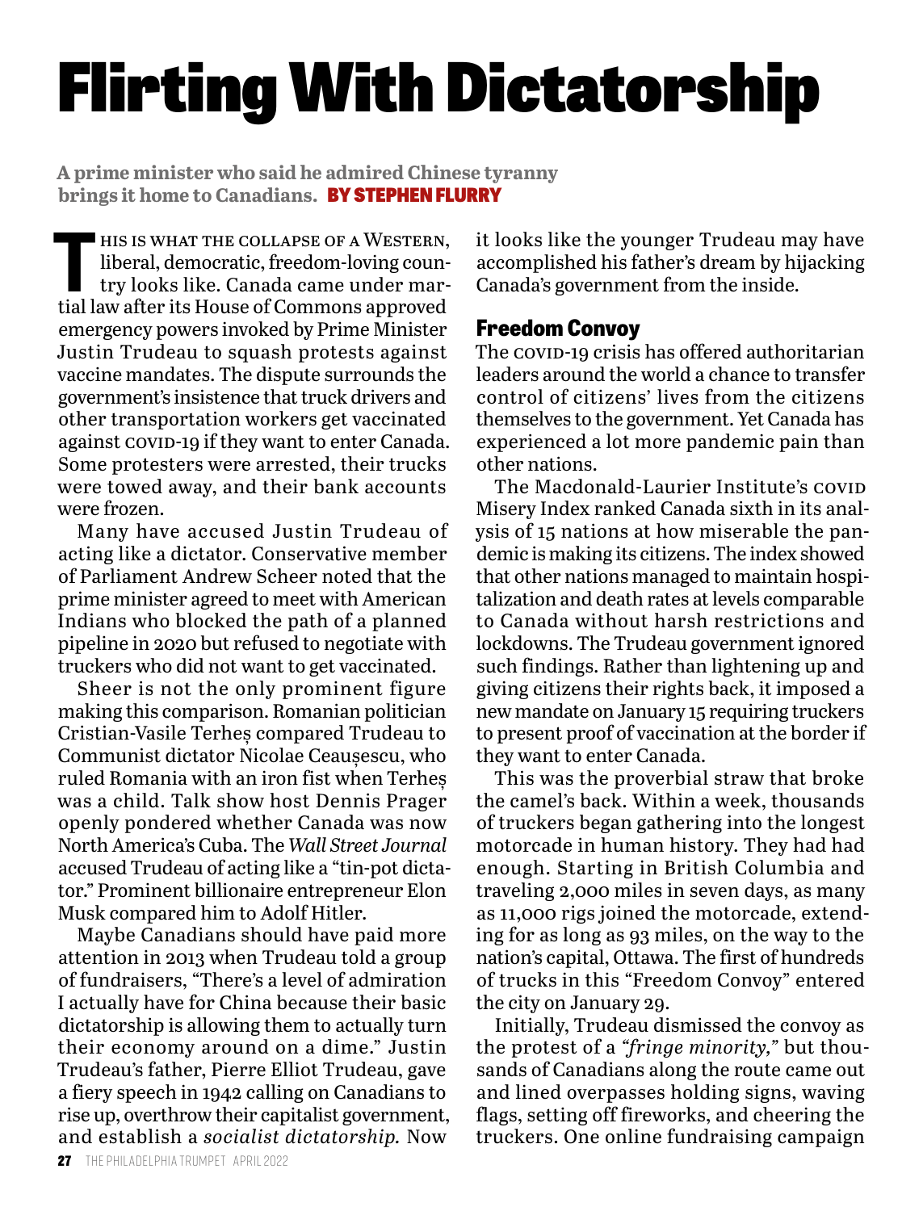# Flirting With Dictatorship

**A prime minister who said he admired Chinese tyranny brings it home to Canadians.** BY STEPHEN FLURRY

THIS IS WHAT THE COLLAPSE OF A WESTERN, liberal, democratic, freedom-loving country looks like. Canada came under martial law after its House of Commons approved emergency powers invoked by Prime Minister Justin Trudeau to squash protests against vaccine mandates. The dispute surrounds the government's insistence that truck drivers and other transportation workers get vaccinated against COVID-19 if they want to enter Canada. Some protesters were arrested, their trucks were towed away, and their bank accounts were frozen.

Many have accused Justin Trudeau of acting like a dictator. Conservative member of Parliament Andrew Scheer noted that the prime minister agreed to meet with American Indians who blocked the path of a planned pipeline in 2020 but refused to negotiate with truckers who did not want to get vaccinated.

Sheer is not the only prominent figure making this comparison. Romanian politician Cristian-Vasile Terheș compared Trudeau to Communist dictator Nicolae Ceaușescu, who ruled Romania with an iron fist when Terheș was a child. Talk show host Dennis Prager openly pondered whether Canada was now North America's Cuba. The *Wall Street Journal* accused Trudeau of acting like a "tin-pot dictator." Prominent billionaire entrepreneur Elon Musk compared him to Adolf Hitler.

Maybe Canadians should have paid more attention in 2013 when Trudeau told a group of fundraisers, "There's a level of admiration I actually have for China because their basic dictatorship is allowing them to actually turn their economy around on a dime." Justin Trudeau's father, Pierre Elliot Trudeau, gave a fiery speech in 1942 calling on Canadians to rise up, overthrow their capitalist government, and establish a *socialist dictatorship.* Now it looks like the younger Trudeau may have accomplished his father's dream by hijacking Canada's government from the inside.

## Freedom Convoy

The COVID-19 crisis has offered authoritarian leaders around the world a chance to transfer control of citizens' lives from the citizens themselves to the government. Yet Canada has experienced a lot more pandemic pain than other nations.

The Macdonald-Laurier Institute's COVID Misery Index ranked Canada sixth in its analysis of 15 nations at how miserable the pandemic is making its citizens. The index showed that other nations managed to maintain hospitalization and death rates at levels comparable to Canada without harsh restrictions and lockdowns. The Trudeau government ignored such findings. Rather than lightening up and giving citizens their rights back, it imposed a new mandate on January 15 requiring truckers to present proof of vaccination at the border if they want to enter Canada.

This was the proverbial straw that broke the camel's back. Within a week, thousands of truckers began gathering into the longest motorcade in human history. They had had enough. Starting in British Columbia and traveling 2,000 miles in seven days, as many as 11,000 rigs joined the motorcade, extending for as long as 93 miles, on the way to the nation's capital, Ottawa. The first of hundreds of trucks in this "Freedom Convoy" entered the city on January 29.

Initially, Trudeau dismissed the convoy as the protest of a *"fringe minority,"* but thousands of Canadians along the route came out and lined overpasses holding signs, waving flags, setting off fireworks, and cheering the truckers. One online fundraising campaign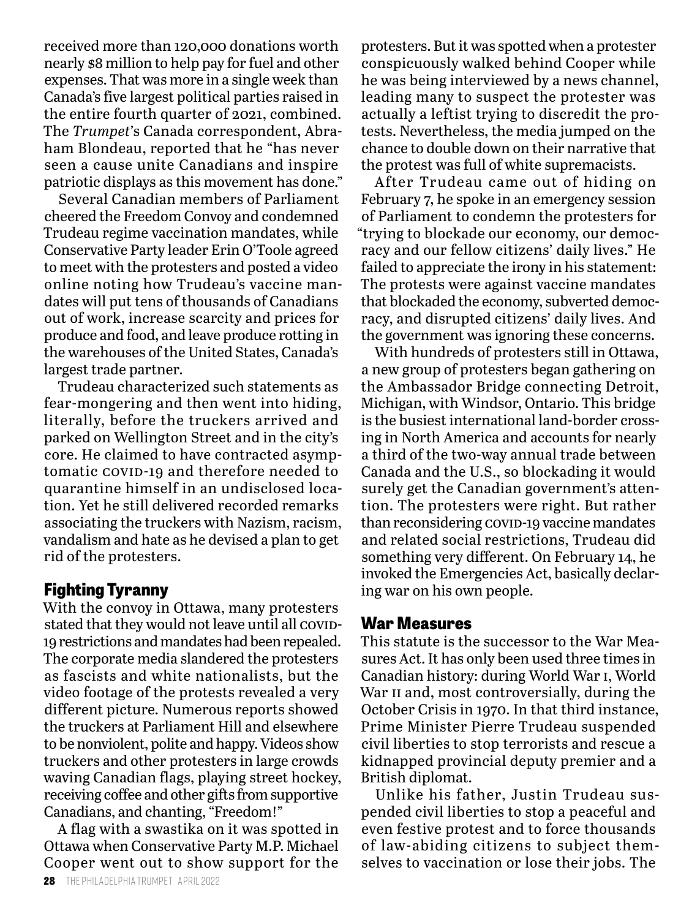received more than 120,000 donations worth nearly $8 million to help pay for fuel and other expenses. That was more in a single week than Canada's five largest political parties raised in the entire fourth quarter of 2021, combined. The *Trumpet*'s Canada correspondent, Abraham Blondeau, reported that he "has never seen a cause unite Canadians and inspire patriotic displays as this movement has done."

Several Canadian members of Parliament cheered the Freedom Convoy and condemned Trudeau regime vaccination mandates, while Conservative Party leader Erin O'Toole agreed to meet with the protesters and posted a video online noting how Trudeau's vaccine mandates will put tens of thousands of Canadians out of work, increase scarcity and prices for produce and food, and leave produce rotting in the warehouses of the United States, Canada's largest trade partner.

Trudeau characterized such statements as fear-mongering and then went into hiding, literally, before the truckers arrived and parked on Wellington Street and in the city's core. He claimed to have contracted asymptomatic COVID-19 and therefore needed to quarantine himself in an undisclosed location. Yet he still delivered recorded remarks associating the truckers with Nazism, racism, vandalism and hate as he devised a plan to get rid of the protesters.

## Fighting Tyranny

With the convoy in Ottawa, many protesters stated that they would not leave until all COVID-19 restrictions and mandates had been repealed. The corporate media slandered the protesters as fascists and white nationalists, but the video footage of the protests revealed a very different picture. Numerous reports showed the truckers at Parliament Hill and elsewhere to be nonviolent, polite and happy. Videos show truckers and other protesters in large crowds waving Canadian flags, playing street hockey, receiving coffee and other gifts from supportive Canadians, and chanting, "Freedom!"

A flag with a swastika on it was spotted in Ottawa when Conservative Party M.P. Michael Cooper went out to show support for the protesters. But it was spotted when a protester conspicuously walked behind Cooper while he was being interviewed by a news channel, leading many to suspect the protester was actually a leftist trying to discredit the protests. Nevertheless, the media jumped on the chance to double down on their narrative that the protest was full of white supremacists.

After Trudeau came out of hiding on February 7, he spoke in an emergency session of Parliament to condemn the protesters for "trying to blockade our economy, our democracy and our fellow citizens' daily lives." He failed to appreciate the irony in his statement: The protests were against vaccine mandates that blockaded the economy, subverted democracy, and disrupted citizens' daily lives. And the government was ignoring these concerns.

With hundreds of protesters still in Ottawa, a new group of protesters began gathering on the Ambassador Bridge connecting Detroit, Michigan, with Windsor, Ontario. This bridge is the busiest international land-border crossing in North America and accounts for nearly a third of the two-way annual trade between Canada and the U.S., so blockading it would surely get the Canadian government's attention. The protesters were right. But rather than reconsidering COVID-19 vaccine mandates and related social restrictions, Trudeau did something very different. On February 14, he invoked the Emergencies Act, basically declaring war on his own people.

## War Measures

This statute is the successor to the War Measures Act. It has only been used three times in Canadian history: during World War I, World War II and, most controversially, during the October Crisis in 1970. In that third instance, Prime Minister Pierre Trudeau suspended civil liberties to stop terrorists and rescue a kidnapped provincial deputy premier and a British diplomat.

Unlike his father, Justin Trudeau suspended civil liberties to stop a peaceful and even festive protest and to force thousands of law-abiding citizens to subject themselves to vaccination or lose their jobs. The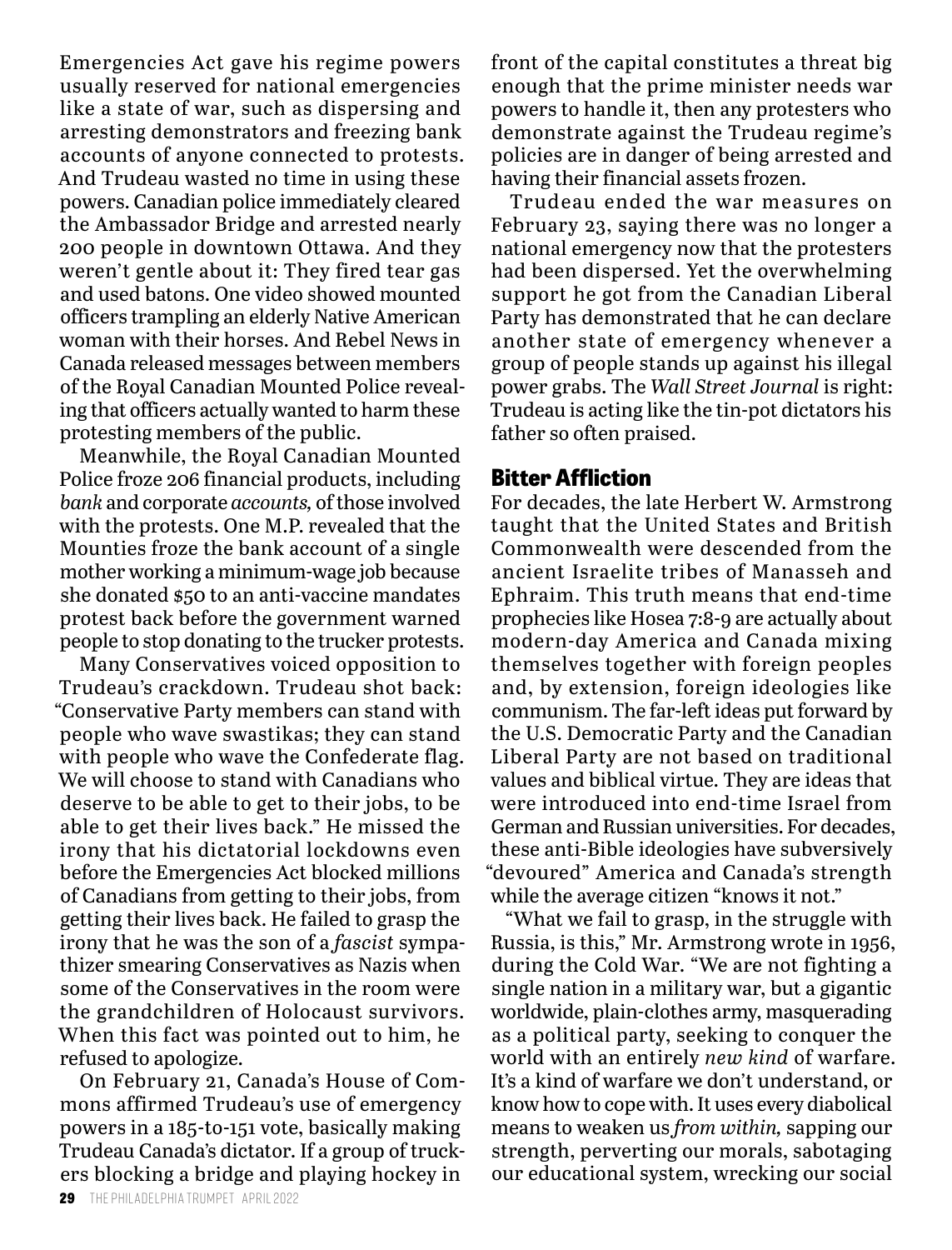Emergencies Act gave his regime powers usually reserved for national emergencies like a state of war, such as dispersing and arresting demonstrators and freezing bank accounts of anyone connected to protests. And Trudeau wasted no time in using these powers. Canadian police immediately cleared the Ambassador Bridge and arrested nearly 200 people in downtown Ottawa. And they weren't gentle about it: They fired tear gas and used batons. One video showed mounted officers trampling an elderly Native American woman with their horses. And Rebel News in Canada released messages between members of the Royal Canadian Mounted Police revealing that officers actually wanted to harm these protesting members of the public.

Meanwhile, the Royal Canadian Mounted Police froze 206 financial products, including *bank* and corporate *accounts,* of those involved with the protests. One M.P. revealed that the Mounties froze the bank account of a single mother working a minimum-wage job because she donated $50 to an anti-vaccine mandates protest back before the government warned people to stop donating to the trucker protests.

Many Conservatives voiced opposition to Trudeau's crackdown. Trudeau shot back: "Conservative Party members can stand with people who wave swastikas; they can stand with people who wave the Confederate flag. We will choose to stand with Canadians who deserve to be able to get to their jobs, to be able to get their lives back." He missed the irony that his dictatorial lockdowns even before the Emergencies Act blocked millions of Canadians from getting to their jobs, from getting their lives back. He failed to grasp the irony that he was the son of a *fascist* sympathizer smearing Conservatives as Nazis when some of the Conservatives in the room were the grandchildren of Holocaust survivors. When this fact was pointed out to him, he refused to apologize.

On February 21, Canada's House of Commons affirmed Trudeau's use of emergency powers in a 185-to-151 vote, basically making Trudeau Canada's dictator. If a group of truckers blocking a bridge and playing hockey in front of the capital constitutes a threat big enough that the prime minister needs war powers to handle it, then any protesters who demonstrate against the Trudeau regime's policies are in danger of being arrested and having their financial assets frozen.

Trudeau ended the war measures on February 23, saying there was no longer a national emergency now that the protesters had been dispersed. Yet the overwhelming support he got from the Canadian Liberal Party has demonstrated that he can declare another state of emergency whenever a group of people stands up against his illegal power grabs. The *Wall Street Journal* is right: Trudeau is acting like the tin-pot dictators his father so often praised.

## Bitter Affliction

For decades, the late Herbert W. Armstrong taught that the United States and British Commonwealth were descended from the ancient Israelite tribes of Manasseh and Ephraim. This truth means that end-time prophecies like Hosea 7:8-9 are actually about modern-day America and Canada mixing themselves together with foreign peoples and, by extension, foreign ideologies like communism. The far-left ideas put forward by the U.S. Democratic Party and the Canadian Liberal Party are not based on traditional values and biblical virtue. They are ideas that were introduced into end-time Israel from German and Russian universities. For decades, these anti-Bible ideologies have subversively "devoured" America and Canada's strength while the average citizen "knows it not."

"What we fail to grasp, in the struggle with Russia, is this," Mr. Armstrong wrote in 1956, during the Cold War. "We are not fighting a single nation in a military war, but a gigantic worldwide, plain-clothes army, masquerading as a political party, seeking to conquer the world with an entirely *new kind* of warfare. It's a kind of warfare we don't understand, or know how to cope with. It uses every diabolical means to weaken us *from within,* sapping our strength, perverting our morals, sabotaging our educational system, wrecking our social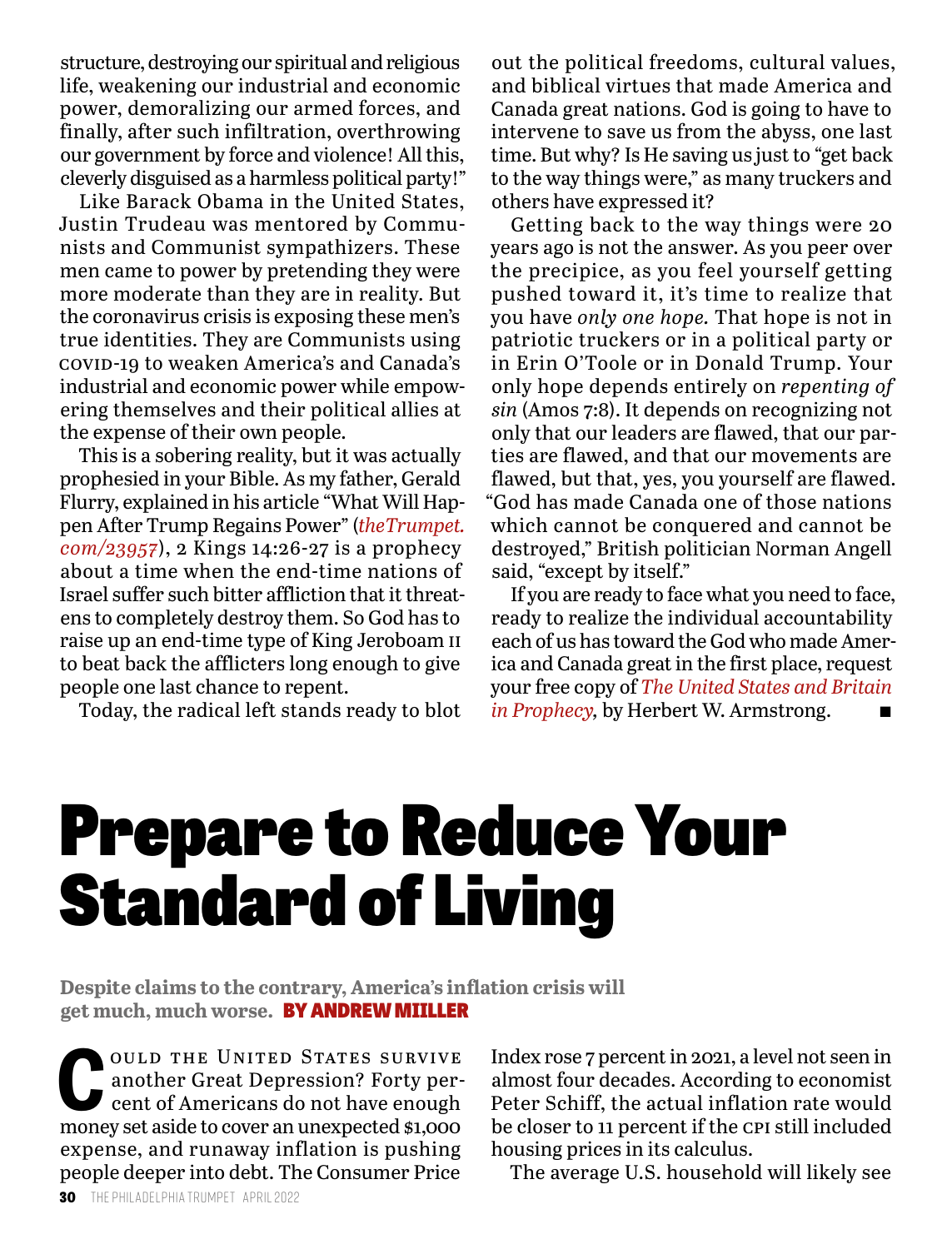structure, destroying our spiritual and religious life, weakening our industrial and economic power, demoralizing our armed forces, and finally, after such infiltration, overthrowing our government by force and violence! All this, cleverly disguised as a harmless political party!"

Like Barack Obama in the United States, Justin Trudeau was mentored by Communists and Communist sympathizers. These men came to power by pretending they were more moderate than they are in reality. But the coronavirus crisis is exposing these men's true identities. They are Communists using COVID-19 to weaken America's and Canada's industrial and economic power while empowering themselves and their political allies at the expense of their own people.

This is a sobering reality, but it was actually prophesied in your Bible. As my father, Gerald Flurry, explained in his article "What Will Happen After Trump Regains Power" (*theTrumpet.com/23957*), 2 Kings 14:26-27 is a prophecy about a time when the end-time nations of Israel suffer such bitter affliction that it threatens to completely destroy them. So God has to raise up an end-time type of King Jeroboam II to beat back the afflicters long enough to give people one last chance to repent.

Today, the radical left stands ready to blot out the political freedoms, cultural values, and biblical virtues that made America and Canada great nations. God is going to have to intervene to save us from the abyss, one last time. But why? Is He saving us just to "get back to the way things were," as many truckers and others have expressed it?

Getting back to the way things were 20 years ago is not the answer. As you peer over the precipice, as you feel yourself getting pushed toward it, it's time to realize that you have *only one hope.* That hope is not in patriotic truckers or in a political party or in Erin O'Toole or in Donald Trump. Your only hope depends entirely on *repenting of sin* (Amos 7:8). It depends on recognizing not only that our leaders are flawed, that our parties are flawed, and that our movements are flawed, but that, yes, you yourself are flawed. "God has made Canada one of those nations which cannot be conquered and cannot be destroyed," British politician Norman Angell said, "except by itself."

If you are ready to face what you need to face, ready to realize the individual accountability each of us has toward the God who made America and Canada great in the first place, request your free copy of *The United States and Britain in Prophecy,* by Herbert W. Armstrong. ■

# Prepare to Reduce Your Standard of Living

**Despite claims to the contrary, America's inflation crisis will get much, much worse. BY ANDREW MILLER**

Could the United States survive another Great Depression? Forty percent of Americans do not have enough money set aside to cover an unexpected $1,000 expense, and runaway inflation is pushing people deeper into debt. The Consumer Price Index rose 7 percent in 2021, a level not seen in almost four decades. According to economist Peter Schiff, the actual inflation rate would be closer to 11 percent if the CPI still included housing prices in its calculus.

The average U.S. household will likely see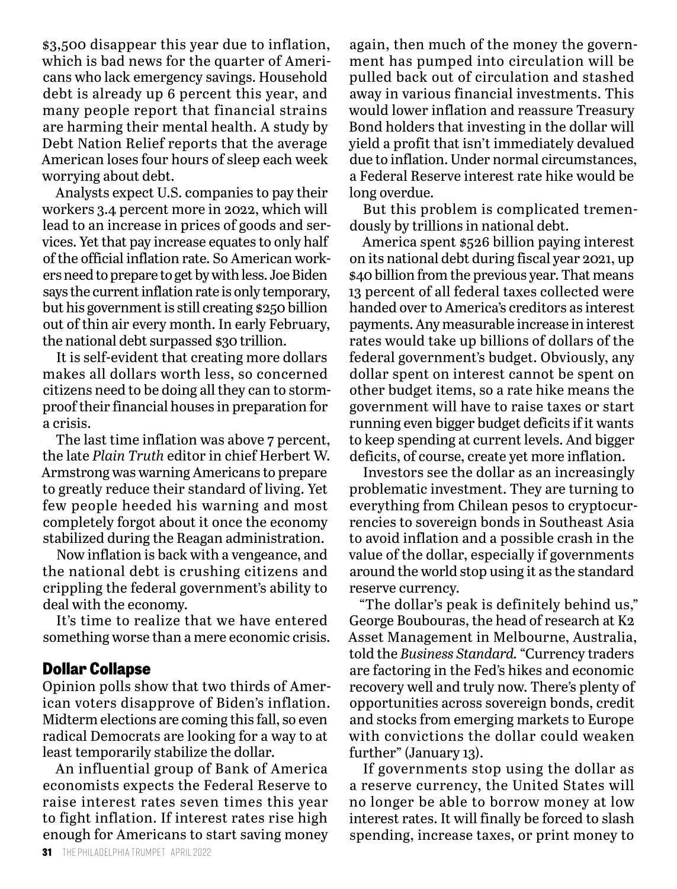$3,500 disappear this year due to inflation, which is bad news for the quarter of Americans who lack emergency savings. Household debt is already up 6 percent this year, and many people report that financial strains are harming their mental health. A study by Debt Nation Relief reports that the average American loses four hours of sleep each week worrying about debt.

Analysts expect U.S. companies to pay their workers 3.4 percent more in 2022, which will lead to an increase in prices of goods and services. Yet that pay increase equates to only half of the official inflation rate. So American workers need to prepare to get by with less. Joe Biden says the current inflation rate is only temporary, but his government is still creating $250 billion out of thin air every month. In early February, the national debt surpassed $30 trillion.

It is self-evident that creating more dollars makes all dollars worth less, so concerned citizens need to be doing all they can to storm-proof their financial houses in preparation for a crisis.

The last time inflation was above 7 percent, the late *Plain Truth* editor in chief Herbert W. Armstrong was warning Americans to prepare to greatly reduce their standard of living. Yet few people heeded his warning and most completely forgot about it once the economy stabilized during the Reagan administration.

Now inflation is back with a vengeance, and the national debt is crushing citizens and crippling the federal government's ability to deal with the economy.

It's time to realize that we have entered something worse than a mere economic crisis.

## Dollar Collapse

Opinion polls show that two thirds of American voters disapprove of Biden's inflation. Midterm elections are coming this fall, so even radical Democrats are looking for a way to at least temporarily stabilize the dollar.

An influential group of Bank of America economists expects the Federal Reserve to raise interest rates seven times this year to fight inflation. If interest rates rise high enough for Americans to start saving money again, then much of the money the government has pumped into circulation will be pulled back out of circulation and stashed away in various financial investments. This would lower inflation and reassure Treasury Bond holders that investing in the dollar will yield a profit that isn't immediately devalued due to inflation. Under normal circumstances, a Federal Reserve interest rate hike would be long overdue.

But this problem is complicated tremendously by trillions in national debt.

America spent $526 billion paying interest on its national debt during fiscal year 2021, up $40 billion from the previous year. That means 13 percent of all federal taxes collected were handed over to America's creditors as interest payments. Any measurable increase in interest rates would take up billions of dollars of the federal government's budget. Obviously, any dollar spent on interest cannot be spent on other budget items, so a rate hike means the government will have to raise taxes or start running even bigger budget deficits if it wants to keep spending at current levels. And bigger deficits, of course, create yet more inflation.

Investors see the dollar as an increasingly problematic investment. They are turning to everything from Chilean pesos to cryptocurrencies to sovereign bonds in Southeast Asia to avoid inflation and a possible crash in the value of the dollar, especially if governments around the world stop using it as the standard reserve currency.

"The dollar's peak is definitely behind us," George Boubouras, the head of research at K2 Asset Management in Melbourne, Australia, told the *Business Standard*. "Currency traders are factoring in the Fed's hikes and economic recovery well and truly now. There's plenty of opportunities across sovereign bonds, credit and stocks from emerging markets to Europe with convictions the dollar could weaken further" (January 13).

If governments stop using the dollar as a reserve currency, the United States will no longer be able to borrow money at low interest rates. It will finally be forced to slash spending, increase taxes, or print money to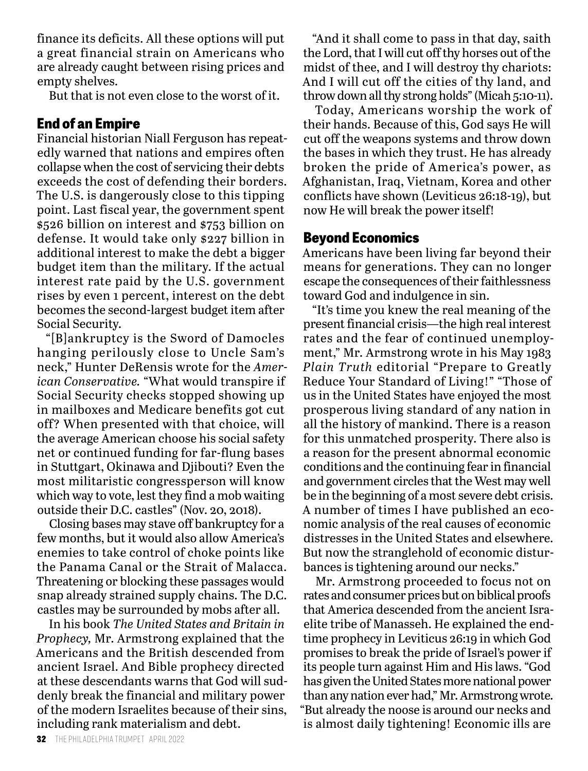finance its deficits. All these options will put a great financial strain on Americans who are already caught between rising prices and empty shelves.

But that is not even close to the worst of it.

## End of an Empire

Financial historian Niall Ferguson has repeatedly warned that nations and empires often collapse when the cost of servicing their debts exceeds the cost of defending their borders. The U.S. is dangerously close to this tipping point. Last fiscal year, the government spent $526 billion on interest and $753 billion on defense. It would take only $227 billion in additional interest to make the debt a bigger budget item than the military. If the actual interest rate paid by the U.S. government rises by even 1 percent, interest on the debt becomes the second-largest budget item after Social Security.

"[B]ankruptcy is the Sword of Damocles hanging perilously close to Uncle Sam's neck," Hunter DeRensis wrote for the *American Conservative.* "What would transpire if Social Security checks stopped showing up in mailboxes and Medicare benefits got cut off? When presented with that choice, will the average American choose his social safety net or continued funding for far-flung bases in Stuttgart, Okinawa and Djibouti? Even the most militaristic congressperson will know which way to vote, lest they find a mob waiting outside their D.C. castles" (Nov. 20, 2018).

Closing bases may stave off bankruptcy for a few months, but it would also allow America's enemies to take control of choke points like the Panama Canal or the Strait of Malacca. Threatening or blocking these passages would snap already strained supply chains. The D.C. castles may be surrounded by mobs after all.

In his book *The United States and Britain in Prophecy,* Mr. Armstrong explained that the Americans and the British descended from ancient Israel. And Bible prophecy directed at these descendants warns that God will suddenly break the financial and military power of the modern Israelites because of their sins, including rank materialism and debt.

"And it shall come to pass in that day, saith the Lord, that I will cut off thy horses out of the midst of thee, and I will destroy thy chariots: And I will cut off the cities of thy land, and throw down all thy strong holds" (Micah 5:10-11).

Today, Americans worship the work of their hands. Because of this, God says He will cut off the weapons systems and throw down the bases in which they trust. He has already broken the pride of America's power, as Afghanistan, Iraq, Vietnam, Korea and other conflicts have shown (Leviticus 26:18-19), but now He will break the power itself!

## Beyond Economics

Americans have been living far beyond their means for generations. They can no longer escape the consequences of their faithlessness toward God and indulgence in sin.

"It's time you knew the real meaning of the present financial crisis—the high real interest rates and the fear of continued unemployment," Mr. Armstrong wrote in his May 1983 *Plain Truth* editorial "Prepare to Greatly Reduce Your Standard of Living!" "Those of us in the United States have enjoyed the most prosperous living standard of any nation in all the history of mankind. There is a reason for this unmatched prosperity. There also is a reason for the present abnormal economic conditions and the continuing fear in financial and government circles that the West may well be in the beginning of a most severe debt crisis. A number of times I have published an economic analysis of the real causes of economic distresses in the United States and elsewhere. But now the stranglehold of economic disturbances is tightening around our necks."

Mr. Armstrong proceeded to focus not on rates and consumer prices but on biblical proofs that America descended from the ancient Israelite tribe of Manasseh. He explained the end-time prophecy in Leviticus 26:19 in which God promises to break the pride of Israel's power if its people turn against Him and His laws. "God has given the United States more national power than any nation ever had," Mr. Armstrong wrote. "But already the noose is around our necks and is almost daily tightening! Economic ills are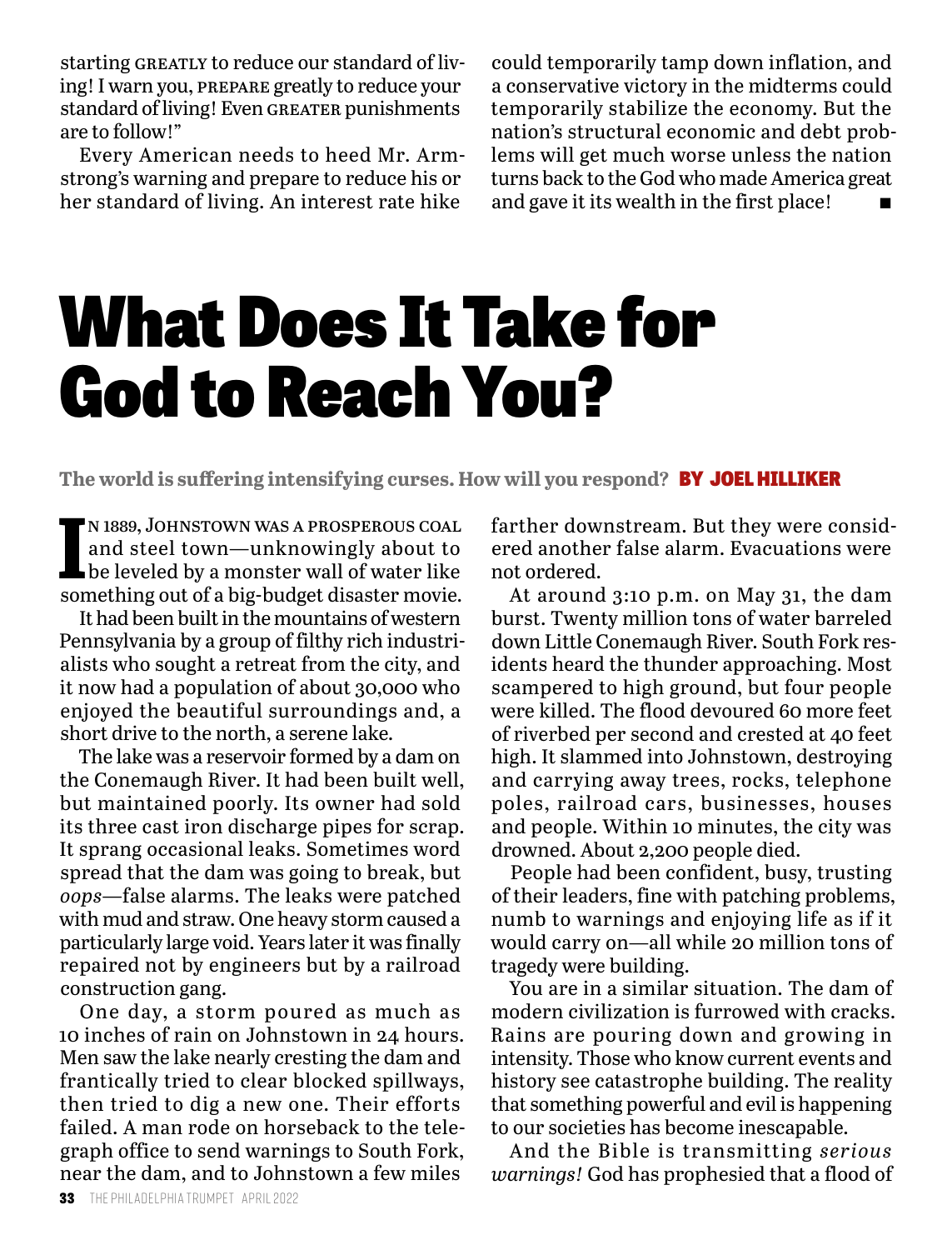starting GREATLY to reduce our standard of living! I warn you, PREPARE greatly to reduce your standard of living! Even GREATER punishments are to follow!"

Every American needs to heed Mr. Armstrong's warning and prepare to reduce his or her standard of living. An interest rate hike could temporarily tamp down inflation, and a conservative victory in the midterms could temporarily stabilize the economy. But the nation's structural economic and debt problems will get much worse unless the nation turns back to the God who made America great and gave it its wealth in the first place! ■

# What Does It Take for God to Reach You?

**The world is suffering intensifying curses. How will you respond?** **BY JOEL HILLIKER**

In 1889, Johnstown was a prosperous coal and steel town—unknowingly about to be leveled by a monster wall of water like something out of a big-budget disaster movie.

It had been built in the mountains of western Pennsylvania by a group of filthy rich industrialists who sought a retreat from the city, and it now had a population of about 30,000 who enjoyed the beautiful surroundings and, a short drive to the north, a serene lake.

The lake was a reservoir formed by a dam on the Conemaugh River. It had been built well, but maintained poorly. Its owner had sold its three cast iron discharge pipes for scrap. It sprang occasional leaks. Sometimes word spread that the dam was going to break, but *oops*—false alarms. The leaks were patched with mud and straw. One heavy storm caused a particularly large void. Years later it was finally repaired not by engineers but by a railroad construction gang.

One day, a storm poured as much as 10 inches of rain on Johnstown in 24 hours. Men saw the lake nearly cresting the dam and frantically tried to clear blocked spillways, then tried to dig a new one. Their efforts failed. A man rode on horseback to the telegraph office to send warnings to South Fork, near the dam, and to Johnstown a few miles farther downstream. But they were considered another false alarm. Evacuations were not ordered.

At around 3:10 p.m. on May 31, the dam burst. Twenty million tons of water barreled down Little Conemaugh River. South Fork residents heard the thunder approaching. Most scampered to high ground, but four people were killed. The flood devoured 60 more feet of riverbed per second and crested at 40 feet high. It slammed into Johnstown, destroying and carrying away trees, rocks, telephone poles, railroad cars, businesses, houses and people. Within 10 minutes, the city was drowned. About 2,200 people died.

People had been confident, busy, trusting of their leaders, fine with patching problems, numb to warnings and enjoying life as if it would carry on—all while 20 million tons of tragedy were building.

You are in a similar situation. The dam of modern civilization is furrowed with cracks. Rains are pouring down and growing in intensity. Those who know current events and history see catastrophe building. The reality that something powerful and evil is happening to our societies has become inescapable.

And the Bible is transmitting *serious warnings!* God has prophesied that a flood of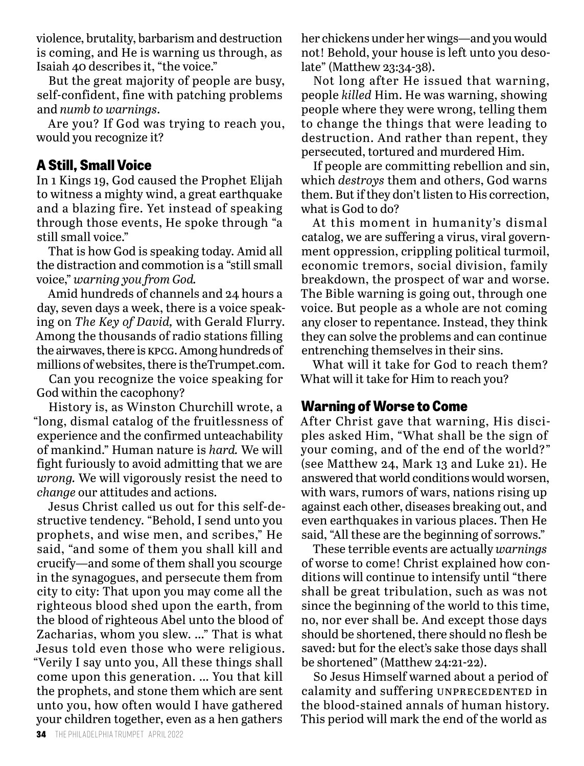violence, brutality, barbarism and destruction is coming, and He is warning us through, as Isaiah 40 describes it, "the voice."

But the great majority of people are busy, self-confident, fine with patching problems and *numb to warnings.*

Are you? If God was trying to reach you, would you recognize it?

## A Still, Small Voice

In 1 Kings 19, God caused the Prophet Elijah to witness a mighty wind, a great earthquake and a blazing fire. Yet instead of speaking through those events, He spoke through "a still small voice."

That is how God is speaking today. Amid all the distraction and commotion is a "still small voice," *warning you from God.*

Amid hundreds of channels and 24 hours a day, seven days a week, there is a voice speaking on *The Key of David,* with Gerald Flurry. Among the thousands of radio stations filling the airwaves, there is KPCG. Among hundreds of millions of websites, there is theTrumpet.com.

Can you recognize the voice speaking for God within the cacophony?

History is, as Winston Churchill wrote, a "long, dismal catalog of the fruitlessness of experience and the confirmed unteachability of mankind." Human nature is *hard.* We will fight furiously to avoid admitting that we are *wrong.* We will vigorously resist the need to *change* our attitudes and actions.

Jesus Christ called us out for this self-destructive tendency. "Behold, I send unto you prophets, and wise men, and scribes," He said, "and some of them you shall kill and crucify—and some of them shall you scourge in the synagogues, and persecute them from city to city: That upon you may come all the righteous blood shed upon the earth, from the blood of righteous Abel unto the blood of Zacharias, whom you slew. …" That is what Jesus told even those who were religious. "Verily I say unto you, All these things shall come upon this generation. … You that kill the prophets, and stone them which are sent unto you, how often would I have gathered your children together, even as a hen gathers her chickens under her wings—and you would not! Behold, your house is left unto you desolate" (Matthew 23:34-38).

Not long after He issued that warning, people *killed* Him. He was warning, showing people where they were wrong, telling them to change the things that were leading to destruction. And rather than repent, they persecuted, tortured and murdered Him.

If people are committing rebellion and sin, which *destroys* them and others, God warns them. But if they don't listen to His correction, what is God to do?

At this moment in humanity's dismal catalog, we are suffering a virus, viral government oppression, crippling political turmoil, economic tremors, social division, family breakdown, the prospect of war and worse. The Bible warning is going out, through one voice. But people as a whole are not coming any closer to repentance. Instead, they think they can solve the problems and can continue entrenching themselves in their sins.

What will it take for God to reach them? What will it take for Him to reach you?

## Warning of Worse to Come

After Christ gave that warning, His disciples asked Him, "What shall be the sign of your coming, and of the end of the world?" (see Matthew 24, Mark 13 and Luke 21). He answered that world conditions would worsen, with wars, rumors of wars, nations rising up against each other, diseases breaking out, and even earthquakes in various places. Then He said, "All these are the beginning of sorrows."

These terrible events are actually *warnings* of worse to come! Christ explained how conditions will continue to intensify until "there shall be great tribulation, such as was not since the beginning of the world to this time, no, nor ever shall be. And except those days should be shortened, there should no flesh be saved: but for the elect's sake those days shall be shortened" (Matthew 24:21-22).

So Jesus Himself warned about a period of calamity and suffering UNPRECEDENTED in the blood-stained annals of human history. This period will mark the end of the world as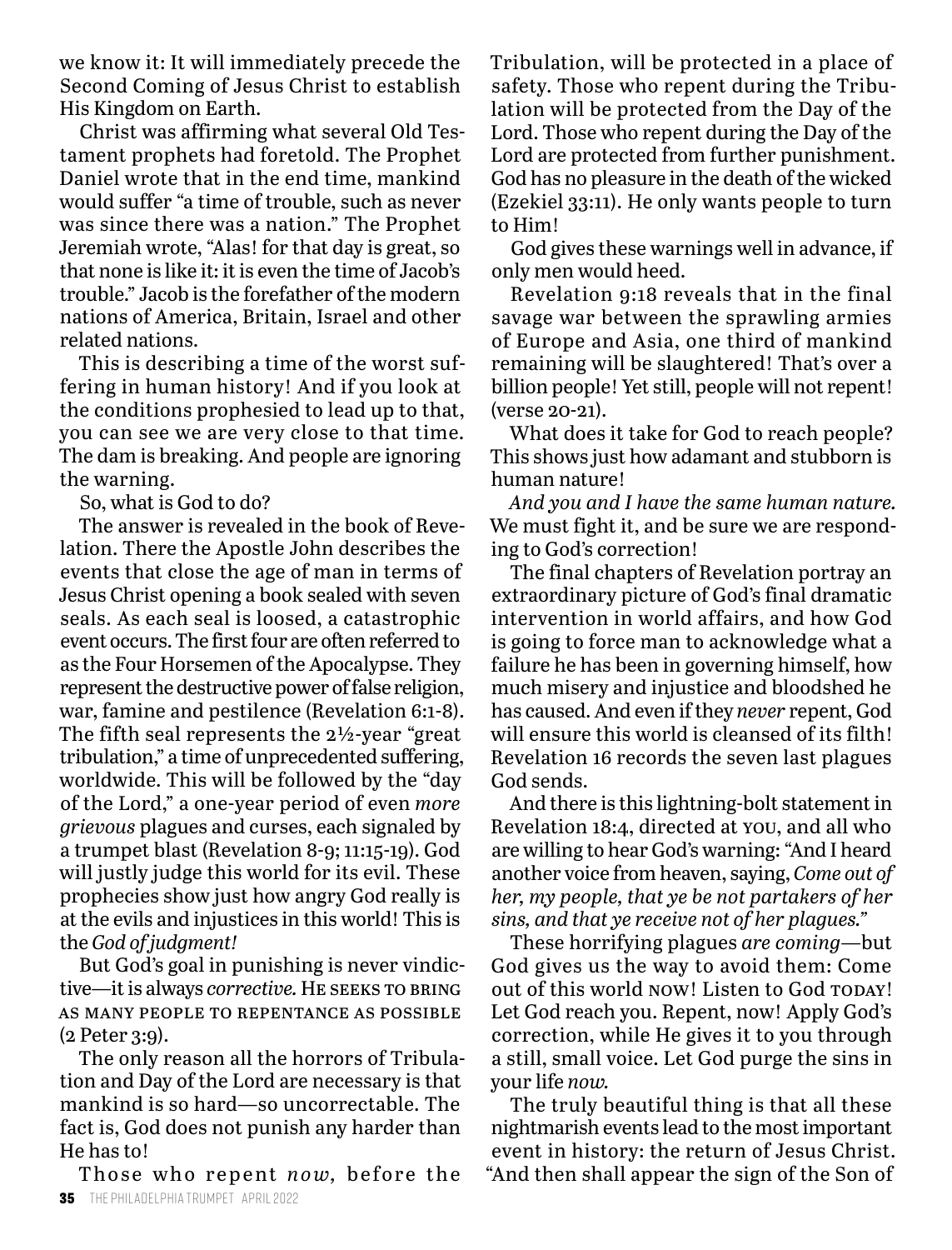we know it: It will immediately precede the Second Coming of Jesus Christ to establish His Kingdom on Earth.

Christ was affirming what several Old Testament prophets had foretold. The Prophet Daniel wrote that in the end time, mankind would suffer "a time of trouble, such as never was since there was a nation." The Prophet Jeremiah wrote, "Alas! for that day is great, so that none is like it: it is even the time of Jacob's trouble." Jacob is the forefather of the modern nations of America, Britain, Israel and other related nations.

This is describing a time of the worst suffering in human history! And if you look at the conditions prophesied to lead up to that, you can see we are very close to that time. The dam is breaking. And people are ignoring the warning.

So, what is God to do?

The answer is revealed in the book of Revelation. There the Apostle John describes the events that close the age of man in terms of Jesus Christ opening a book sealed with seven seals. As each seal is loosed, a catastrophic event occurs. The first four are often referred to as the Four Horsemen of the Apocalypse. They represent the destructive power of false religion, war, famine and pestilence (Revelation 6:1-8). The fifth seal represents the 2½-year "great tribulation," a time of unprecedented suffering, worldwide. This will be followed by the "day of the Lord," a one-year period of even *more grievous* plagues and curses, each signaled by a trumpet blast (Revelation 8-9; 11:15-19). God will justly judge this world for its evil. These prophecies show just how angry God really is at the evils and injustices in this world! This is the *God of judgment!*

But God's goal in punishing is never vindictive—it is always *corrective.* He seeks to bring as many people to repentance as possible (2 Peter 3:9).

The only reason all the horrors of Tribulation and Day of the Lord are necessary is that mankind is so hard—so uncorrectable. The fact is, God does not punish any harder than He has to!

Those who repent *now,* before the Tribulation, will be protected in a place of safety. Those who repent during the Tribulation will be protected from the Day of the Lord. Those who repent during the Day of the Lord are protected from further punishment. God has no pleasure in the death of the wicked (Ezekiel 33:11). He only wants people to turn to Him!

God gives these warnings well in advance, if only men would heed.

Revelation 9:18 reveals that in the final savage war between the sprawling armies of Europe and Asia, one third of mankind remaining will be slaughtered! That's over a billion people! Yet still, people will not repent! (verse 20-21).

What does it take for God to reach people? This shows just how adamant and stubborn is human nature!

*And you and I have the same human nature.* We must fight it, and be sure we are responding to God's correction!

The final chapters of Revelation portray an extraordinary picture of God's final dramatic intervention in world affairs, and how God is going to force man to acknowledge what a failure he has been in governing himself, how much misery and injustice and bloodshed he has caused. And even if they *never* repent, God will ensure this world is cleansed of its filth! Revelation 16 records the seven last plagues God sends.

And there is this lightning-bolt statement in Revelation 18:4, directed at you, and all who are willing to hear God's warning: "And I heard another voice from heaven, saying, *Come out of her, my people, that ye be not partakers of her sins, and that ye receive not of her plagues.*"

These horrifying plagues *are coming*—but God gives us the way to avoid them: Come out of this world now! Listen to God today! Let God reach you. Repent, now! Apply God's correction, while He gives it to you through a still, small voice. Let God purge the sins in your life *now.*

The truly beautiful thing is that all these nightmarish events lead to the most important event in history: the return of Jesus Christ. "And then shall appear the sign of the Son of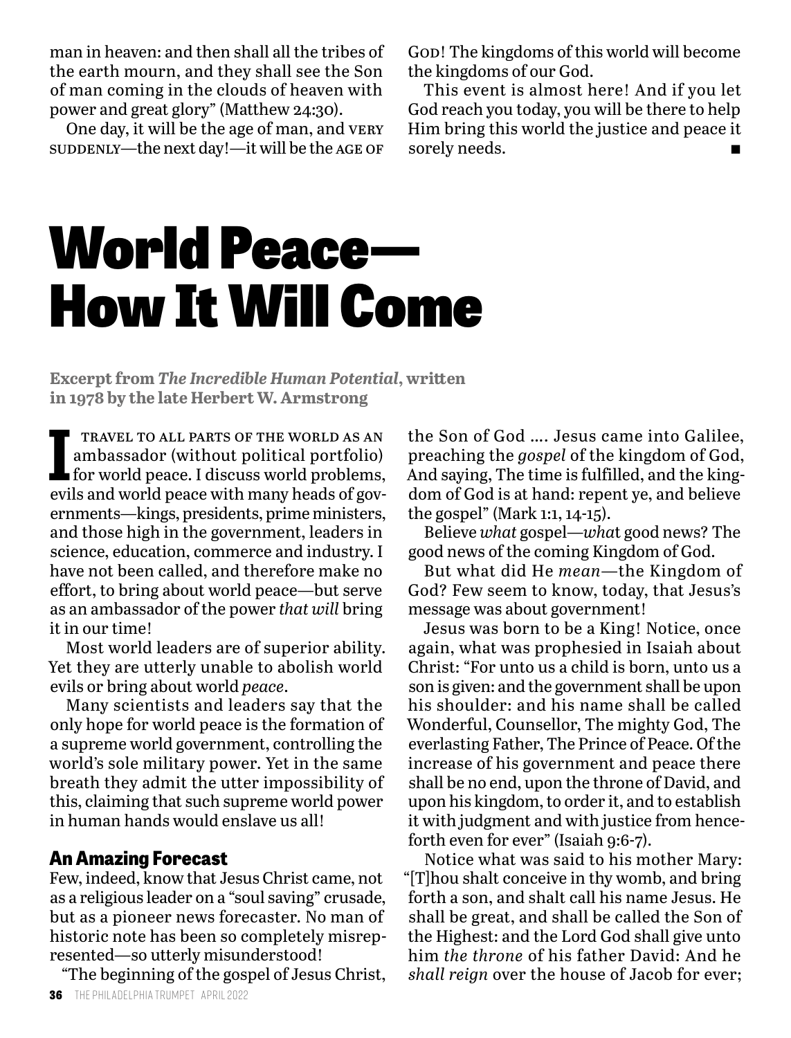man in heaven: and then shall all the tribes of the earth mourn, and they shall see the Son of man coming in the clouds of heaven with power and great glory" (Matthew 24:30).

One day, it will be the age of man, and VERY SUDDENLY—the next day!—it will be the AGE OF GOD! The kingdoms of this world will become the kingdoms of our God.

This event is almost here! And if you let God reach you today, you will be there to help Him bring this world the justice and peace it sorely needs. ■

# World Peace—How It Will Come

**Excerpt from *The Incredible Human Potential*, written in 1978 by the late Herbert W. Armstrong**

I TRAVEL TO ALL PARTS OF THE WORLD AS AN ambassador (without political portfolio) for world peace. I discuss world problems, evils and world peace with many heads of governments—kings, presidents, prime ministers, and those high in the government, leaders in science, education, commerce and industry. I have not been called, and therefore make no effort, to bring about world peace—but serve as an ambassador of the power *that will* bring it in our time!

Most world leaders are of superior ability. Yet they are utterly unable to abolish world evils or bring about world *peace*.

Many scientists and leaders say that the only hope for world peace is the formation of a supreme world government, controlling the world's sole military power. Yet in the same breath they admit the utter impossibility of this, claiming that such supreme world power in human hands would enslave us all!

## An Amazing Forecast

Few, indeed, know that Jesus Christ came, not as a religious leader on a "soul saving" crusade, but as a pioneer news forecaster. No man of historic note has been so completely misrepresented—so utterly misunderstood!

"The beginning of the gospel of Jesus Christ, the Son of God …. Jesus came into Galilee, preaching the *gospel* of the kingdom of God, And saying, The time is fulfilled, and the kingdom of God is at hand: repent ye, and believe the gospel" (Mark 1:1, 14-15).

Believe *what* gospel—*wha*t good news? The good news of the coming Kingdom of God.

But what did He *mean*—the Kingdom of God? Few seem to know, today, that Jesus's message was about government!

Jesus was born to be a King! Notice, once again, what was prophesied in Isaiah about Christ: "For unto us a child is born, unto us a son is given: and the government shall be upon his shoulder: and his name shall be called Wonderful, Counsellor, The mighty God, The everlasting Father, The Prince of Peace. Of the increase of his government and peace there shall be no end, upon the throne of David, and upon his kingdom, to order it, and to establish it with judgment and with justice from henceforth even for ever" (Isaiah 9:6-7).

Notice what was said to his mother Mary: "[T]hou shalt conceive in thy womb, and bring forth a son, and shalt call his name Jesus. He shall be great, and shall be called the Son of the Highest: and the Lord God shall give unto him *the throne* of his father David: And he *shall reign* over the house of Jacob for ever;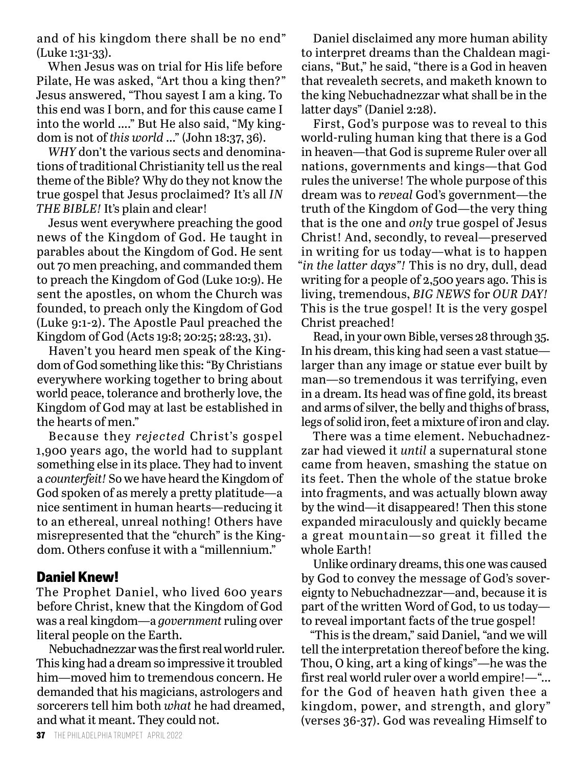and of his kingdom there shall be no end" (Luke 1:31-33).

When Jesus was on trial for His life before Pilate, He was asked, "Art thou a king then?" Jesus answered, "Thou sayest I am a king. To this end was I born, and for this cause came I into the world …." But He also said, "My kingdom is not of *this world* …" (John 18:37, 36).

*WHY* don't the various sects and denominations of traditional Christianity tell us the real theme of the Bible? Why do they not know the true gospel that Jesus proclaimed? It's all *IN THE BIBLE!* It's plain and clear!

Jesus went everywhere preaching the good news of the Kingdom of God. He taught in parables about the Kingdom of God. He sent out 70 men preaching, and commanded them to preach the Kingdom of God (Luke 10:9). He sent the apostles, on whom the Church was founded, to preach only the Kingdom of God (Luke 9:1-2). The Apostle Paul preached the Kingdom of God (Acts 19:8; 20:25; 28:23, 31).

Haven't you heard men speak of the Kingdom of God something like this: "By Christians everywhere working together to bring about world peace, tolerance and brotherly love, the Kingdom of God may at last be established in the hearts of men."

Because they *rejected* Christ's gospel 1,900 years ago, the world had to supplant something else in its place. They had to invent a *counterfeit!* So we have heard the Kingdom of God spoken of as merely a pretty platitude—a nice sentiment in human hearts—reducing it to an ethereal, unreal nothing! Others have misrepresented that the "church" is the Kingdom. Others confuse it with a "millennium."

## Daniel Knew!

The Prophet Daniel, who lived 600 years before Christ, knew that the Kingdom of God was a real kingdom—a *government* ruling over literal people on the Earth.

Nebuchadnezzar was the first real world ruler. This king had a dream so impressive it troubled him—moved him to tremendous concern. He demanded that his magicians, astrologers and sorcerers tell him both *what* he had dreamed, and what it meant. They could not.

Daniel disclaimed any more human ability to interpret dreams than the Chaldean magicians, "But," he said, "there is a God in heaven that revealeth secrets, and maketh known to the king Nebuchadnezzar what shall be in the latter days" (Daniel 2:28).

First, God's purpose was to reveal to this world-ruling human king that there is a God in heaven—that God is supreme Ruler over all nations, governments and kings—that God rules the universe! The whole purpose of this dream was to *reveal* God's government—the truth of the Kingdom of God—the very thing that is the one and *only* true gospel of Jesus Christ! And, secondly, to reveal—preserved in writing for us today—what is to happen "*in the latter days"!* This is no dry, dull, dead writing for a people of 2,500 years ago. This is living, tremendous, *BIG NEWS* for *OUR DAY!* This is the true gospel! It is the very gospel Christ preached!

Read, in your own Bible, verses 28 through 35. In his dream, this king had seen a vast statue—larger than any image or statue ever built by man—so tremendous it was terrifying, even in a dream. Its head was of fine gold, its breast and arms of silver, the belly and thighs of brass, legs of solid iron, feet a mixture of iron and clay.

There was a time element. Nebuchadnezzar had viewed it *until* a supernatural stone came from heaven, smashing the statue on its feet. Then the whole of the statue broke into fragments, and was actually blown away by the wind—it disappeared! Then this stone expanded miraculously and quickly became a great mountain—so great it filled the whole Earth!

Unlike ordinary dreams, this one was caused by God to convey the message of God's sovereignty to Nebuchadnezzar—and, because it is part of the written Word of God, to us today—to reveal important facts of the true gospel!

"This is the dream," said Daniel, "and we will tell the interpretation thereof before the king. Thou, O king, art a king of kings"—he was the first real world ruler over a world empire!—"… for the God of heaven hath given thee a kingdom, power, and strength, and glory" (verses 36-37). God was revealing Himself to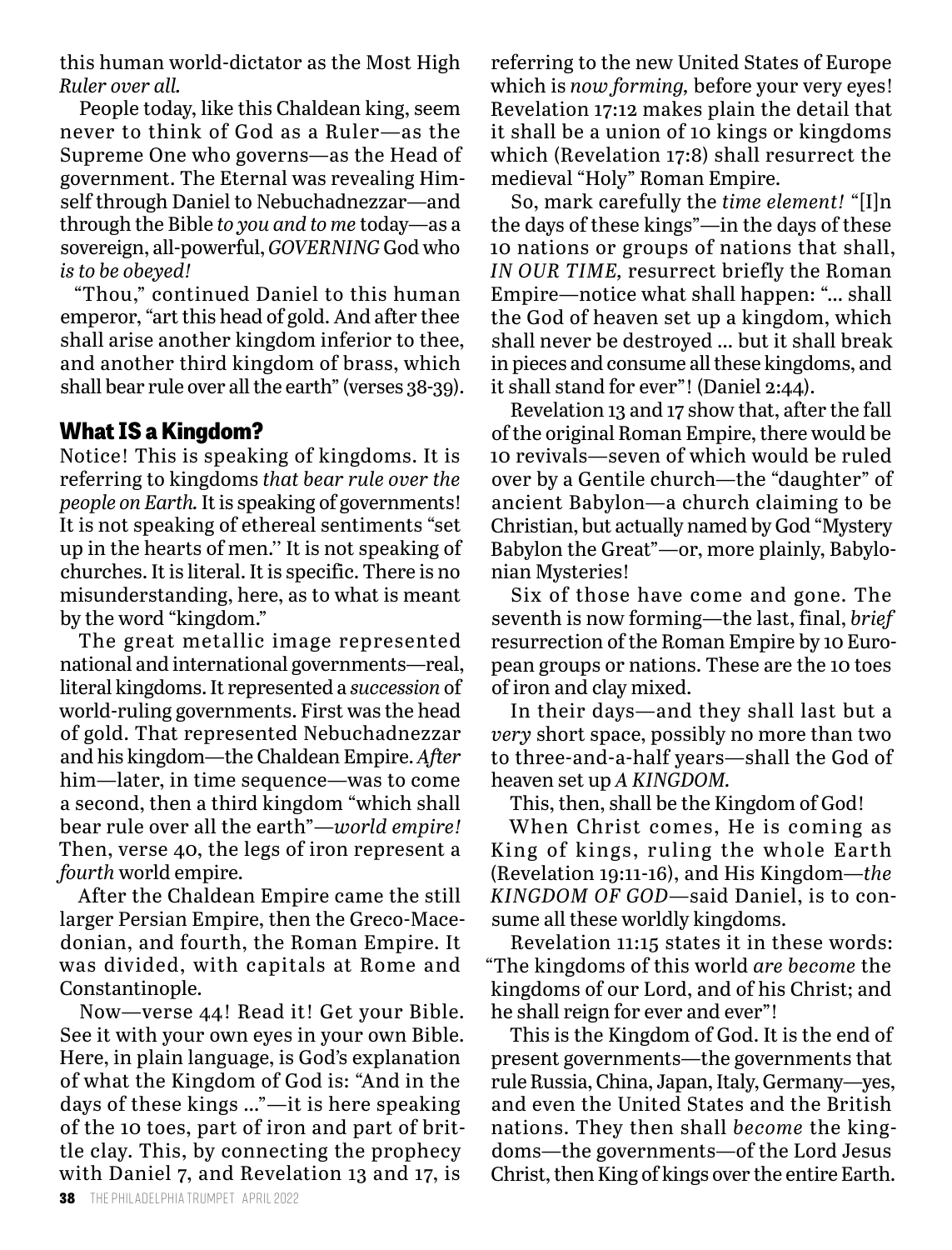this human world-dictator as the Most High *Ruler over all.*

People today, like this Chaldean king, seem never to think of God as a Ruler—as the Supreme One who governs—as the Head of government. The Eternal was revealing Himself through Daniel to Nebuchadnezzar—and through the Bible *to you and to me* today—as a sovereign, all-powerful, *GOVERNING* God who *is to be obeyed!*

"Thou," continued Daniel to this human emperor, "art this head of gold. And after thee shall arise another kingdom inferior to thee, and another third kingdom of brass, which shall bear rule over all the earth" (verses 38-39).

## What IS a Kingdom?

Notice! This is speaking of kingdoms. It is referring to kingdoms *that bear rule over the people on Earth.* It is speaking of governments! It is not speaking of ethereal sentiments "set up in the hearts of men.'' It is not speaking of churches. It is literal. It is specific. There is no misunderstanding, here, as to what is meant by the word "kingdom."

The great metallic image represented national and international governments—real, literal kingdoms. It represented a *succession* of world-ruling governments. First was the head of gold. That represented Nebuchadnezzar and his kingdom—the Chaldean Empire. *After* him—later, in time sequence—was to come a second, then a third kingdom "which shall bear rule over all the earth"—*world empire!* Then, verse 40, the legs of iron represent a *fourth* world empire.

After the Chaldean Empire came the still larger Persian Empire, then the Greco-Macedonian, and fourth, the Roman Empire. It was divided, with capitals at Rome and Constantinople.

Now—verse 44! Read it! Get your Bible. See it with your own eyes in your own Bible. Here, in plain language, is God's explanation of what the Kingdom of God is: "And in the days of these kings …"—it is here speaking of the 10 toes, part of iron and part of brittle clay. This, by connecting the prophecy with Daniel 7, and Revelation 13 and 17, is referring to the new United States of Europe which is *now forming,* before your very eyes! Revelation 17:12 makes plain the detail that it shall be a union of 10 kings or kingdoms which (Revelation 17:8) shall resurrect the medieval "Holy" Roman Empire.

So, mark carefully the *time element!* "[I]n the days of these kings"—in the days of these 10 nations or groups of nations that shall, *IN OUR TIME,* resurrect briefly the Roman Empire—notice what shall happen: "… shall the God of heaven set up a kingdom, which shall never be destroyed … but it shall break in pieces and consume all these kingdoms, and it shall stand for ever"! (Daniel 2:44).

Revelation 13 and 17 show that, after the fall of the original Roman Empire, there would be 10 revivals—seven of which would be ruled over by a Gentile church—the "daughter" of ancient Babylon—a church claiming to be Christian, but actually named by God "Mystery Babylon the Great"—or, more plainly, Babylonian Mysteries!

Six of those have come and gone. The seventh is now forming—the last, final, *brief* resurrection of the Roman Empire by 10 European groups or nations. These are the 10 toes of iron and clay mixed.

In their days—and they shall last but a *very* short space, possibly no more than two to three-and-a-half years—shall the God of heaven set up *A KINGDOM.*

This, then, shall be the Kingdom of God!

When Christ comes, He is coming as King of kings, ruling the whole Earth (Revelation 19:11-16), and His Kingdom—*the KINGDOM OF GOD*—said Daniel, is to consume all these worldly kingdoms.

Revelation 11:15 states it in these words: "The kingdoms of this world *are become* the kingdoms of our Lord, and of his Christ; and he shall reign for ever and ever"!

This is the Kingdom of God. It is the end of present governments—the governments that rule Russia, China, Japan, Italy, Germany—yes, and even the United States and the British nations. They then shall *become* the kingdoms—the governments—of the Lord Jesus Christ, then King of kings over the entire Earth.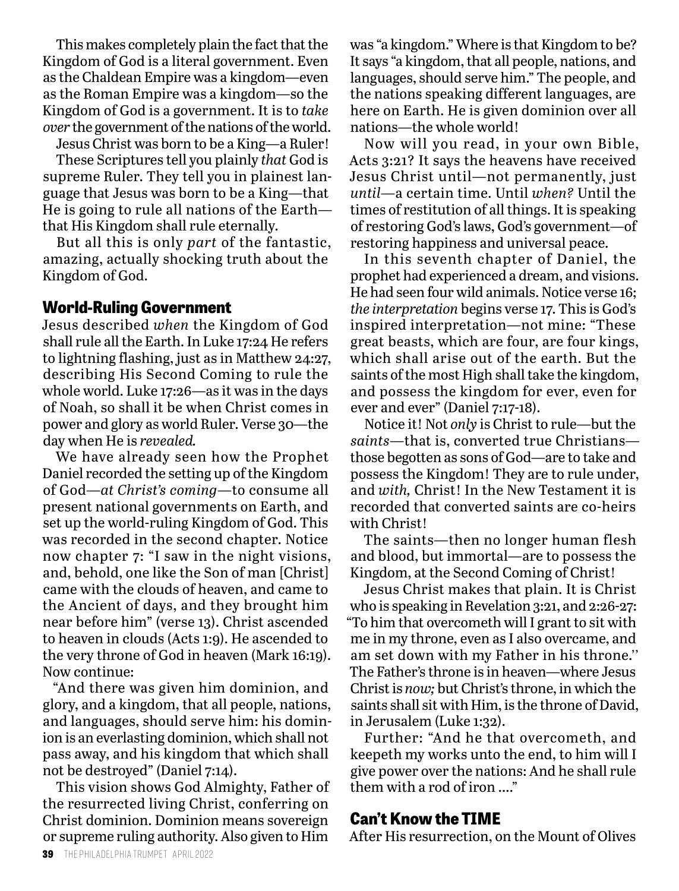This makes completely plain the fact that the Kingdom of God is a literal government. Even as the Chaldean Empire was a kingdom—even as the Roman Empire was a kingdom—so the Kingdom of God is a government. It is to *take over* the government of the nations of the world.

Jesus Christ was born to be a King—a Ruler!

These Scriptures tell you plainly *that* God is supreme Ruler. They tell you in plainest language that Jesus was born to be a King—that He is going to rule all nations of the Earth—that His Kingdom shall rule eternally.

But all this is only *part* of the fantastic, amazing, actually shocking truth about the Kingdom of God.

## World-Ruling Government

Jesus described *when* the Kingdom of God shall rule all the Earth. In Luke 17:24 He refers to lightning flashing, just as in Matthew 24:27, describing His Second Coming to rule the whole world. Luke 17:26—as it was in the days of Noah, so shall it be when Christ comes in power and glory as world Ruler. Verse 30—the day when He is *revealed.*

We have already seen how the Prophet Daniel recorded the setting up of the Kingdom of God—*at Christ's coming*—to consume all present national governments on Earth, and set up the world-ruling Kingdom of God. This was recorded in the second chapter. Notice now chapter 7: "I saw in the night visions, and, behold, one like the Son of man [Christ] came with the clouds of heaven, and came to the Ancient of days, and they brought him near before him" (verse 13). Christ ascended to heaven in clouds (Acts 1:9). He ascended to the very throne of God in heaven (Mark 16:19). Now continue:

"And there was given him dominion, and glory, and a kingdom, that all people, nations, and languages, should serve him: his dominion is an everlasting dominion, which shall not pass away, and his kingdom that which shall not be destroyed" (Daniel 7:14).

This vision shows God Almighty, Father of the resurrected living Christ, conferring on Christ dominion. Dominion means sovereign or supreme ruling authority. Also given to Him was "a kingdom." Where is that Kingdom to be? It says "a kingdom, that all people, nations, and languages, should serve him." The people, and the nations speaking different languages, are here on Earth. He is given dominion over all nations—the whole world!

Now will you read, in your own Bible, Acts 3:21? It says the heavens have received Jesus Christ until—not permanently, just *until*—a certain time. Until *when?* Until the times of restitution of all things. It is speaking of restoring God's laws, God's government—of restoring happiness and universal peace.

In this seventh chapter of Daniel, the prophet had experienced a dream, and visions. He had seen four wild animals. Notice verse 16; *the interpretation* begins verse 17. This is God's inspired interpretation—not mine: "These great beasts, which are four, are four kings, which shall arise out of the earth. But the saints of the most High shall take the kingdom, and possess the kingdom for ever, even for ever and ever" (Daniel 7:17-18).

Notice it! Not *only* is Christ to rule—but the *saints*—that is, converted true Christians—those begotten as sons of God—are to take and possess the Kingdom! They are to rule under, and *with,* Christ! In the New Testament it is recorded that converted saints are co-heirs with Christ!

The saints—then no longer human flesh and blood, but immortal—are to possess the Kingdom, at the Second Coming of Christ!

Jesus Christ makes that plain. It is Christ who is speaking in Revelation 3:21, and 2:26-27: "To him that overcometh will I grant to sit with me in my throne, even as I also overcame, and am set down with my Father in his throne." The Father's throne is in heaven—where Jesus Christ is *now;* but Christ's throne, in which the saints shall sit with Him, is the throne of David, in Jerusalem (Luke 1:32).

Further: "And he that overcometh, and keepeth my works unto the end, to him will I give power over the nations: And he shall rule them with a rod of iron …."

## Can't Know the TIME

After His resurrection, on the Mount of Olives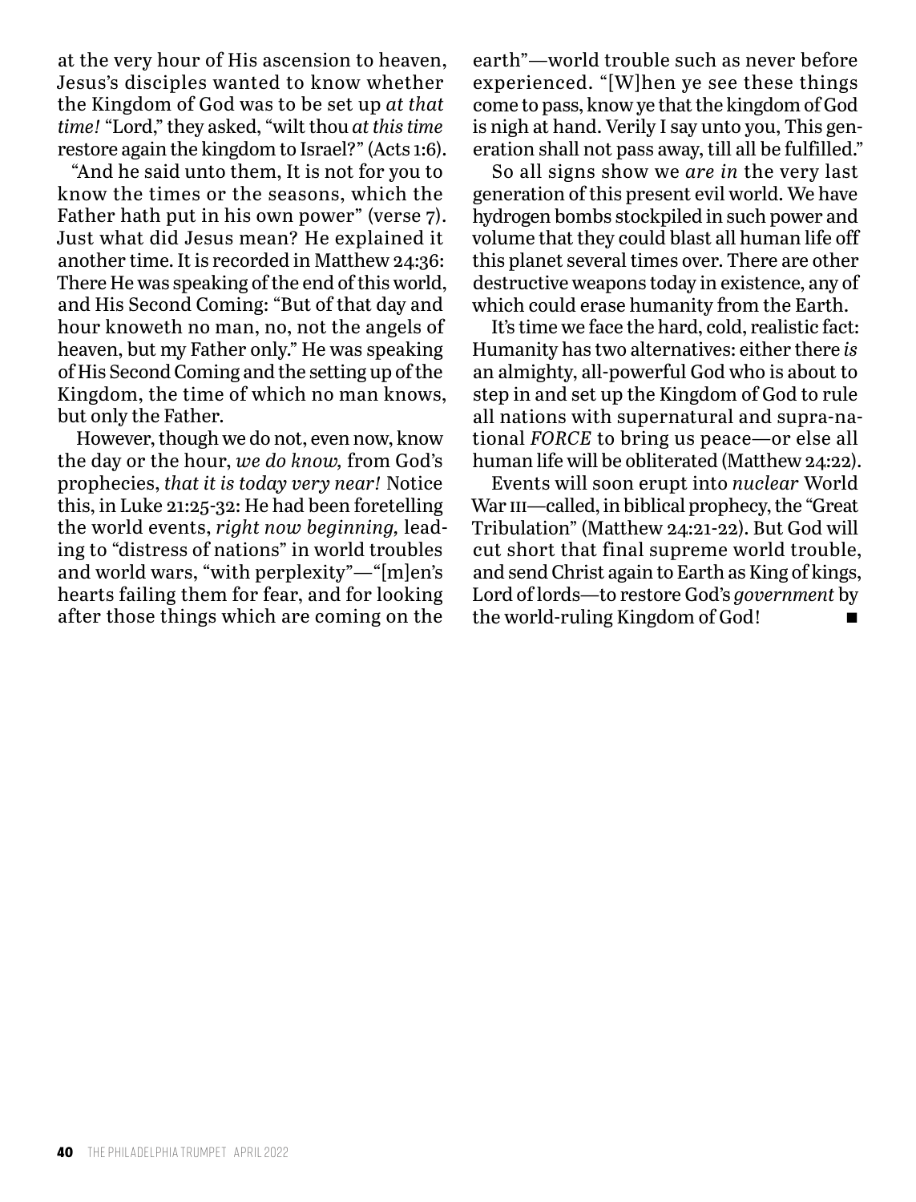at the very hour of His ascension to heaven, Jesus's disciples wanted to know whether the Kingdom of God was to be set up *at that time!* "Lord," they asked, "wilt thou *at this time* restore again the kingdom to Israel?" (Acts 1:6).

"And he said unto them, It is not for you to know the times or the seasons, which the Father hath put in his own power" (verse 7). Just what did Jesus mean? He explained it another time. It is recorded in Matthew 24:36: There He was speaking of the end of this world, and His Second Coming: "But of that day and hour knoweth no man, no, not the angels of heaven, but my Father only." He was speaking of His Second Coming and the setting up of the Kingdom, the time of which no man knows, but only the Father.

However, though we do not, even now, know the day or the hour, *we do know,* from God's prophecies, *that it is today very near!* Notice this, in Luke 21:25-32: He had been foretelling the world events, *right now beginning,* leading to "distress of nations" in world troubles and world wars, "with perplexity"—"[m]en's hearts failing them for fear, and for looking after those things which are coming on the earth"—world trouble such as never before experienced. "[W]hen ye see these things come to pass, know ye that the kingdom of God is nigh at hand. Verily I say unto you, This generation shall not pass away, till all be fulfilled."

So all signs show we *are in* the very last generation of this present evil world. We have hydrogen bombs stockpiled in such power and volume that they could blast all human life off this planet several times over. There are other destructive weapons today in existence, any of which could erase humanity from the Earth.

It's time we face the hard, cold, realistic fact: Humanity has two alternatives: either there *is* an almighty, all-powerful God who is about to step in and set up the Kingdom of God to rule all nations with supernatural and supra-national *FORCE* to bring us peace—or else all human life will be obliterated (Matthew 24:22).

Events will soon erupt into *nuclear* World War III—called, in biblical prophecy, the "Great Tribulation" (Matthew 24:21-22). But God will cut short that final supreme world trouble, and send Christ again to Earth as King of kings, Lord of lords—to restore God's *government* by the world-ruling Kingdom of God! ■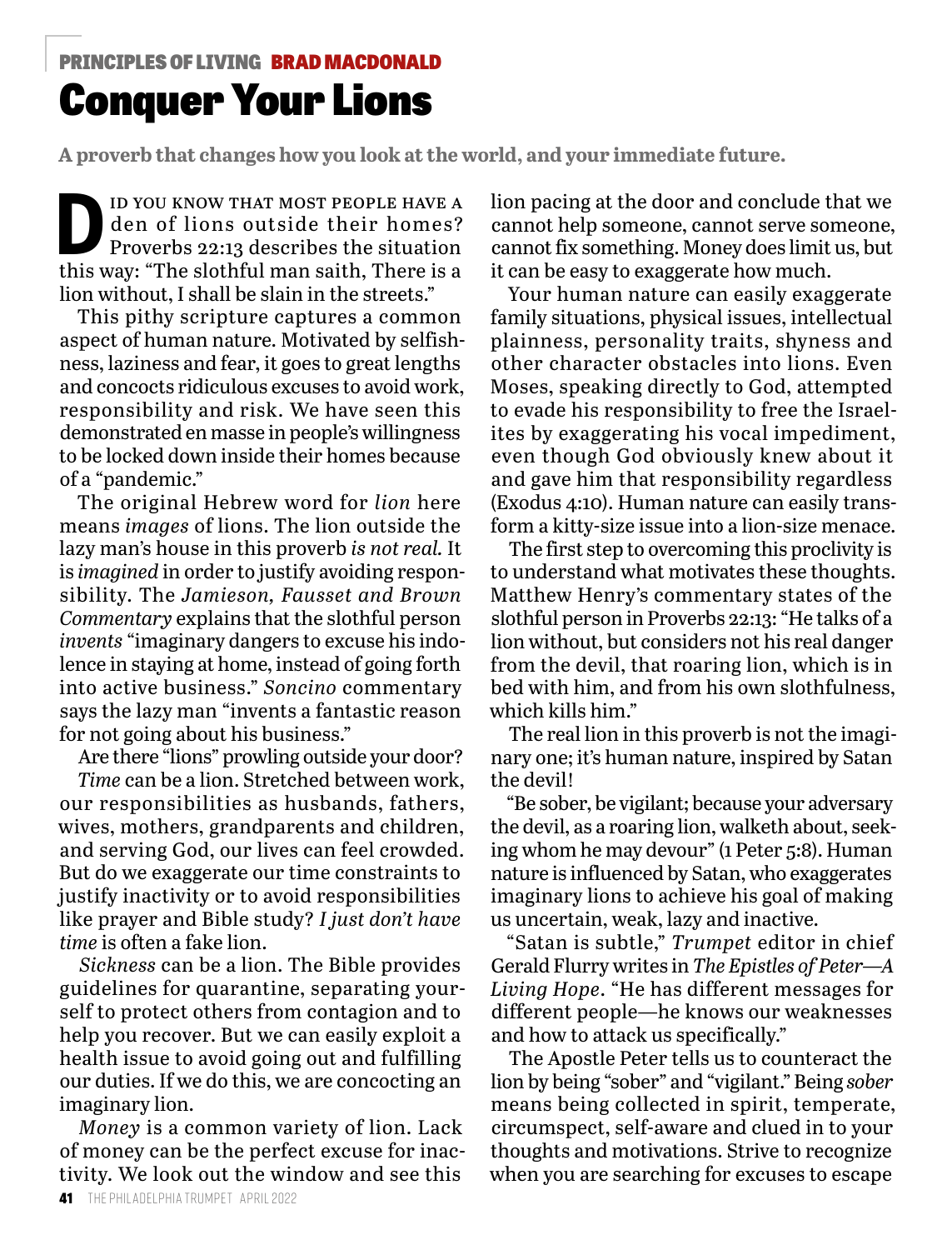PRINCIPLES OF LIVING **BRAD MACDONALD**

# Conquer Your Lions

**A proverb that changes how you look at the world, and your immediate future.**

Did you know that most people have a den of lions outside their homes? Proverbs 22:13 describes the situation this way: "The slothful man saith, There is a lion without, I shall be slain in the streets."

This pithy scripture captures a common aspect of human nature. Motivated by selfishness, laziness and fear, it goes to great lengths and concocts ridiculous excuses to avoid work, responsibility and risk. We have seen this demonstrated en masse in people's willingness to be locked down inside their homes because of a "pandemic."

The original Hebrew word for *lion* here means *images* of lions. The lion outside the lazy man's house in this proverb *is not real.* It is *imagined* in order to justify avoiding responsibility. The *Jamieson, Fausset and Brown Commentary* explains that the slothful person *invents* "imaginary dangers to excuse his indolence in staying at home, instead of going forth into active business." *Soncino* commentary says the lazy man "invents a fantastic reason for not going about his business."

Are there "lions" prowling outside your door?

*Time* can be a lion. Stretched between work, our responsibilities as husbands, fathers, wives, mothers, grandparents and children, and serving God, our lives can feel crowded. But do we exaggerate our time constraints to justify inactivity or to avoid responsibilities like prayer and Bible study? *I just don't have time* is often a fake lion.

*Sickness* can be a lion. The Bible provides guidelines for quarantine, separating yourself to protect others from contagion and to help you recover. But we can easily exploit a health issue to avoid going out and fulfilling our duties. If we do this, we are concocting an imaginary lion.

*Money* is a common variety of lion. Lack of money can be the perfect excuse for inactivity. We look out the window and see this lion pacing at the door and conclude that we cannot help someone, cannot serve someone, cannot fix something. Money does limit us, but it can be easy to exaggerate how much.

Your human nature can easily exaggerate family situations, physical issues, intellectual plainness, personality traits, shyness and other character obstacles into lions. Even Moses, speaking directly to God, attempted to evade his responsibility to free the Israelites by exaggerating his vocal impediment, even though God obviously knew about it and gave him that responsibility regardless (Exodus 4:10). Human nature can easily transform a kitty-size issue into a lion-size menace.

The first step to overcoming this proclivity is to understand what motivates these thoughts. Matthew Henry's commentary states of the slothful person in Proverbs 22:13: "He talks of a lion without, but considers not his real danger from the devil, that roaring lion, which is in bed with him, and from his own slothfulness, which kills him."

The real lion in this proverb is not the imaginary one; it's human nature, inspired by Satan the devil!

"Be sober, be vigilant; because your adversary the devil, as a roaring lion, walketh about, seeking whom he may devour" (1 Peter 5:8). Human nature is influenced by Satan, who exaggerates imaginary lions to achieve his goal of making us uncertain, weak, lazy and inactive.

"Satan is subtle," *Trumpet* editor in chief Gerald Flurry writes in *The Epistles of Peter—A Living Hope*. "He has different messages for different people—he knows our weaknesses and how to attack us specifically."

The Apostle Peter tells us to counteract the lion by being "sober" and "vigilant." Being *sober* means being collected in spirit, temperate, circumspect, self-aware and clued in to your thoughts and motivations. Strive to recognize when you are searching for excuses to escape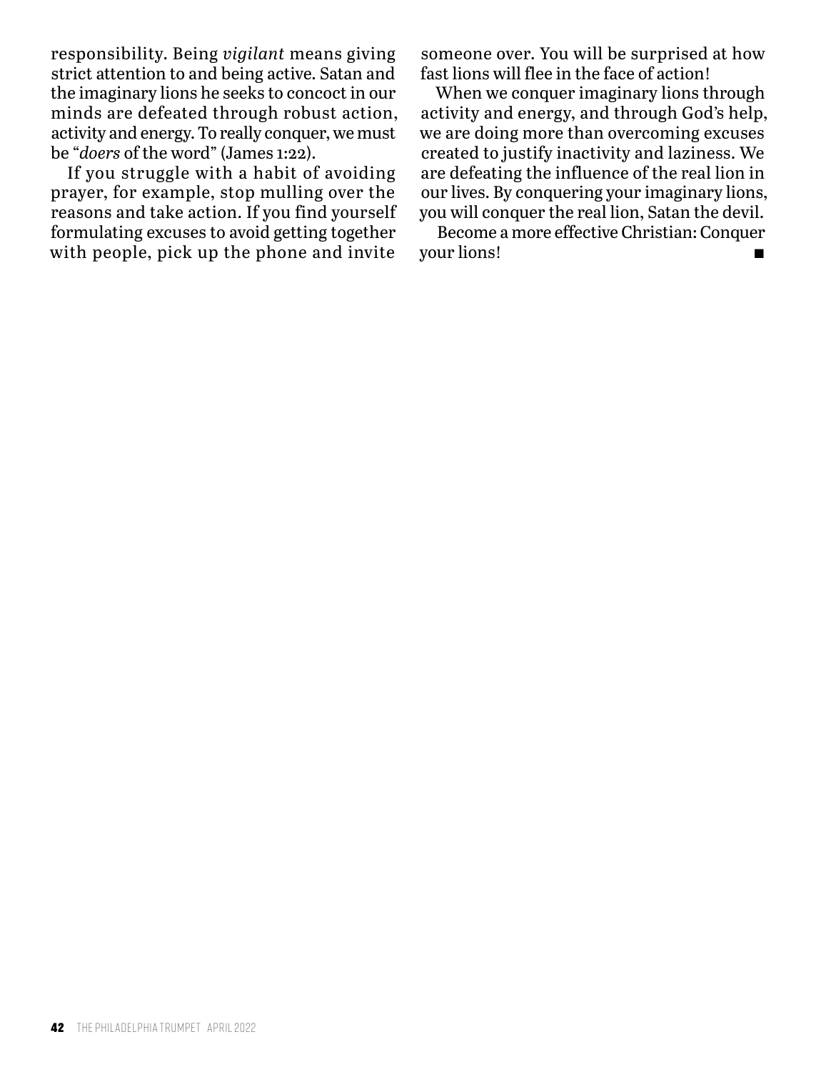responsibility. Being *vigilant* means giving strict attention to and being active. Satan and the imaginary lions he seeks to concoct in our minds are defeated through robust action, activity and energy. To really conquer, we must be "*doers* of the word" (James 1:22).

If you struggle with a habit of avoiding prayer, for example, stop mulling over the reasons and take action. If you find yourself formulating excuses to avoid getting together with people, pick up the phone and invite someone over. You will be surprised at how fast lions will flee in the face of action!

When we conquer imaginary lions through activity and energy, and through God's help, we are doing more than overcoming excuses created to justify inactivity and laziness. We are defeating the influence of the real lion in our lives. By conquering your imaginary lions, you will conquer the real lion, Satan the devil.

Become a more effective Christian: Conquer your lions! ■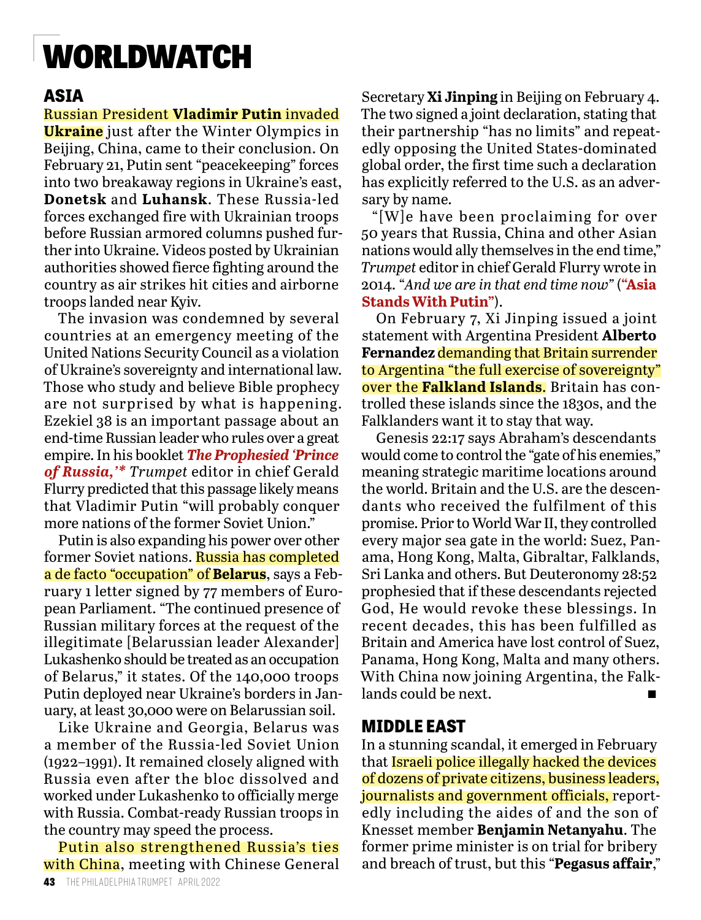# WORLDWATCH

## ASIA

Russian President **Vladimir Putin** invaded **Ukraine** just after the Winter Olympics in Beijing, China, came to their conclusion. On February 21, Putin sent "peacekeeping" forces into two breakaway regions in Ukraine's east, **Donetsk** and **Luhansk**. These Russia-led forces exchanged fire with Ukrainian troops before Russian armored columns pushed further into Ukraine. Videos posted by Ukrainian authorities showed fierce fighting around the country as air strikes hit cities and airborne troops landed near Kyiv.

The invasion was condemned by several countries at an emergency meeting of the United Nations Security Council as a violation of Ukraine's sovereignty and international law. Those who study and believe Bible prophecy are not surprised by what is happening. Ezekiel 38 is an important passage about an end-time Russian leader who rules over a great empire. In his booklet ***The Prophesied 'Prince of Russia,'**** *Trumpet* editor in chief Gerald Flurry predicted that this passage likely means that Vladimir Putin "will probably conquer more nations of the former Soviet Union."

Putin is also expanding his power over other former Soviet nations. Russia has completed a de facto "occupation" of **Belarus**, says a February 1 letter signed by 77 members of European Parliament. "The continued presence of Russian military forces at the request of the illegitimate [Belarussian leader Alexander] Lukashenko should be treated as an occupation of Belarus," it states. Of the 140,000 troops Putin deployed near Ukraine's borders in January, at least 30,000 were on Belarussian soil.

Like Ukraine and Georgia, Belarus was a member of the Russia-led Soviet Union (1922–1991). It remained closely aligned with Russia even after the bloc dissolved and worked under Lukashenko to officially merge with Russia. Combat-ready Russian troops in the country may speed the process.

Putin also strengthened Russia's ties with China, meeting with Chinese General Secretary **Xi Jinping** in Beijing on February 4. The two signed a joint declaration, stating that their partnership "has no limits" and repeatedly opposing the United States-dominated global order, the first time such a declaration has explicitly referred to the U.S. as an adversary by name.

"[W]e have been proclaiming for over 50 years that Russia, China and other Asian nations would ally themselves in the end time," *Trumpet* editor in chief Gerald Flurry wrote in 2014. "*And we are in that end time now*" (**"Asia Stands With Putin"**).

On February 7, Xi Jinping issued a joint statement with Argentina President **Alberto Fernandez** demanding that Britain surrender to Argentina "the full exercise of sovereignty" over the **Falkland Islands**. Britain has controlled these islands since the 1830s, and the Falklanders want it to stay that way.

Genesis 22:17 says Abraham's descendants would come to control the "gate of his enemies," meaning strategic maritime locations around the world. Britain and the U.S. are the descendants who received the fulfilment of this promise. Prior to World War II, they controlled every major sea gate in the world: Suez, Panama, Hong Kong, Malta, Gibraltar, Falklands, Sri Lanka and others. But Deuteronomy 28:52 prophesied that if these descendants rejected God, He would revoke these blessings. In recent decades, this has been fulfilled as Britain and America have lost control of Suez, Panama, Hong Kong, Malta and many others. With China now joining Argentina, the Falklands could be next. ■

## MIDDLE EAST

In a stunning scandal, it emerged in February that Israeli police illegally hacked the devices of dozens of private citizens, business leaders, journalists and government officials, reportedly including the aides of and the son of Knesset member **Benjamin Netanyahu**. The former prime minister is on trial for bribery and breach of trust, but this "**Pegasus affair**,"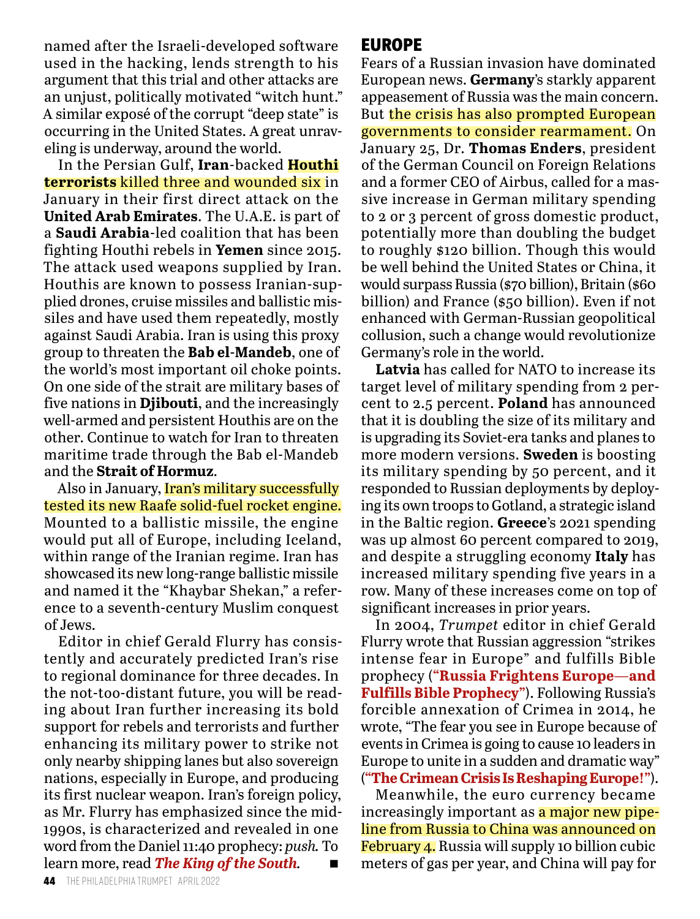named after the Israeli-developed software used in the hacking, lends strength to his argument that this trial and other attacks are an unjust, politically motivated "witch hunt." A similar exposé of the corrupt "deep state" is occurring in the United States. A great unraveling is underway, around the world.

In the Persian Gulf, **Iran**-backed **Houthi terrorists** killed three and wounded six in January in their first direct attack on the **United Arab Emirates**. The U.A.E. is part of a **Saudi Arabia**-led coalition that has been fighting Houthi rebels in **Yemen** since 2015. The attack used weapons supplied by Iran. Houthis are known to possess Iranian-supplied drones, cruise missiles and ballistic missiles and have used them repeatedly, mostly against Saudi Arabia. Iran is using this proxy group to threaten the **Bab el-Mandeb**, one of the world's most important oil choke points. On one side of the strait are military bases of five nations in **Djibouti**, and the increasingly well-armed and persistent Houthis are on the other. Continue to watch for Iran to threaten maritime trade through the Bab el-Mandeb and the **Strait of Hormuz**.

Also in January, Iran's military successfully tested its new Raafe solid-fuel rocket engine. Mounted to a ballistic missile, the engine would put all of Europe, including Iceland, within range of the Iranian regime. Iran has showcased its new long-range ballistic missile and named it the "Khaybar Shekan," a reference to a seventh-century Muslim conquest of Jews.

Editor in chief Gerald Flurry has consistently and accurately predicted Iran's rise to regional dominance for three decades. In the not-too-distant future, you will be reading about Iran further increasing its bold support for rebels and terrorists and further enhancing its military power to strike not only nearby shipping lanes but also sovereign nations, especially in Europe, and producing its first nuclear weapon. Iran's foreign policy, as Mr. Flurry has emphasized since the mid-1990s, is characterized and revealed in one word from the Daniel 11:40 prophecy: *push.* To learn more, read ***The King of the South.*** ■

## EUROPE

Fears of a Russian invasion have dominated European news. **Germany**'s starkly apparent appeasement of Russia was the main concern. But the crisis has also prompted European governments to consider rearmament. On January 25, Dr. **Thomas Enders**, president of the German Council on Foreign Relations and a former CEO of Airbus, called for a massive increase in German military spending to 2 or 3 percent of gross domestic product, potentially more than doubling the budget to roughly $120 billion. Though this would be well behind the United States or China, it would surpass Russia ($70 billion), Britain ($60 billion) and France ($50 billion). Even if not enhanced with German-Russian geopolitical collusion, such a change would revolutionize Germany's role in the world.

**Latvia** has called for NATO to increase its target level of military spending from 2 percent to 2.5 percent. **Poland** has announced that it is doubling the size of its military and is upgrading its Soviet-era tanks and planes to more modern versions. **Sweden** is boosting its military spending by 50 percent, and it responded to Russian deployments by deploying its own troops to Gotland, a strategic island in the Baltic region. **Greece**'s 2021 spending was up almost 60 percent compared to 2019, and despite a struggling economy **Italy** has increased military spending five years in a row. Many of these increases come on top of significant increases in prior years.

In 2004, *Trumpet* editor in chief Gerald Flurry wrote that Russian aggression "strikes intense fear in Europe" and fulfills Bible prophecy (**"Russia Frightens Europe—and Fulfills Bible Prophecy"**). Following Russia's forcible annexation of Crimea in 2014, he wrote, "The fear you see in Europe because of events in Crimea is going to cause 10 leaders in Europe to unite in a sudden and dramatic way" (**"The Crimean Crisis Is Reshaping Europe!"**).

Meanwhile, the euro currency became increasingly important as a major new pipeline from Russia to China was announced on February 4. Russia will supply 10 billion cubic meters of gas per year, and China will pay for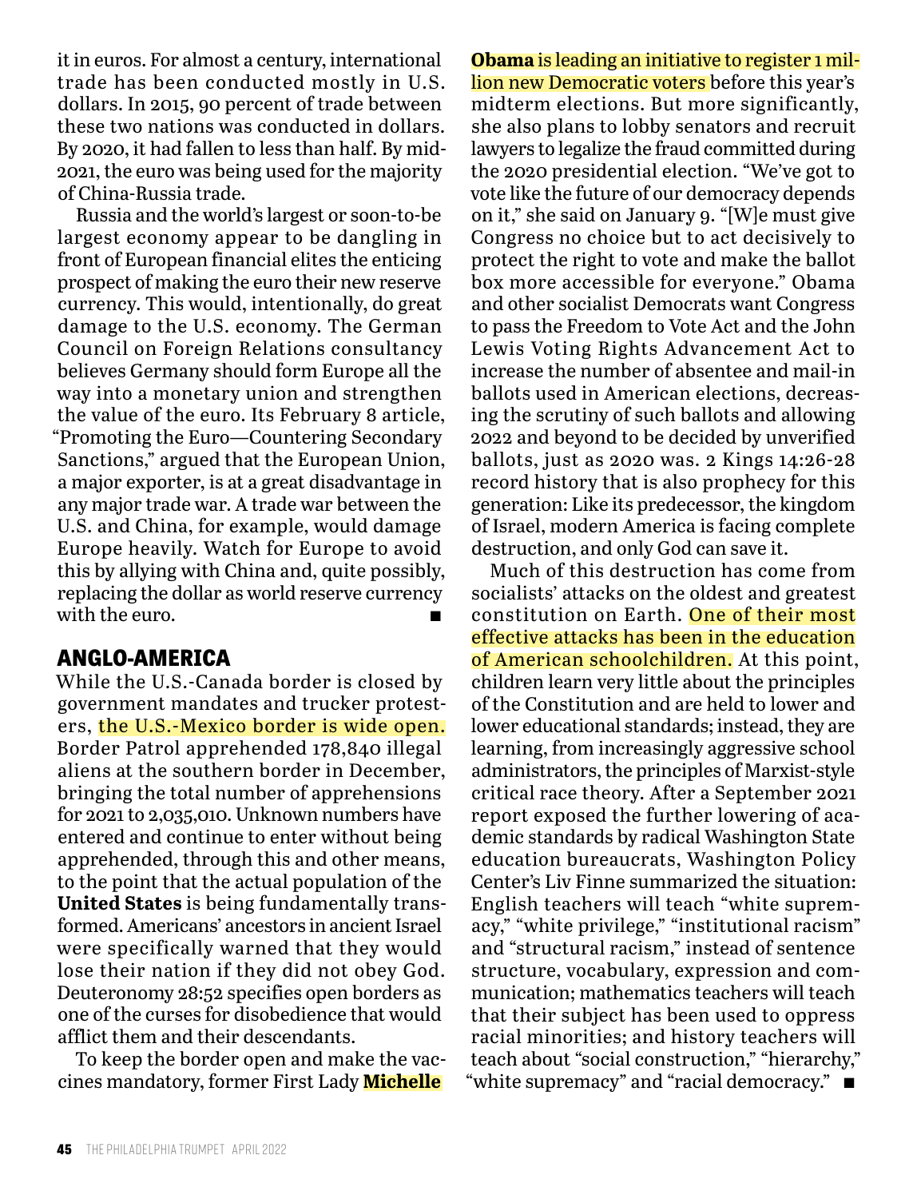it in euros. For almost a century, international trade has been conducted mostly in U.S. dollars. In 2015, 90 percent of trade between these two nations was conducted in dollars. By 2020, it had fallen to less than half. By mid-2021, the euro was being used for the majority of China-Russia trade.

Russia and the world's largest or soon-to-be largest economy appear to be dangling in front of European financial elites the enticing prospect of making the euro their new reserve currency. This would, intentionally, do great damage to the U.S. economy. The German Council on Foreign Relations consultancy believes Germany should form Europe all the way into a monetary union and strengthen the value of the euro. Its February 8 article, "Promoting the Euro—Countering Secondary Sanctions," argued that the European Union, a major exporter, is at a great disadvantage in any major trade war. A trade war between the U.S. and China, for example, would damage Europe heavily. Watch for Europe to avoid this by allying with China and, quite possibly, replacing the dollar as world reserve currency with the euro. ■

## ANGLO-AMERICA

While the U.S.-Canada border is closed by government mandates and trucker protesters, the U.S.-Mexico border is wide open. Border Patrol apprehended 178,840 illegal aliens at the southern border in December, bringing the total number of apprehensions for 2021 to 2,035,010. Unknown numbers have entered and continue to enter without being apprehended, through this and other means, to the point that the actual population of the **United States** is being fundamentally transformed. Americans' ancestors in ancient Israel were specifically warned that they would lose their nation if they did not obey God. Deuteronomy 28:52 specifies open borders as one of the curses for disobedience that would afflict them and their descendants.

To keep the border open and make the vaccines mandatory, former First Lady **Michelle Obama** is leading an initiative to register 1 million new Democratic voters before this year's midterm elections. But more significantly, she also plans to lobby senators and recruit lawyers to legalize the fraud committed during the 2020 presidential election. "We've got to vote like the future of our democracy depends on it," she said on January 9. "[W]e must give Congress no choice but to act decisively to protect the right to vote and make the ballot box more accessible for everyone." Obama and other socialist Democrats want Congress to pass the Freedom to Vote Act and the John Lewis Voting Rights Advancement Act to increase the number of absentee and mail-in ballots used in American elections, decreasing the scrutiny of such ballots and allowing 2022 and beyond to be decided by unverified ballots, just as 2020 was. 2 Kings 14:26-28 record history that is also prophecy for this generation: Like its predecessor, the kingdom of Israel, modern America is facing complete destruction, and only God can save it.

Much of this destruction has come from socialists' attacks on the oldest and greatest constitution on Earth. One of their most effective attacks has been in the education of American schoolchildren. At this point, children learn very little about the principles of the Constitution and are held to lower and lower educational standards; instead, they are learning, from increasingly aggressive school administrators, the principles of Marxist-style critical race theory. After a September 2021 report exposed the further lowering of academic standards by radical Washington State education bureaucrats, Washington Policy Center's Liv Finne summarized the situation: English teachers will teach "white supremacy," "white privilege," "institutional racism" and "structural racism," instead of sentence structure, vocabulary, expression and communication; mathematics teachers will teach that their subject has been used to oppress racial minorities; and history teachers will teach about "social construction," "hierarchy," "white supremacy" and "racial democracy." ■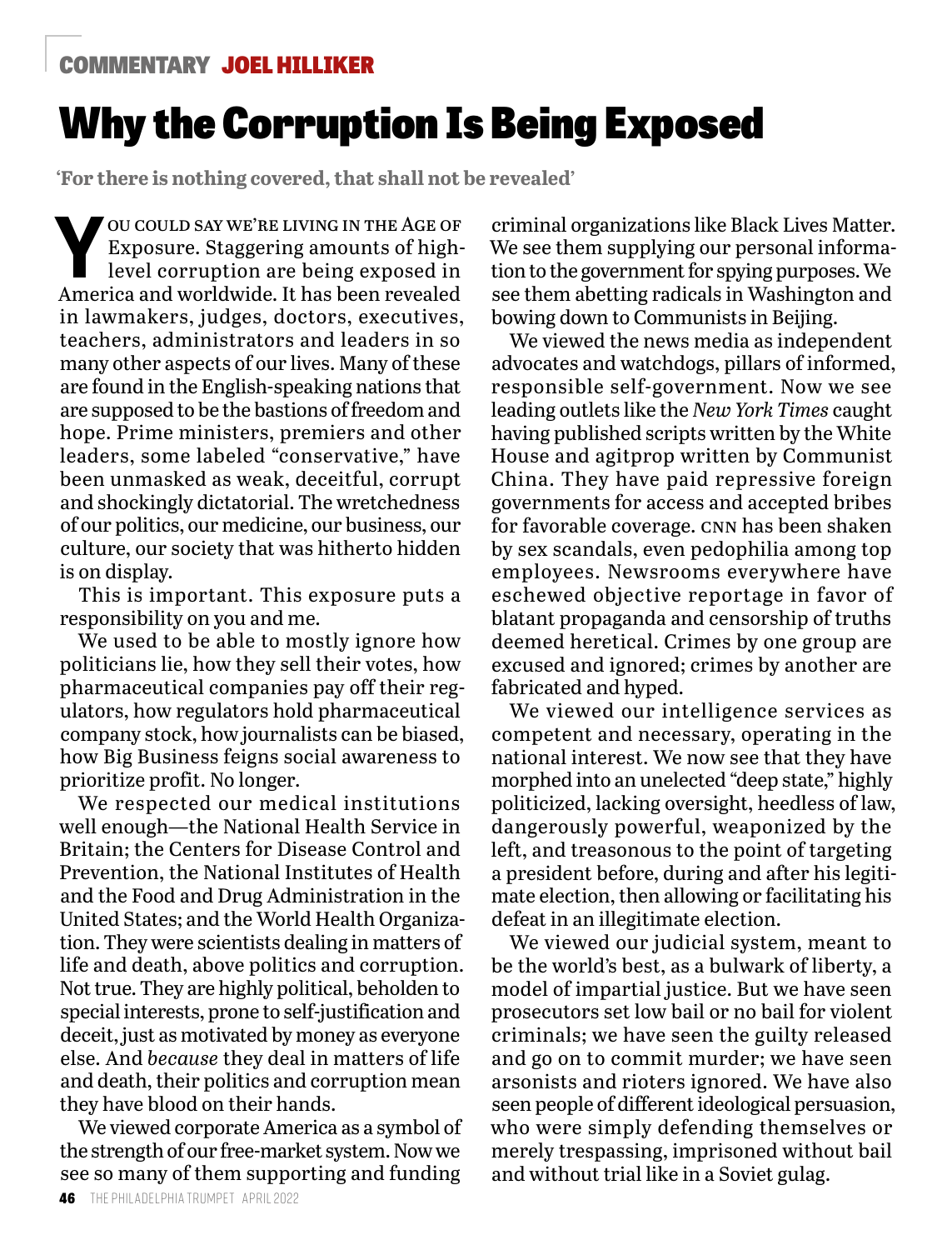COMMENTARY **JOEL HILLIKER**

# Why the Corruption Is Being Exposed

**'For there is nothing covered, that shall not be revealed'**

You could say we're living in the Age of Exposure. Staggering amounts of high-level corruption are being exposed in America and worldwide. It has been revealed in lawmakers, judges, doctors, executives, teachers, administrators and leaders in so many other aspects of our lives. Many of these are found in the English-speaking nations that are supposed to be the bastions of freedom and hope. Prime ministers, premiers and other leaders, some labeled "conservative," have been unmasked as weak, deceitful, corrupt and shockingly dictatorial. The wretchedness of our politics, our medicine, our business, our culture, our society that was hitherto hidden is on display.

This is important. This exposure puts a responsibility on you and me.

We used to be able to mostly ignore how politicians lie, how they sell their votes, how pharmaceutical companies pay off their regulators, how regulators hold pharmaceutical company stock, how journalists can be biased, how Big Business feigns social awareness to prioritize profit. No longer.

We respected our medical institutions well enough—the National Health Service in Britain; the Centers for Disease Control and Prevention, the National Institutes of Health and the Food and Drug Administration in the United States; and the World Health Organization. They were scientists dealing in matters of life and death, above politics and corruption. Not true. They are highly political, beholden to special interests, prone to self-justification and deceit, just as motivated by money as everyone else. And *because* they deal in matters of life and death, their politics and corruption mean they have blood on their hands.

We viewed corporate America as a symbol of the strength of our free-market system. Now we see so many of them supporting and funding criminal organizations like Black Lives Matter. We see them supplying our personal information to the government for spying purposes. We see them abetting radicals in Washington and bowing down to Communists in Beijing.

We viewed the news media as independent advocates and watchdogs, pillars of informed, responsible self-government. Now we see leading outlets like the *New York Times* caught having published scripts written by the White House and agitprop written by Communist China. They have paid repressive foreign governments for access and accepted bribes for favorable coverage. CNN has been shaken by sex scandals, even pedophilia among top employees. Newsrooms everywhere have eschewed objective reportage in favor of blatant propaganda and censorship of truths deemed heretical. Crimes by one group are excused and ignored; crimes by another are fabricated and hyped.

We viewed our intelligence services as competent and necessary, operating in the national interest. We now see that they have morphed into an unelected "deep state," highly politicized, lacking oversight, heedless of law, dangerously powerful, weaponized by the left, and treasonous to the point of targeting a president before, during and after his legitimate election, then allowing or facilitating his defeat in an illegitimate election.

We viewed our judicial system, meant to be the world's best, as a bulwark of liberty, a model of impartial justice. But we have seen prosecutors set low bail or no bail for violent criminals; we have seen the guilty released and go on to commit murder; we have seen arsonists and rioters ignored. We have also seen people of different ideological persuasion, who were simply defending themselves or merely trespassing, imprisoned without bail and without trial like in a Soviet gulag.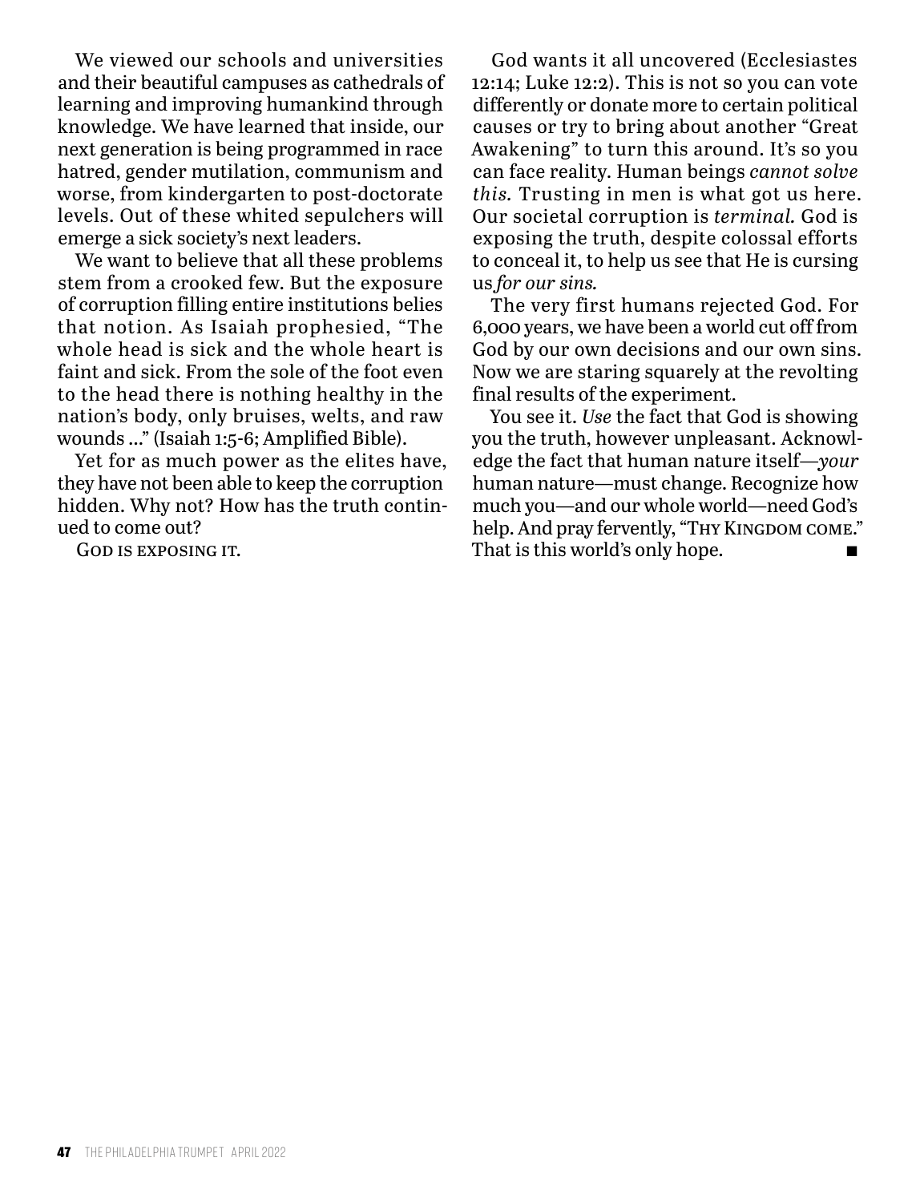We viewed our schools and universities and their beautiful campuses as cathedrals of learning and improving humankind through knowledge. We have learned that inside, our next generation is being programmed in race hatred, gender mutilation, communism and worse, from kindergarten to post-doctorate levels. Out of these whited sepulchers will emerge a sick society's next leaders.

We want to believe that all these problems stem from a crooked few. But the exposure of corruption filling entire institutions belies that notion. As Isaiah prophesied, "The whole head is sick and the whole heart is faint and sick. From the sole of the foot even to the head there is nothing healthy in the nation's body, only bruises, welts, and raw wounds …" (Isaiah 1:5-6; Amplified Bible).

Yet for as much power as the elites have, they have not been able to keep the corruption hidden. Why not? How has the truth continued to come out?

God is exposing it.

God wants it all uncovered (Ecclesiastes 12:14; Luke 12:2). This is not so you can vote differently or donate more to certain political causes or try to bring about another "Great Awakening" to turn this around. It's so you can face reality. Human beings *cannot solve this.* Trusting in men is what got us here. Our societal corruption is *terminal.* God is exposing the truth, despite colossal efforts to conceal it, to help us see that He is cursing us *for our sins.*

The very first humans rejected God. For 6,000 years, we have been a world cut off from God by our own decisions and our own sins. Now we are staring squarely at the revolting final results of the experiment.

You see it. *Use* the fact that God is showing you the truth, however unpleasant. Acknowledge the fact that human nature itself—*your* human nature—must change. Recognize how much you—and our whole world—need God's help. And pray fervently, "Thy Kingdom come." That is this world's only hope. ■